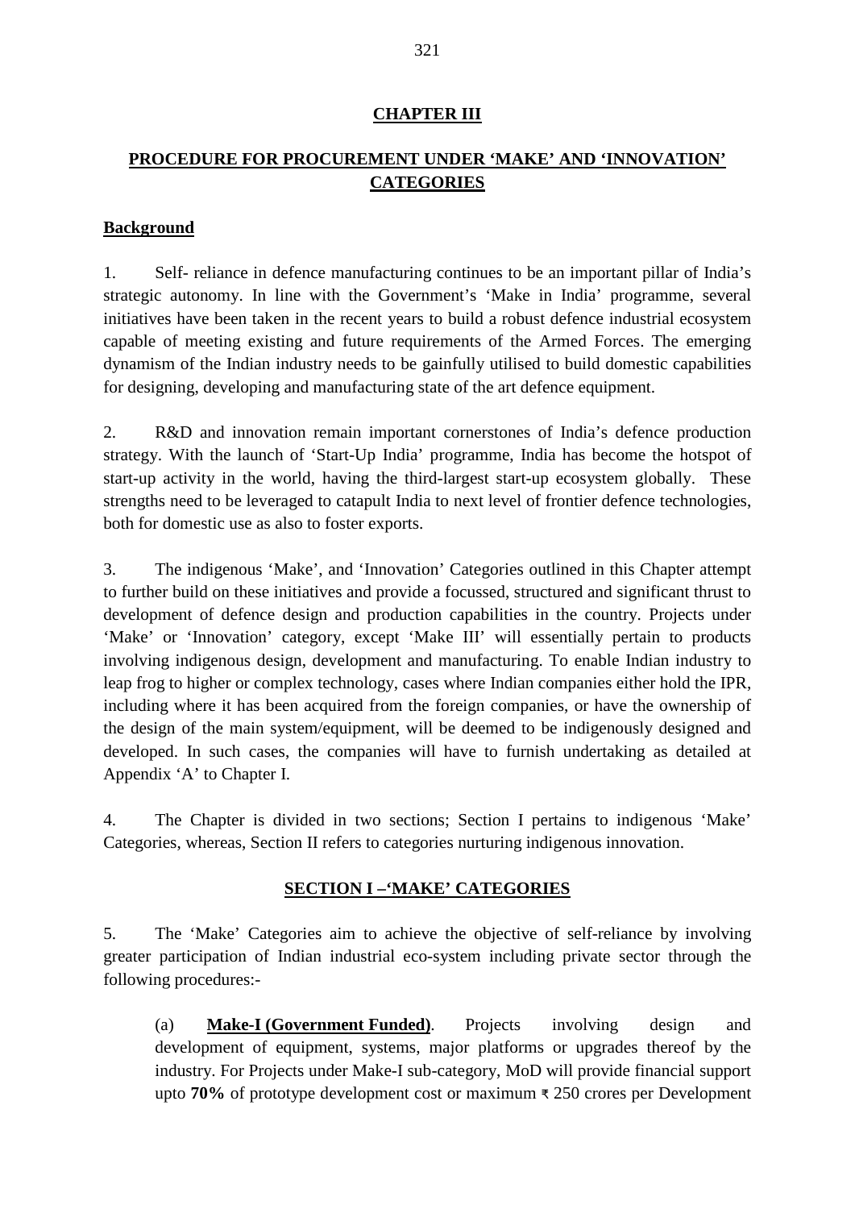# CHAPTER III

## PROCEDURE FOR PROCUREMENT UNDER 'MAKE' AND 'INNOVATION' CATEGORIES

### Background

1. Self- reliance in defence manufacturing continues to be an important pillar of India's strategic autonomy. In line with the Government's 'Make in India' programme, several initiatives have been taken in the recent years to build a robust defence industrial ecosystem capable of meeting existing and future requirements of the Armed Forces. The emerging dynamism of the Indian industry needs to be gainfully utilised to build domestic capabilities for designing, developing and manufacturing state of the art defence equipment.

2. R&D and innovation remain important cornerstones of India's defence production strategy. With the launch of 'Start-Up India' programme, India has become the hotspot of start-up activity in the world, having the third-largest start-up ecosystem globally. These strengths need to be leveraged to catapult India to next level of frontier defence technologies, both for domestic use as also to foster exports.

3. The indigenous 'Make', and 'Innovation' Categories outlined in this Chapter attempt to further build on these initiatives and provide a focussed, structured and significant thrust to development of defence design and production capabilities in the country. Projects under 'Make' or 'Innovation' category, except 'Make III' will essentially pertain to products involving indigenous design, development and manufacturing. To enable Indian industry to leap frog to higher or complex technology, cases where Indian companies either hold the IPR, including where it has been acquired from the foreign companies, or have the ownership of the design of the main system/equipment, will be deemed to be indigenously designed and developed. In such cases, the companies will have to furnish undertaking as detailed at Appendix 'A' to Chapter I.

4. The Chapter is divided in two sections; Section I pertains to indigenous 'Make' Categories, whereas, Section II refers to categories nurturing indigenous innovation.

## SECTION I –'MAKE' CATEGORIES

5. The 'Make' Categories aim to achieve the objective of self-reliance by involving greater participation of Indian industrial eco-system including private sector through the following procedures:-

(a) **Make-I (Government Funded)**. Projects involving design and development of equipment, systems, major platforms or upgrades thereof by the industry. For Projects under Make-I sub-category, MoD will provide financial support upto **70%** of prototype development cost or maximum ₹ 250 crores per Development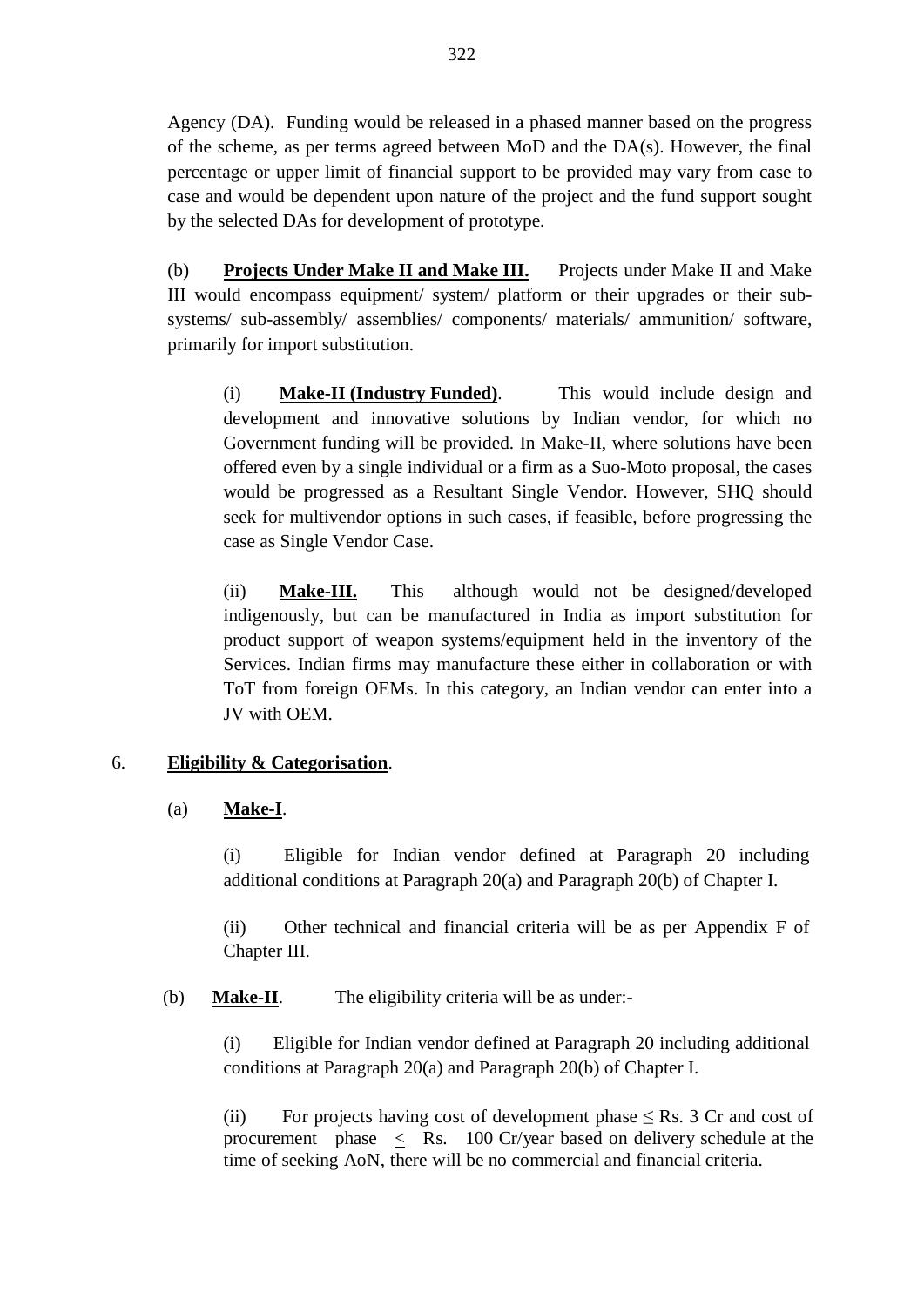Agency (DA). Funding would be released in a phased manner based on the progress of the scheme, as per terms agreed between MoD and the DA(s). However, the final percentage or upper limit of financial support to be provided may vary from case to case and would be dependent upon nature of the project and the fund support sought by the selected DAs for development of prototype.

(b) **Projects Under Make II and Make III.** Projects under Make II and Make III would encompass equipment/ system/ platform or their upgrades or their sub-systems/ sub-assembly/ assemblies/ components/ materials/ ammunition/ software, primarily for import substitution.

(i) **Make-II (Industry Funded)**. This would include design and development and innovative solutions by Indian vendor, for which no Government funding will be provided. In Make-II, where solutions have been offered even by a single individual or a firm as a Suo-Moto proposal, the cases would be progressed as a Resultant Single Vendor. However, SHQ should seek for multivendor options in such cases, if feasible, before progressing the case as Single Vendor Case.

(ii) **Make-III.** This although would not be designed/developed indigenously, but can be manufactured in India as import substitution for product support of weapon systems/equipment held in the inventory of the Services. Indian firms may manufacture these either in collaboration or with ToT from foreign OEMs. In this category, an Indian vendor can enter into a JV with OEM.

6. **Eligibility & Categorisation**.

(a) **Make-I**.

(i) Eligible for Indian vendor defined at Paragraph 20 including additional conditions at Paragraph 20(a) and Paragraph 20(b) of Chapter I.

(ii) Other technical and financial criteria will be as per Appendix F of Chapter III.

(b) **Make-II**. The eligibility criteria will be as under:-

(i) Eligible for Indian vendor defined at Paragraph 20 including additional conditions at Paragraph 20(a) and Paragraph 20(b) of Chapter I.

(ii) For projects having cost of development phase $\leq$ Rs. 3 Cr and cost of procurement phase $\leq$ Rs. 100 Cr/year based on delivery schedule at the time of seeking AoN, there will be no commercial and financial criteria.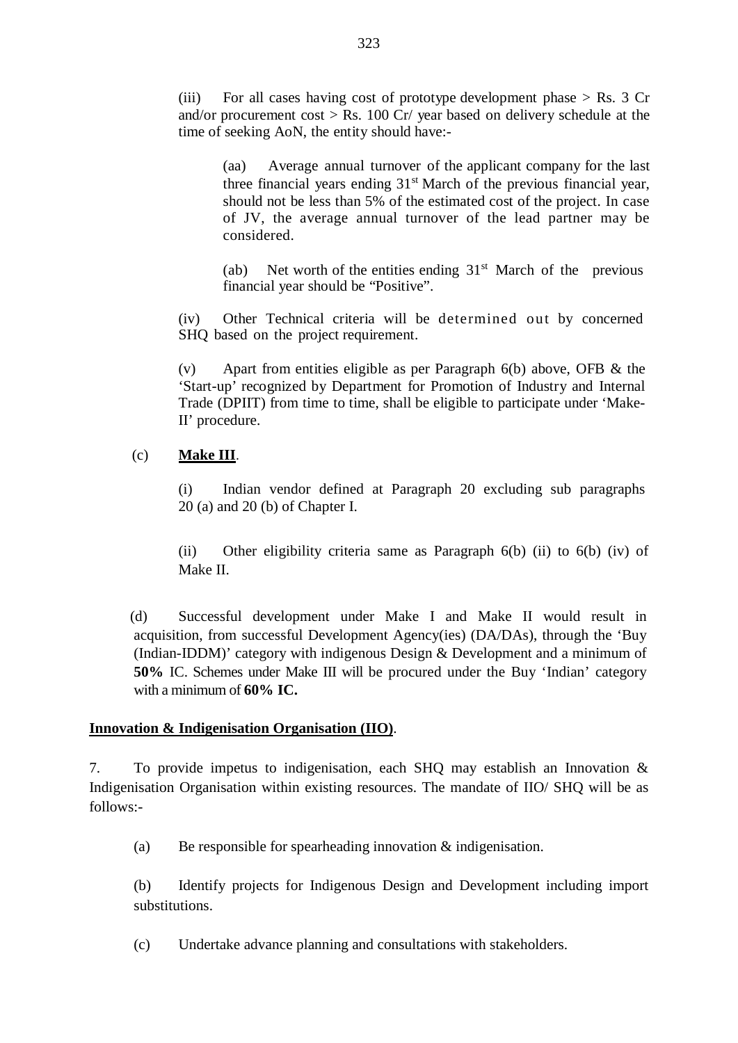(iii) For all cases having cost of prototype development phase > Rs. 3 Cr and/or procurement cost > Rs. 100 Cr/ year based on delivery schedule at the time of seeking AoN, the entity should have:-

(aa) Average annual turnover of the applicant company for the last three financial years ending 31[st] March of the previous financial year, should not be less than 5% of the estimated cost of the project. In case of JV, the average annual turnover of the lead partner may be considered.

(ab) Net worth of the entities ending 31[st] March of the previous financial year should be "Positive".

(iv) Other Technical criteria will be determined out by concerned SHQ based on the project requirement.

(v) Apart from entities eligible as per Paragraph 6(b) above, OFB & the 'Start-up' recognized by Department for Promotion of Industry and Internal Trade (DPIIT) from time to time, shall be eligible to participate under 'Make-II' procedure.

(c) **<u>Make III</u>**.

(i) Indian vendor defined at Paragraph 20 excluding sub paragraphs 20 (a) and 20 (b) of Chapter I.

(ii) Other eligibility criteria same as Paragraph 6(b) (ii) to 6(b) (iv) of Make II.

(d) Successful development under Make I and Make II would result in acquisition, from successful Development Agency(ies) (DA/DAs), through the 'Buy (Indian-IDDM)' category with indigenous Design & Development and a minimum of **50%** IC. Schemes under Make III will be procured under the Buy 'Indian' category with a minimum of **60% IC.**

**<u>Innovation & Indigenisation Organisation (IIO)</u>**.

7. To provide impetus to indigenisation, each SHQ may establish an Innovation & Indigenisation Organisation within existing resources. The mandate of IIO/ SHQ will be as follows:-

(a) Be responsible for spearheading innovation & indigenisation.

(b) Identify projects for Indigenous Design and Development including import substitutions.

(c) Undertake advance planning and consultations with stakeholders.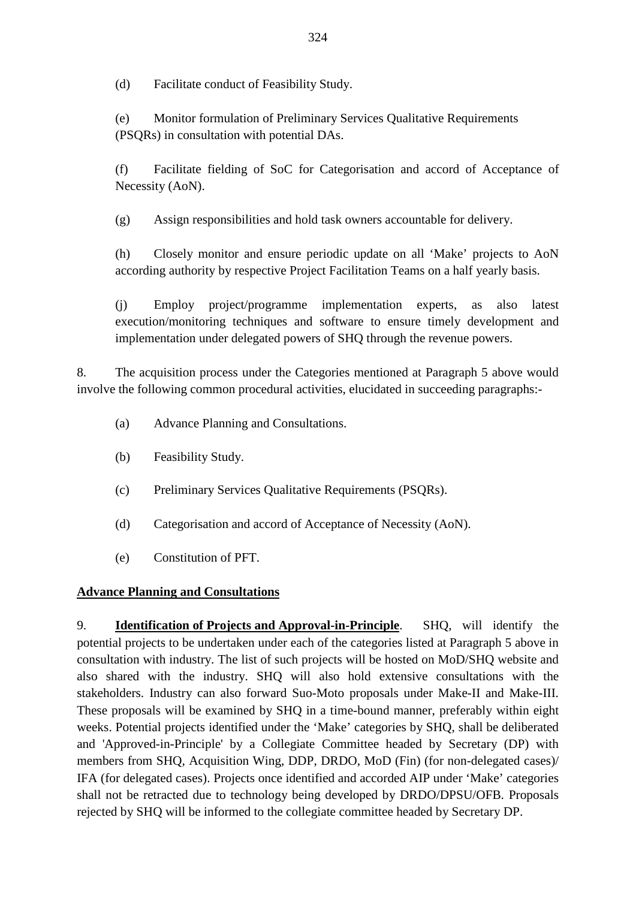(d) Facilitate conduct of Feasibility Study.

(e) Monitor formulation of Preliminary Services Qualitative Requirements (PSQRs) in consultation with potential DAs.

(f) Facilitate fielding of SoC for Categorisation and accord of Acceptance of Necessity (AoN).

(g) Assign responsibilities and hold task owners accountable for delivery.

(h) Closely monitor and ensure periodic update on all 'Make' projects to AoN according authority by respective Project Facilitation Teams on a half yearly basis.

(j) Employ project/programme implementation experts, as also latest execution/monitoring techniques and software to ensure timely development and implementation under delegated powers of SHQ through the revenue powers.

8. The acquisition process under the Categories mentioned at Paragraph 5 above would involve the following common procedural activities, elucidated in succeeding paragraphs:-

(a) Advance Planning and Consultations.

(b) Feasibility Study.

(c) Preliminary Services Qualitative Requirements (PSQRs).

(d) Categorisation and accord of Acceptance of Necessity (AoN).

(e) Constitution of PFT.

**Advance Planning and Consultations**

9. **Identification of Projects and Approval-in-Principle**. SHQ, will identify the potential projects to be undertaken under each of the categories listed at Paragraph 5 above in consultation with industry. The list of such projects will be hosted on MoD/SHQ website and also shared with the industry. SHQ will also hold extensive consultations with the stakeholders. Industry can also forward Suo-Moto proposals under Make-II and Make-III. These proposals will be examined by SHQ in a time-bound manner, preferably within eight weeks. Potential projects identified under the 'Make' categories by SHQ, shall be deliberated and 'Approved-in-Principle' by a Collegiate Committee headed by Secretary (DP) with members from SHQ, Acquisition Wing, DDP, DRDO, MoD (Fin) (for non-delegated cases)/ IFA (for delegated cases). Projects once identified and accorded AIP under 'Make' categories shall not be retracted due to technology being developed by DRDO/DPSU/OFB. Proposals rejected by SHQ will be informed to the collegiate committee headed by Secretary DP.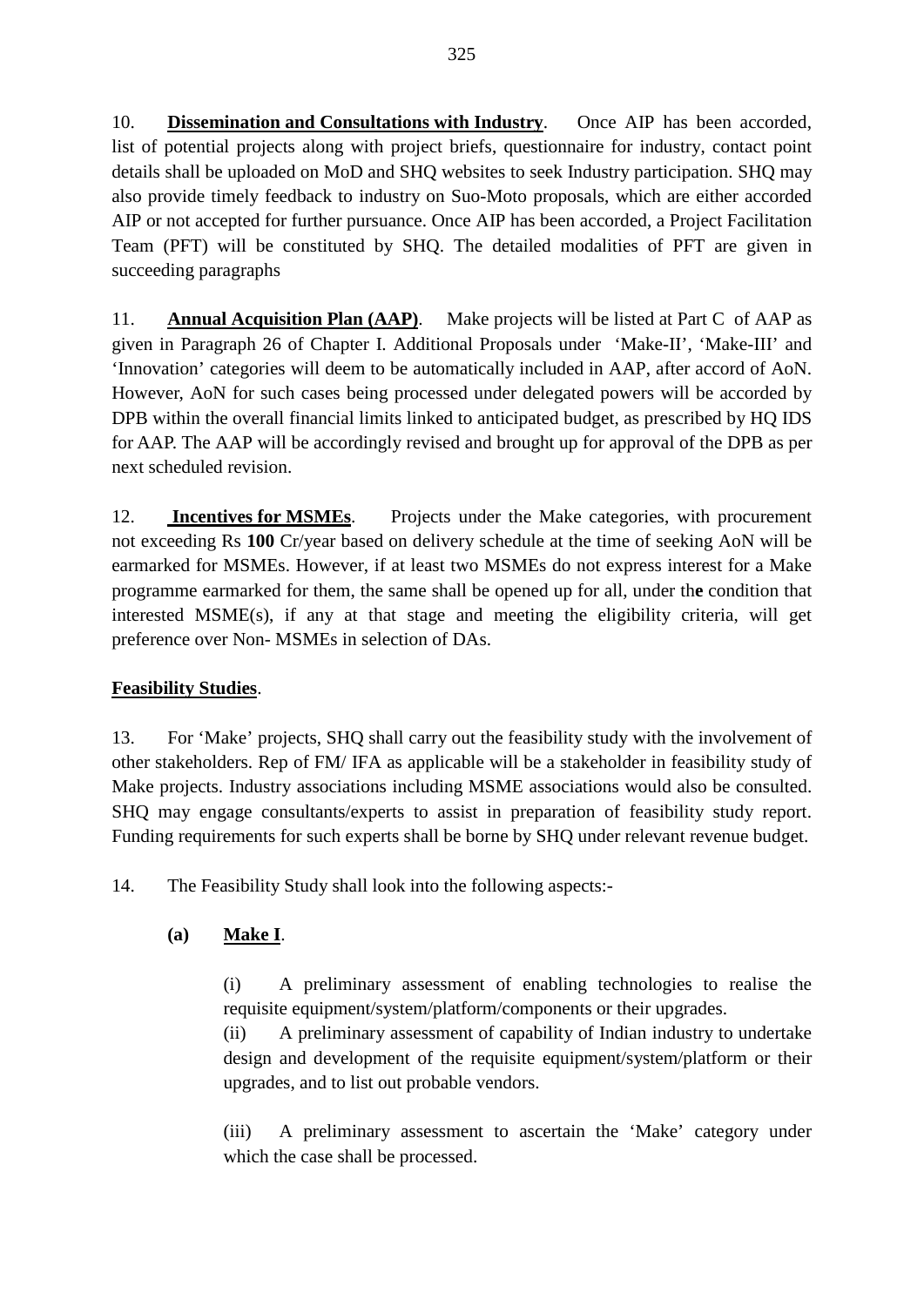10. **Dissemination and Consultations with Industry**. Once AIP has been accorded, list of potential projects along with project briefs, questionnaire for industry, contact point details shall be uploaded on MoD and SHQ websites to seek Industry participation. SHQ may also provide timely feedback to industry on Suo-Moto proposals, which are either accorded AIP or not accepted for further pursuance. Once AIP has been accorded, a Project Facilitation Team (PFT) will be constituted by SHQ. The detailed modalities of PFT are given in succeeding paragraphs

11. **Annual Acquisition Plan (AAP)**. Make projects will be listed at Part C of AAP as given in Paragraph 26 of Chapter I. Additional Proposals under 'Make-II', 'Make-III' and 'Innovation' categories will deem to be automatically included in AAP, after accord of AoN. However, AoN for such cases being processed under delegated powers will be accorded by DPB within the overall financial limits linked to anticipated budget, as prescribed by HQ IDS for AAP. The AAP will be accordingly revised and brought up for approval of the DPB as per next scheduled revision.

12. **Incentives for MSMEs**. Projects under the Make categories, with procurement not exceeding Rs **100** Cr/year based on delivery schedule at the time of seeking AoN will be earmarked for MSMEs. However, if at least two MSMEs do not express interest for a Make programme earmarked for them, the same shall be opened up for all, under the condition that interested MSME(s), if any at that stage and meeting the eligibility criteria, will get preference over Non- MSMEs in selection of DAs.

**Feasibility Studies**.

13. For 'Make' projects, SHQ shall carry out the feasibility study with the involvement of other stakeholders. Rep of FM/ IFA as applicable will be a stakeholder in feasibility study of Make projects. Industry associations including MSME associations would also be consulted. SHQ may engage consultants/experts to assist in preparation of feasibility study report. Funding requirements for such experts shall be borne by SHQ under relevant revenue budget.

14. The Feasibility Study shall look into the following aspects:-

**(a) Make I**.

(i) A preliminary assessment of enabling technologies to realise the requisite equipment/system/platform/components or their upgrades.

(ii) A preliminary assessment of capability of Indian industry to undertake design and development of the requisite equipment/system/platform or their upgrades, and to list out probable vendors.

(iii) A preliminary assessment to ascertain the 'Make' category under which the case shall be processed.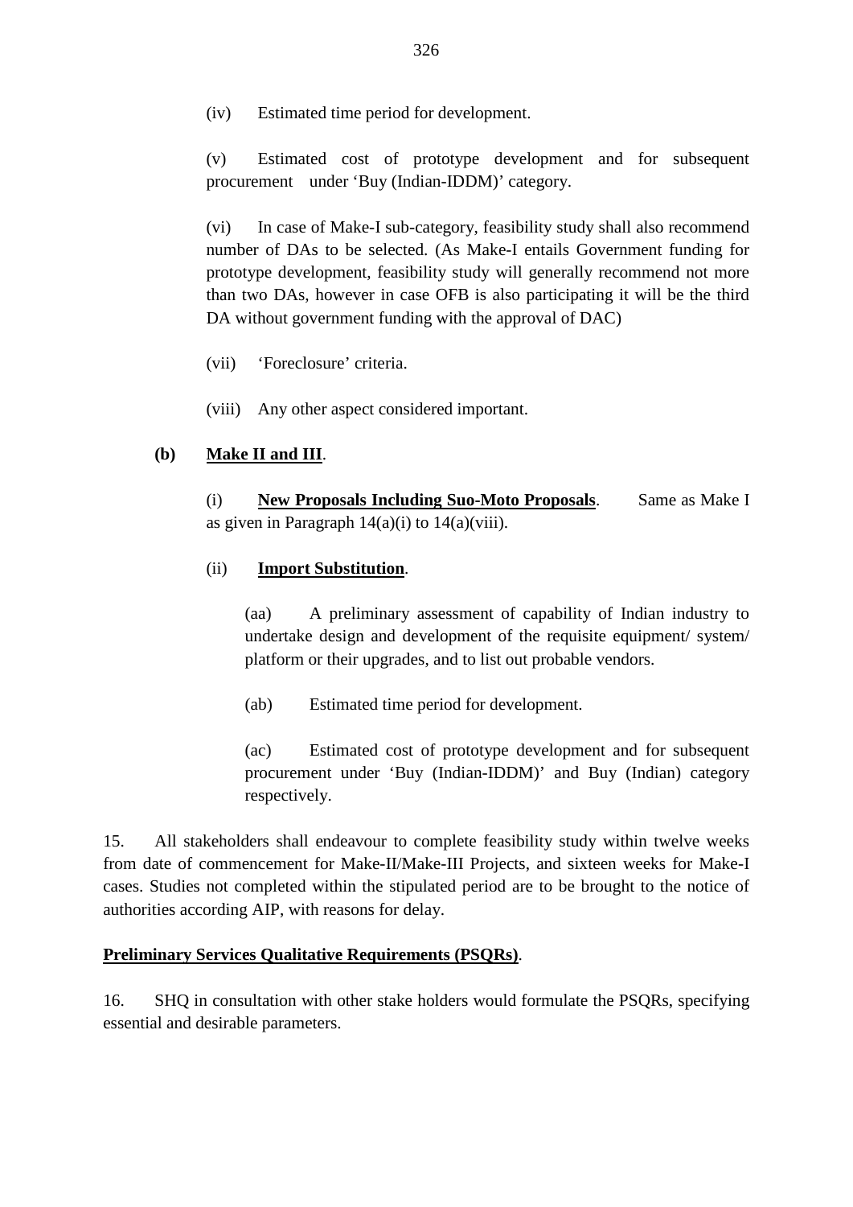(iv) Estimated time period for development.

(v) Estimated cost of prototype development and for subsequent procurement under 'Buy (Indian-IDDM)' category.

(vi) In case of Make-I sub-category, feasibility study shall also recommend number of DAs to be selected. (As Make-I entails Government funding for prototype development, feasibility study will generally recommend not more than two DAs, however in case OFB is also participating it will be the third DA without government funding with the approval of DAC)

(vii) 'Foreclosure' criteria.

(viii) Any other aspect considered important.

**(b)** **<u>Make II and III</u>**.

(i) **<u>New Proposals Including Suo-Moto Proposals</u>**. Same as Make I as given in Paragraph 14(a)(i) to 14(a)(viii).

(ii) **<u>Import Substitution</u>**.

(aa) A preliminary assessment of capability of Indian industry to undertake design and development of the requisite equipment/ system/ platform or their upgrades, and to list out probable vendors.

(ab) Estimated time period for development.

(ac) Estimated cost of prototype development and for subsequent procurement under 'Buy (Indian-IDDM)' and Buy (Indian) category respectively.

15. All stakeholders shall endeavour to complete feasibility study within twelve weeks from date of commencement for Make-II/Make-III Projects, and sixteen weeks for Make-I cases. Studies not completed within the stipulated period are to be brought to the notice of authorities according AIP, with reasons for delay.

**<u>Preliminary Services Qualitative Requirements (PSQRs)</u>**.

16. SHQ in consultation with other stake holders would formulate the PSQRs, specifying essential and desirable parameters.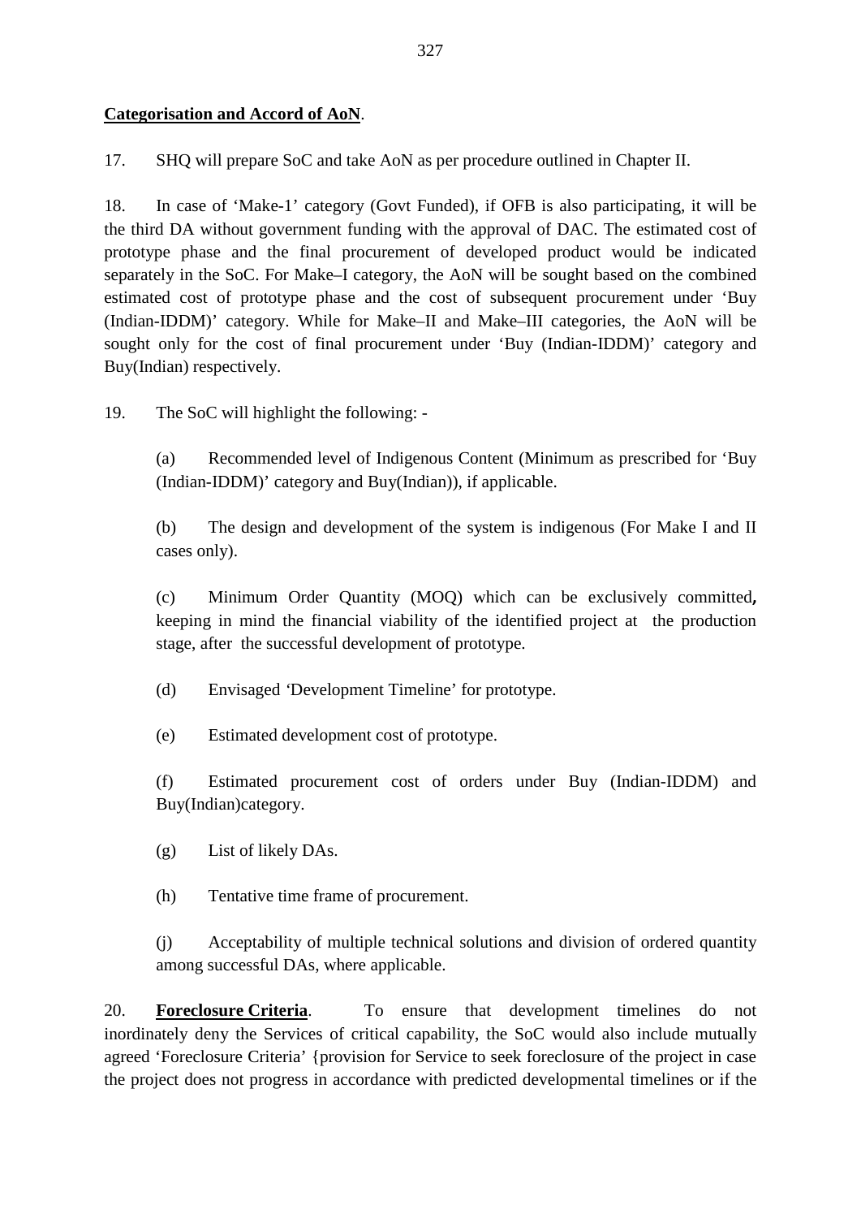**<u>Categorisation and Accord of AoN</u>**.

17. SHQ will prepare SoC and take AoN as per procedure outlined in Chapter II.

18. In case of 'Make-1' category (Govt Funded), if OFB is also participating, it will be the third DA without government funding with the approval of DAC. The estimated cost of prototype phase and the final procurement of developed product would be indicated separately in the SoC. For Make–I category, the AoN will be sought based on the combined estimated cost of prototype phase and the cost of subsequent procurement under 'Buy (Indian-IDDM)' category. While for Make–II and Make–III categories, the AoN will be sought only for the cost of final procurement under 'Buy (Indian-IDDM)' category and Buy(Indian) respectively.

19. The SoC will highlight the following: -

(a) Recommended level of Indigenous Content (Minimum as prescribed for 'Buy (Indian-IDDM)' category and Buy(Indian)), if applicable.

(b) The design and development of the system is indigenous (For Make I and II cases only).

(c) Minimum Order Quantity (MOQ) which can be exclusively committed**,** keeping in mind the financial viability of the identified project at the production stage, after the successful development of prototype.

(d) Envisaged 'Development Timeline' for prototype.

(e) Estimated development cost of prototype.

(f) Estimated procurement cost of orders under Buy (Indian-IDDM) and Buy(Indian)category.

(g) List of likely DAs.

(h) Tentative time frame of procurement.

(j) Acceptability of multiple technical solutions and division of ordered quantity among successful DAs, where applicable.

20. **<u>Foreclosure Criteria</u>**. To ensure that development timelines do not inordinately deny the Services of critical capability, the SoC would also include mutually agreed 'Foreclosure Criteria' {provision for Service to seek foreclosure of the project in case the project does not progress in accordance with predicted developmental timelines or if the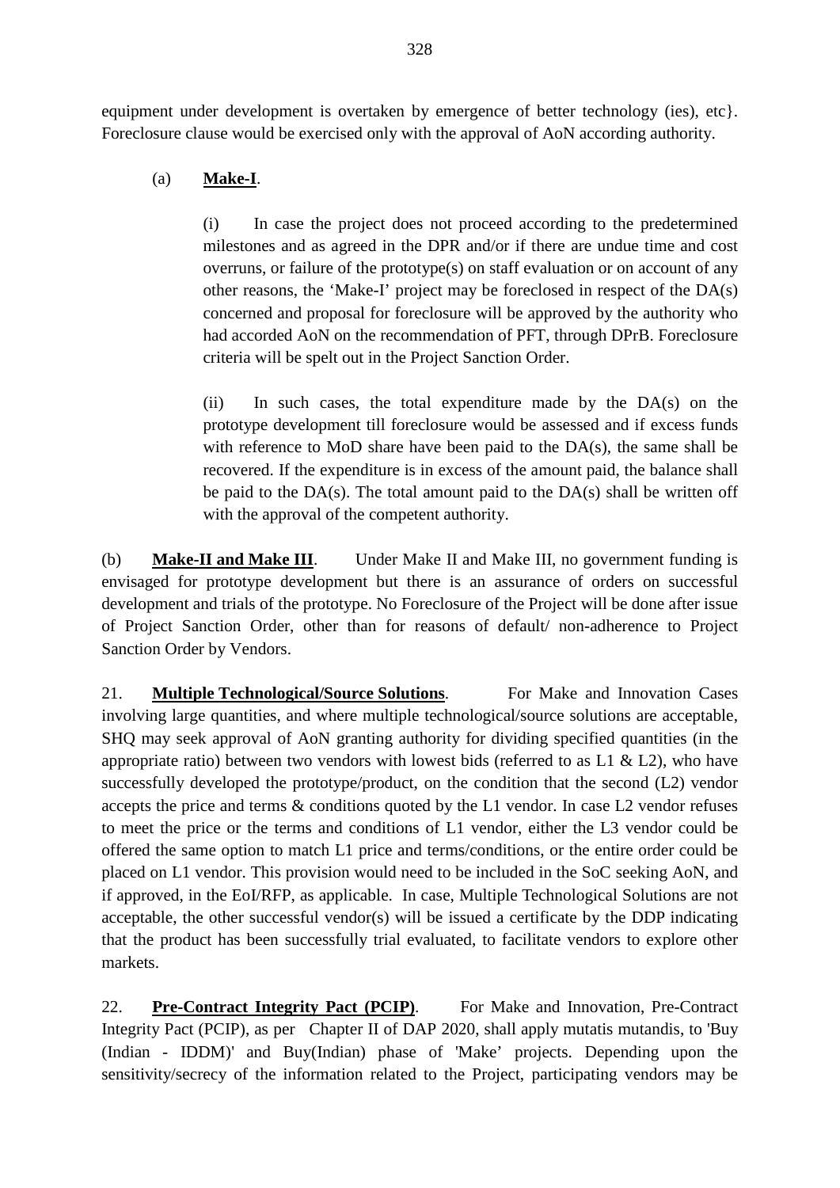equipment under development is overtaken by emergence of better technology (ies), etc}. Foreclosure clause would be exercised only with the approval of AoN according authority.

(a) **Make-I**.

(i) In case the project does not proceed according to the predetermined milestones and as agreed in the DPR and/or if there are undue time and cost overruns, or failure of the prototype(s) on staff evaluation or on account of any other reasons, the 'Make-I' project may be foreclosed in respect of the DA(s) concerned and proposal for foreclosure will be approved by the authority who had accorded AoN on the recommendation of PFT, through DPrB. Foreclosure criteria will be spelt out in the Project Sanction Order.

(ii) In such cases, the total expenditure made by the DA(s) on the prototype development till foreclosure would be assessed and if excess funds with reference to MoD share have been paid to the DA(s), the same shall be recovered. If the expenditure is in excess of the amount paid, the balance shall be paid to the DA(s). The total amount paid to the DA(s) shall be written off with the approval of the competent authority.

(b) **Make-II and Make III**. Under Make II and Make III, no government funding is envisaged for prototype development but there is an assurance of orders on successful development and trials of the prototype. No Foreclosure of the Project will be done after issue of Project Sanction Order, other than for reasons of default/ non-adherence to Project Sanction Order by Vendors.

21. **Multiple Technological/Source Solutions**. For Make and Innovation Cases involving large quantities, and where multiple technological/source solutions are acceptable, SHQ may seek approval of AoN granting authority for dividing specified quantities (in the appropriate ratio) between two vendors with lowest bids (referred to as L1 & L2), who have successfully developed the prototype/product, on the condition that the second (L2) vendor accepts the price and terms & conditions quoted by the L1 vendor. In case L2 vendor refuses to meet the price or the terms and conditions of L1 vendor, either the L3 vendor could be offered the same option to match L1 price and terms/conditions, or the entire order could be placed on L1 vendor. This provision would need to be included in the SoC seeking AoN, and if approved, in the EoI/RFP, as applicable. In case, Multiple Technological Solutions are not acceptable, the other successful vendor(s) will be issued a certificate by the DDP indicating that the product has been successfully trial evaluated, to facilitate vendors to explore other markets.

22. **Pre-Contract Integrity Pact (PCIP)**. For Make and Innovation, Pre-Contract Integrity Pact (PCIP), as per Chapter II of DAP 2020, shall apply mutatis mutandis, to 'Buy (Indian - IDDM)' and Buy(Indian) phase of 'Make' projects. Depending upon the sensitivity/secrecy of the information related to the Project, participating vendors may be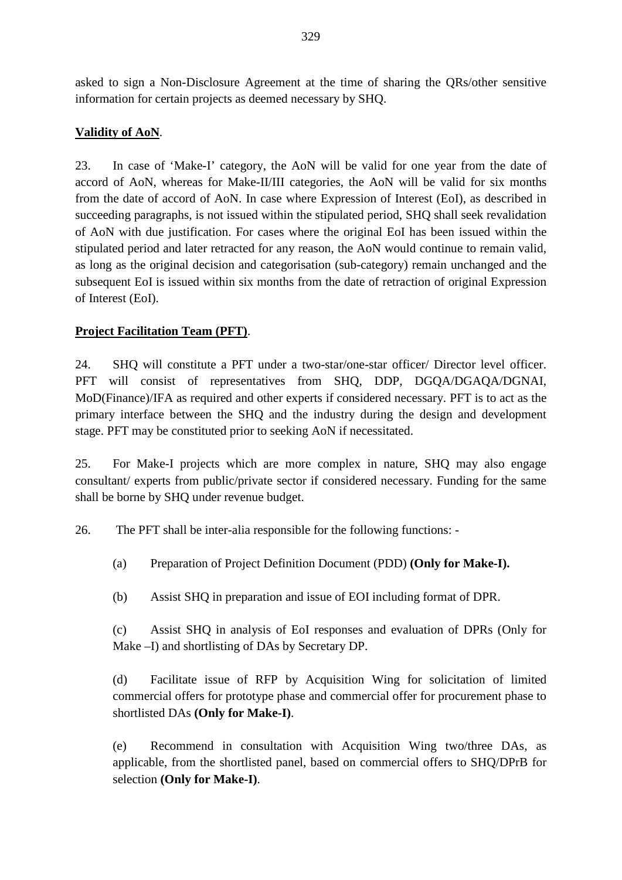asked to sign a Non-Disclosure Agreement at the time of sharing the QRs/other sensitive information for certain projects as deemed necessary by SHQ.

**Validity of AoN**.

23. In case of 'Make-I' category, the AoN will be valid for one year from the date of accord of AoN, whereas for Make-II/III categories, the AoN will be valid for six months from the date of accord of AoN. In case where Expression of Interest (EoI), as described in succeeding paragraphs, is not issued within the stipulated period, SHQ shall seek revalidation of AoN with due justification. For cases where the original EoI has been issued within the stipulated period and later retracted for any reason, the AoN would continue to remain valid, as long as the original decision and categorisation (sub-category) remain unchanged and the subsequent EoI is issued within six months from the date of retraction of original Expression of Interest (EoI).

**Project Facilitation Team (PFT)**.

24. SHQ will constitute a PFT under a two-star/one-star officer/ Director level officer. PFT will consist of representatives from SHQ, DDP, DGQA/DGAQA/DGNAI, MoD(Finance)/IFA as required and other experts if considered necessary. PFT is to act as the primary interface between the SHQ and the industry during the design and development stage. PFT may be constituted prior to seeking AoN if necessitated.

25. For Make-I projects which are more complex in nature, SHQ may also engage consultant/ experts from public/private sector if considered necessary. Funding for the same shall be borne by SHQ under revenue budget.

26. The PFT shall be inter-alia responsible for the following functions: -

(a) Preparation of Project Definition Document (PDD) **(Only for Make-I).**

(b) Assist SHQ in preparation and issue of EOI including format of DPR.

(c) Assist SHQ in analysis of EoI responses and evaluation of DPRs (Only for Make –I) and shortlisting of DAs by Secretary DP.

(d) Facilitate issue of RFP by Acquisition Wing for solicitation of limited commercial offers for prototype phase and commercial offer for procurement phase to shortlisted DAs **(Only for Make-I)**.

(e) Recommend in consultation with Acquisition Wing two/three DAs, as applicable, from the shortlisted panel, based on commercial offers to SHQ/DPrB for selection **(Only for Make-I)**.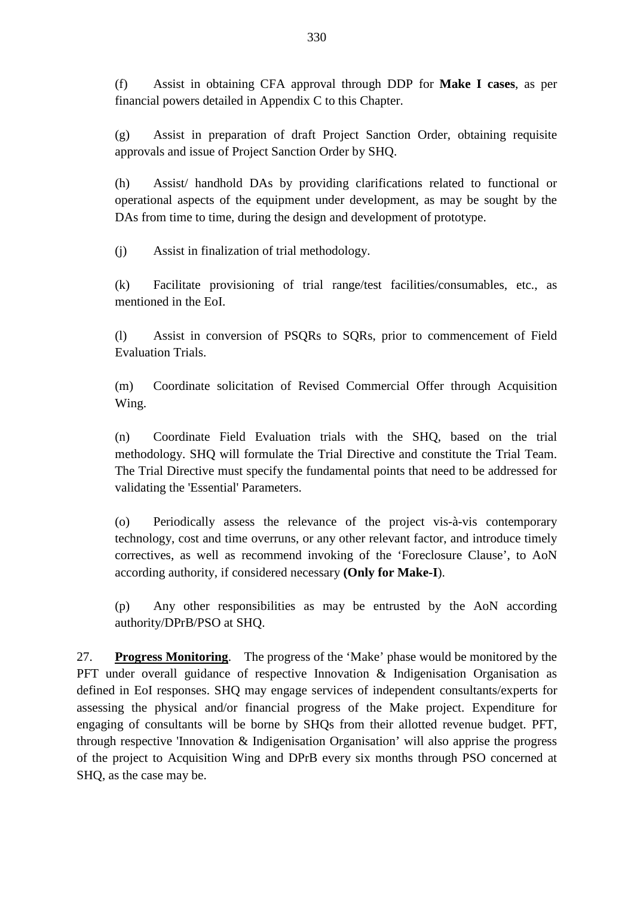(f) Assist in obtaining CFA approval through DDP for **Make I cases**, as per financial powers detailed in Appendix C to this Chapter.

(g) Assist in preparation of draft Project Sanction Order, obtaining requisite approvals and issue of Project Sanction Order by SHQ.

(h) Assist/ handhold DAs by providing clarifications related to functional or operational aspects of the equipment under development, as may be sought by the DAs from time to time, during the design and development of prototype.

(j) Assist in finalization of trial methodology.

(k) Facilitate provisioning of trial range/test facilities/consumables, etc., as mentioned in the EoI.

(l) Assist in conversion of PSQRs to SQRs, prior to commencement of Field Evaluation Trials.

(m) Coordinate solicitation of Revised Commercial Offer through Acquisition Wing.

(n) Coordinate Field Evaluation trials with the SHQ, based on the trial methodology. SHQ will formulate the Trial Directive and constitute the Trial Team. The Trial Directive must specify the fundamental points that need to be addressed for validating the 'Essential' Parameters.

(o) Periodically assess the relevance of the project vis-à-vis contemporary technology, cost and time overruns, or any other relevant factor, and introduce timely correctives, as well as recommend invoking of the 'Foreclosure Clause', to AoN according authority, if considered necessary **(Only for Make-I**).

(p) Any other responsibilities as may be entrusted by the AoN according authority/DPrB/PSO at SHQ.

27. **Progress Monitoring**. The progress of the 'Make' phase would be monitored by the PFT under overall guidance of respective Innovation & Indigenisation Organisation as defined in EoI responses. SHQ may engage services of independent consultants/experts for assessing the physical and/or financial progress of the Make project. Expenditure for engaging of consultants will be borne by SHQs from their allotted revenue budget. PFT, through respective 'Innovation & Indigenisation Organisation' will also apprise the progress of the project to Acquisition Wing and DPrB every six months through PSO concerned at SHQ, as the case may be.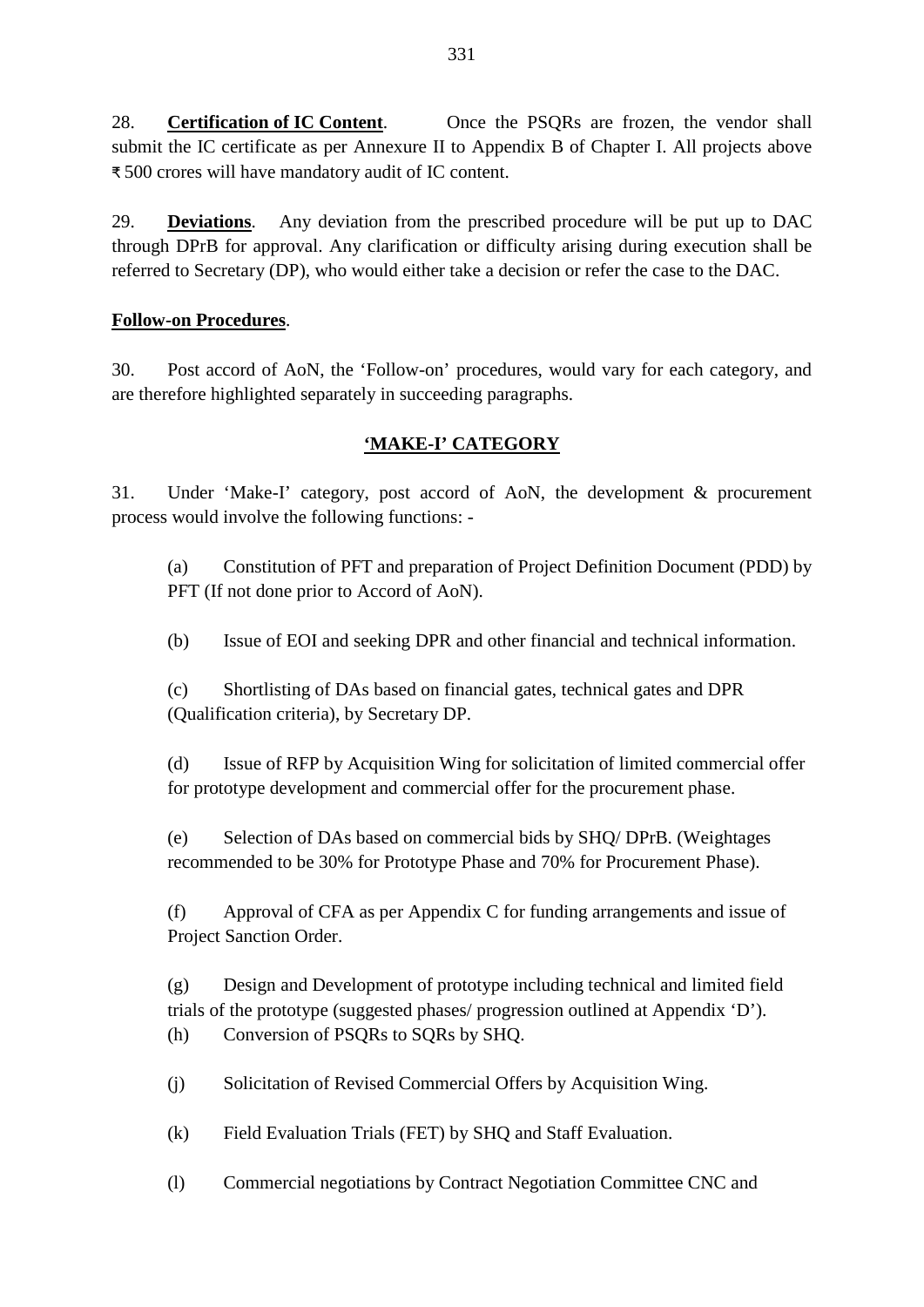28. **Certification of IC Content**. Once the PSQRs are frozen, the vendor shall submit the IC certificate as per Annexure II to Appendix B of Chapter I. All projects above ₹ 500 crores will have mandatory audit of IC content.

29. **Deviations**. Any deviation from the prescribed procedure will be put up to DAC through DPrB for approval. Any clarification or difficulty arising during execution shall be referred to Secretary (DP), who would either take a decision or refer the case to the DAC.

**Follow-on Procedures**.

30. Post accord of AoN, the 'Follow-on' procedures, would vary for each category, and are therefore highlighted separately in succeeding paragraphs.

## 'MAKE-I' CATEGORY

31. Under 'Make-I' category, post accord of AoN, the development & procurement process would involve the following functions: -

(a) Constitution of PFT and preparation of Project Definition Document (PDD) by PFT (If not done prior to Accord of AoN).

(b) Issue of EOI and seeking DPR and other financial and technical information.

(c) Shortlisting of DAs based on financial gates, technical gates and DPR (Qualification criteria), by Secretary DP.

(d) Issue of RFP by Acquisition Wing for solicitation of limited commercial offer for prototype development and commercial offer for the procurement phase.

(e) Selection of DAs based on commercial bids by SHQ/ DPrB. (Weightages recommended to be 30% for Prototype Phase and 70% for Procurement Phase).

(f) Approval of CFA as per Appendix C for funding arrangements and issue of Project Sanction Order.

(g) Design and Development of prototype including technical and limited field trials of the prototype (suggested phases/ progression outlined at Appendix 'D').

(h) Conversion of PSQRs to SQRs by SHQ.

(j) Solicitation of Revised Commercial Offers by Acquisition Wing.

(k) Field Evaluation Trials (FET) by SHQ and Staff Evaluation.

(l) Commercial negotiations by Contract Negotiation Committee CNC and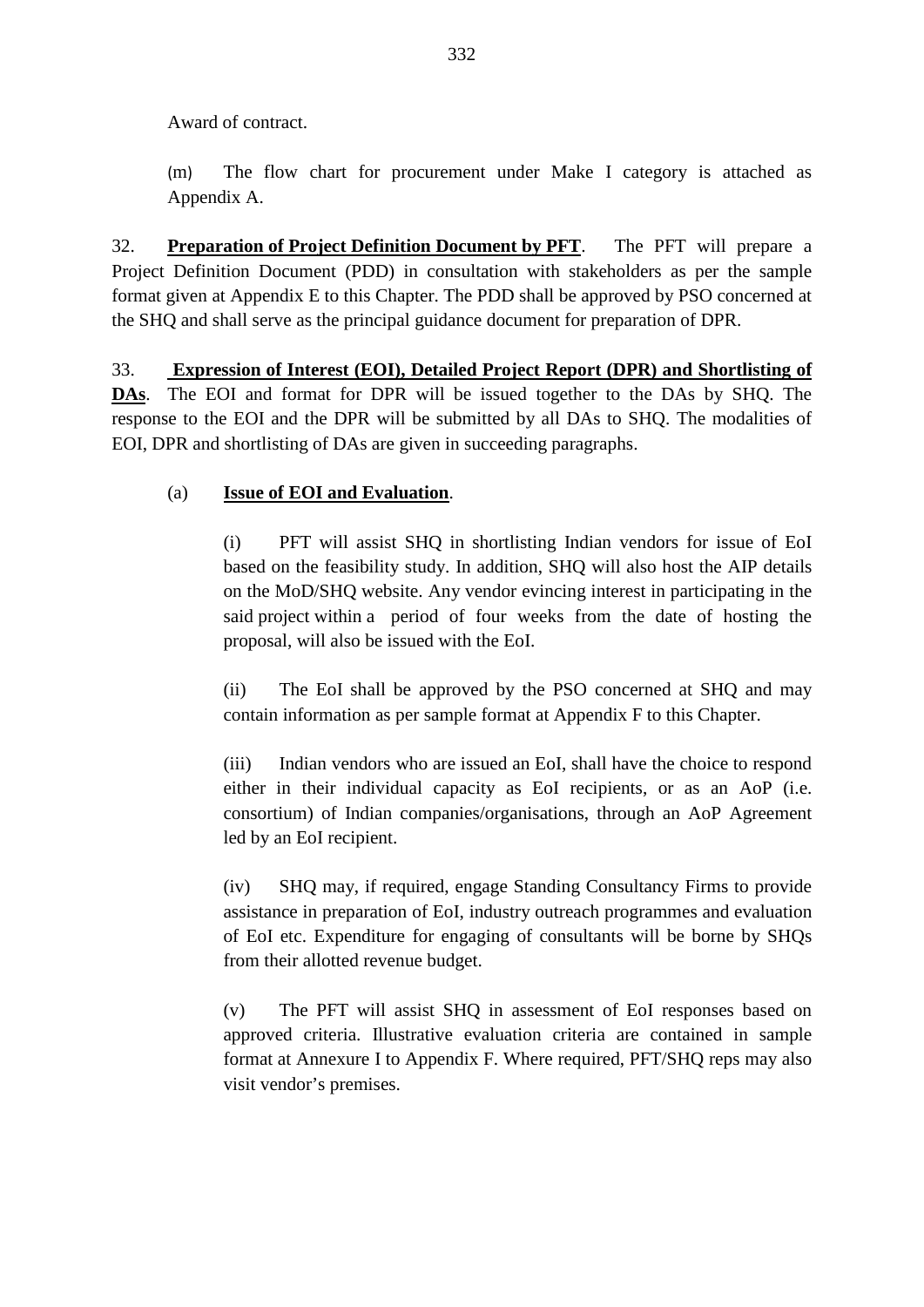Award of contract.

(m) The flow chart for procurement under Make I category is attached as Appendix A.

32. **Preparation of Project Definition Document by PFT**. The PFT will prepare a Project Definition Document (PDD) in consultation with stakeholders as per the sample format given at Appendix E to this Chapter. The PDD shall be approved by PSO concerned at the SHQ and shall serve as the principal guidance document for preparation of DPR.

33. **Expression of Interest (EOI), Detailed Project Report (DPR) and Shortlisting of DAs**. The EOI and format for DPR will be issued together to the DAs by SHQ. The response to the EOI and the DPR will be submitted by all DAs to SHQ. The modalities of EOI, DPR and shortlisting of DAs are given in succeeding paragraphs.

(a) **Issue of EOI and Evaluation**.

(i) PFT will assist SHQ in shortlisting Indian vendors for issue of EoI based on the feasibility study. In addition, SHQ will also host the AIP details on the MoD/SHQ website. Any vendor evincing interest in participating in the said project within a period of four weeks from the date of hosting the proposal, will also be issued with the EoI.

(ii) The EoI shall be approved by the PSO concerned at SHQ and may contain information as per sample format at Appendix F to this Chapter.

(iii) Indian vendors who are issued an EoI, shall have the choice to respond either in their individual capacity as EoI recipients, or as an AoP (i.e. consortium) of Indian companies/organisations, through an AoP Agreement led by an EoI recipient.

(iv) SHQ may, if required, engage Standing Consultancy Firms to provide assistance in preparation of EoI, industry outreach programmes and evaluation of EoI etc. Expenditure for engaging of consultants will be borne by SHQs from their allotted revenue budget.

(v) The PFT will assist SHQ in assessment of EoI responses based on approved criteria. Illustrative evaluation criteria are contained in sample format at Annexure I to Appendix F. Where required, PFT/SHQ reps may also visit vendor's premises.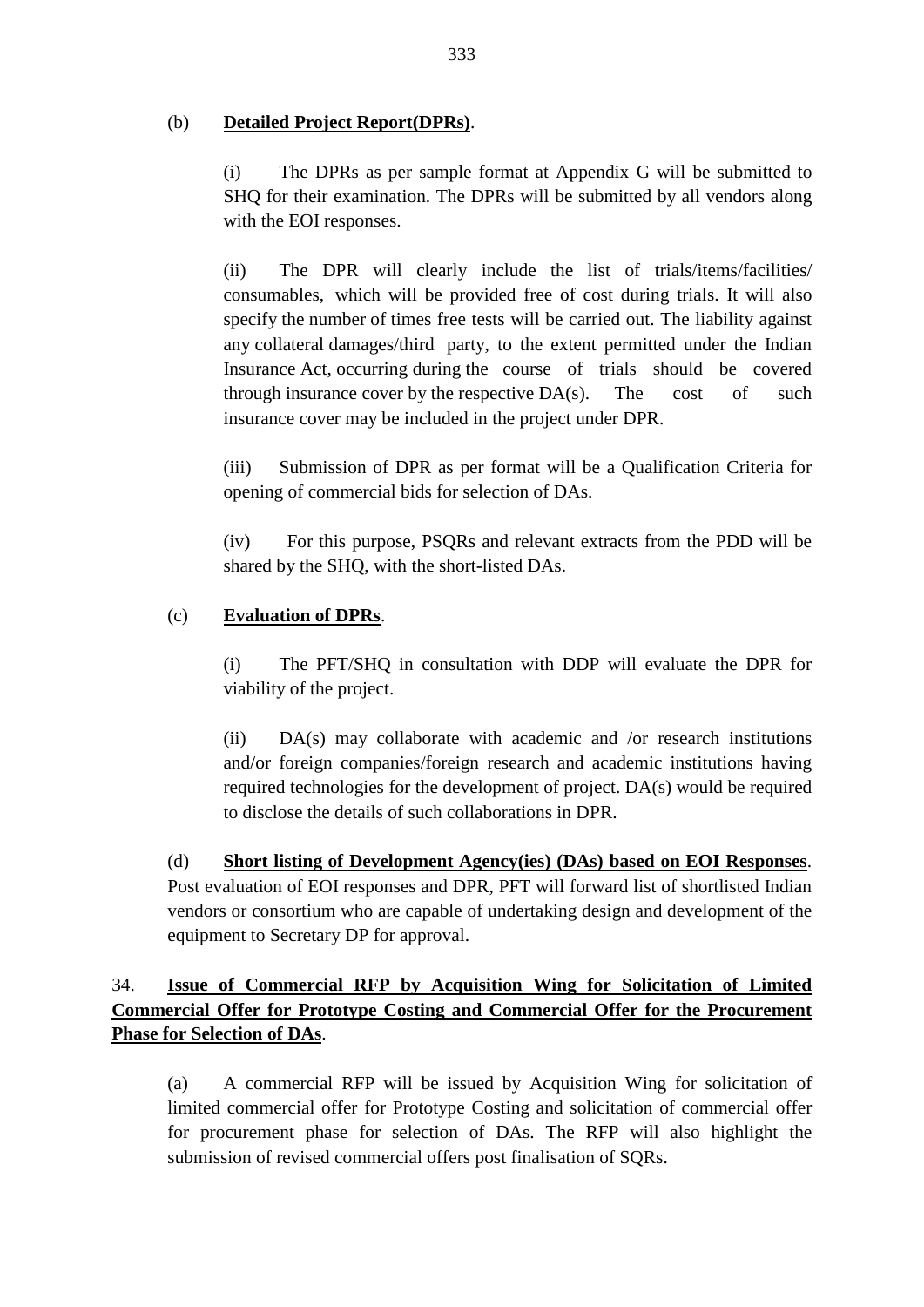(b) **Detailed Project Report(DPRs)**.

(i) The DPRs as per sample format at Appendix G will be submitted to SHQ for their examination. The DPRs will be submitted by all vendors along with the EOI responses.

(ii) The DPR will clearly include the list of trials/items/facilities/ consumables, which will be provided free of cost during trials. It will also specify the number of times free tests will be carried out. The liability against any collateral damages/third party, to the extent permitted under the Indian Insurance Act, occurring during the course of trials should be covered through insurance cover by the respective DA(s). The cost of such insurance cover may be included in the project under DPR.

(iii) Submission of DPR as per format will be a Qualification Criteria for opening of commercial bids for selection of DAs.

(iv) For this purpose, PSQRs and relevant extracts from the PDD will be shared by the SHQ, with the short-listed DAs.

(c) **Evaluation of DPRs**.

(i) The PFT/SHQ in consultation with DDP will evaluate the DPR for viability of the project.

(ii) DA(s) may collaborate with academic and /or research institutions and/or foreign companies/foreign research and academic institutions having required technologies for the development of project. DA(s) would be required to disclose the details of such collaborations in DPR.

(d) **Short listing of Development Agency(ies) (DAs) based on EOI Responses**. Post evaluation of EOI responses and DPR, PFT will forward list of shortlisted Indian vendors or consortium who are capable of undertaking design and development of the equipment to Secretary DP for approval.

34. **Issue of Commercial RFP by Acquisition Wing for Solicitation of Limited Commercial Offer for Prototype Costing and Commercial Offer for the Procurement Phase for Selection of DAs**.

(a) A commercial RFP will be issued by Acquisition Wing for solicitation of limited commercial offer for Prototype Costing and solicitation of commercial offer for procurement phase for selection of DAs. The RFP will also highlight the submission of revised commercial offers post finalisation of SQRs.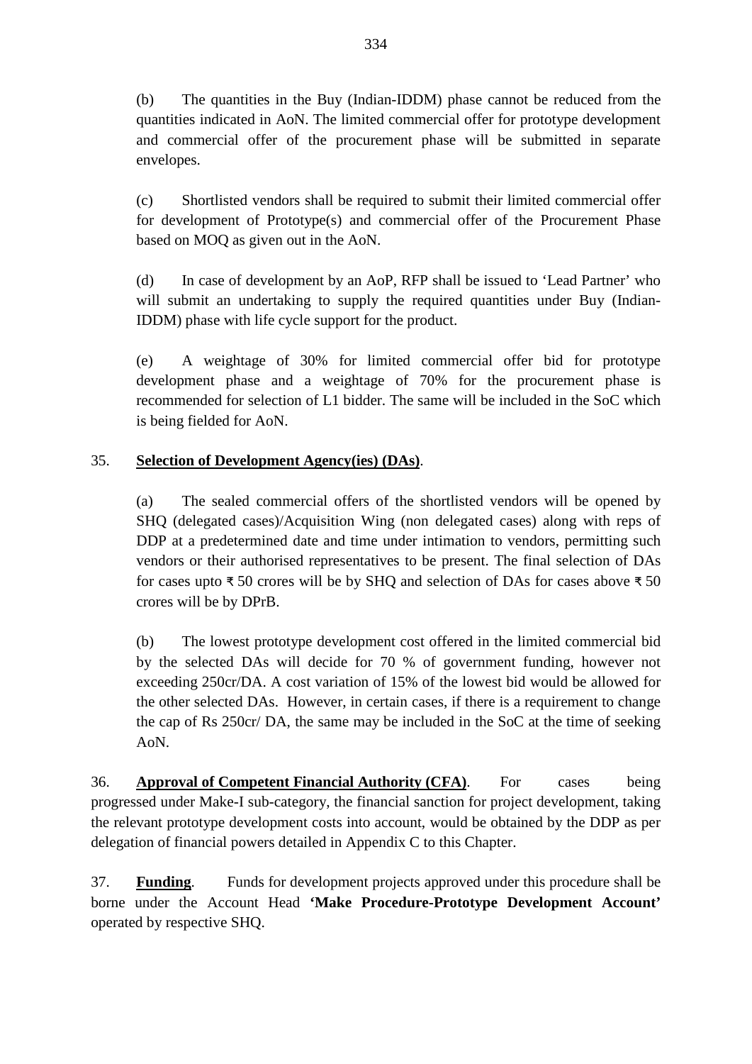(b) The quantities in the Buy (Indian-IDDM) phase cannot be reduced from the quantities indicated in AoN. The limited commercial offer for prototype development and commercial offer of the procurement phase will be submitted in separate envelopes.

(c) Shortlisted vendors shall be required to submit their limited commercial offer for development of Prototype(s) and commercial offer of the Procurement Phase based on MOQ as given out in the AoN.

(d) In case of development by an AoP, RFP shall be issued to 'Lead Partner' who will submit an undertaking to supply the required quantities under Buy (Indian-IDDM) phase with life cycle support for the product.

(e) A weightage of 30% for limited commercial offer bid for prototype development phase and a weightage of 70% for the procurement phase is recommended for selection of L1 bidder. The same will be included in the SoC which is being fielded for AoN.

35. **Selection of Development Agency(ies) (DAs)**.

(a) The sealed commercial offers of the shortlisted vendors will be opened by SHQ (delegated cases)/Acquisition Wing (non delegated cases) along with reps of DDP at a predetermined date and time under intimation to vendors, permitting such vendors or their authorised representatives to be present. The final selection of DAs for cases upto ₹ 50 crores will be by SHQ and selection of DAs for cases above ₹ 50 crores will be by DPrB.

(b) The lowest prototype development cost offered in the limited commercial bid by the selected DAs will decide for 70 % of government funding, however not exceeding 250cr/DA. A cost variation of 15% of the lowest bid would be allowed for the other selected DAs. However, in certain cases, if there is a requirement to change the cap of Rs 250cr/ DA, the same may be included in the SoC at the time of seeking AoN.

36. **Approval of Competent Financial Authority (CFA)**. For cases being progressed under Make-I sub-category, the financial sanction for project development, taking the relevant prototype development costs into account, would be obtained by the DDP as per delegation of financial powers detailed in Appendix C to this Chapter.

37. **Funding**. Funds for development projects approved under this procedure shall be borne under the Account Head **'Make Procedure-Prototype Development Account'** operated by respective SHQ.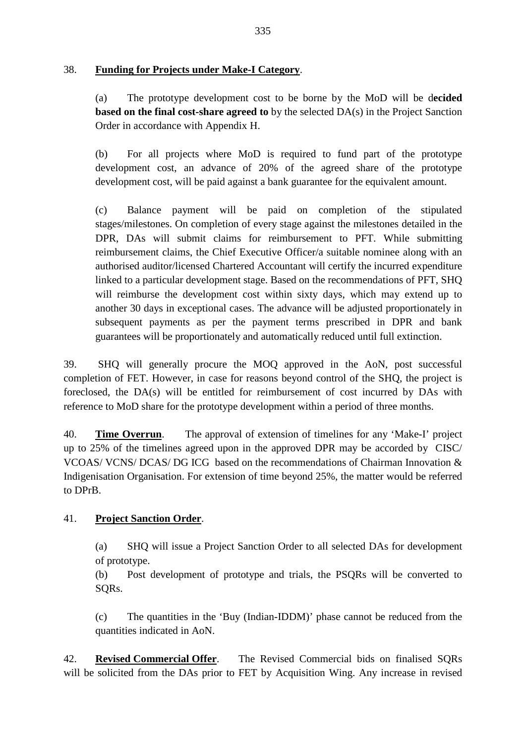38. **Funding for Projects under Make-I Category**.

(a) The prototype development cost to be borne by the MoD will be d**ecided based on the final cost-share agreed to** by the selected DA(s) in the Project Sanction Order in accordance with Appendix H.

(b) For all projects where MoD is required to fund part of the prototype development cost, an advance of 20% of the agreed share of the prototype development cost, will be paid against a bank guarantee for the equivalent amount.

(c) Balance payment will be paid on completion of the stipulated stages/milestones. On completion of every stage against the milestones detailed in the DPR, DAs will submit claims for reimbursement to PFT. While submitting reimbursement claims, the Chief Executive Officer/a suitable nominee along with an authorised auditor/licensed Chartered Accountant will certify the incurred expenditure linked to a particular development stage. Based on the recommendations of PFT, SHQ will reimburse the development cost within sixty days, which may extend up to another 30 days in exceptional cases. The advance will be adjusted proportionately in subsequent payments as per the payment terms prescribed in DPR and bank guarantees will be proportionately and automatically reduced until full extinction.

39. SHQ will generally procure the MOQ approved in the AoN, post successful completion of FET. However, in case for reasons beyond control of the SHQ, the project is foreclosed, the DA(s) will be entitled for reimbursement of cost incurred by DAs with reference to MoD share for the prototype development within a period of three months.

40. **Time Overrun**. The approval of extension of timelines for any 'Make-I' project up to 25% of the timelines agreed upon in the approved DPR may be accorded by CISC/ VCOAS/ VCNS/ DCAS/ DG ICG based on the recommendations of Chairman Innovation & Indigenisation Organisation. For extension of time beyond 25%, the matter would be referred to DPrB.

41. **Project Sanction Order**.

(a) SHQ will issue a Project Sanction Order to all selected DAs for development of prototype.

(b) Post development of prototype and trials, the PSQRs will be converted to SQRs.

(c) The quantities in the 'Buy (Indian-IDDM)' phase cannot be reduced from the quantities indicated in AoN.

42. **Revised Commercial Offer**. The Revised Commercial bids on finalised SQRs will be solicited from the DAs prior to FET by Acquisition Wing. Any increase in revised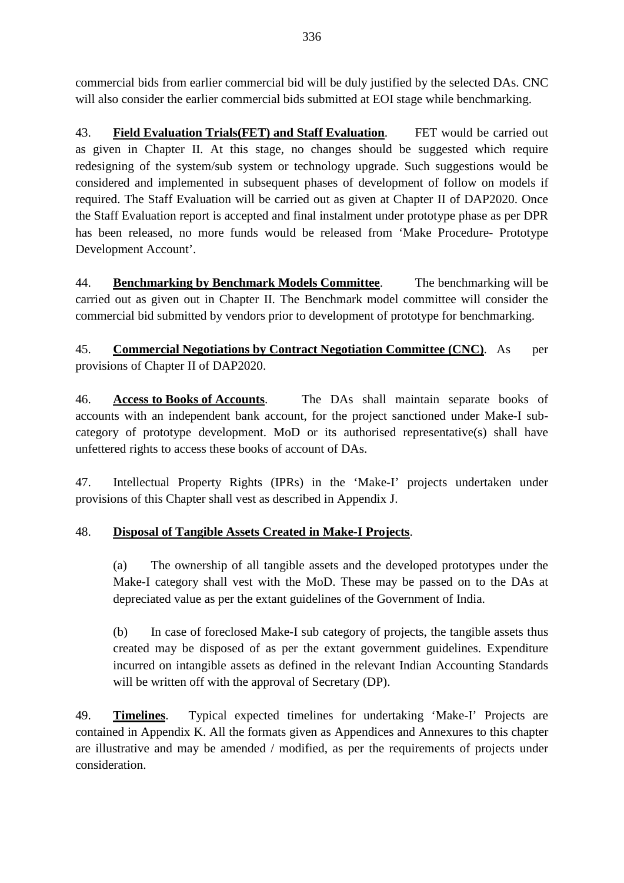commercial bids from earlier commercial bid will be duly justified by the selected DAs. CNC will also consider the earlier commercial bids submitted at EOI stage while benchmarking.

43. **Field Evaluation Trials(FET) and Staff Evaluation**. FET would be carried out as given in Chapter II. At this stage, no changes should be suggested which require redesigning of the system/sub system or technology upgrade. Such suggestions would be considered and implemented in subsequent phases of development of follow on models if required. The Staff Evaluation will be carried out as given at Chapter II of DAP2020. Once the Staff Evaluation report is accepted and final instalment under prototype phase as per DPR has been released, no more funds would be released from 'Make Procedure- Prototype Development Account'.

44. **Benchmarking by Benchmark Models Committee**. The benchmarking will be carried out as given out in Chapter II. The Benchmark model committee will consider the commercial bid submitted by vendors prior to development of prototype for benchmarking.

45. **Commercial Negotiations by Contract Negotiation Committee (CNC)**. As per provisions of Chapter II of DAP2020.

46. **Access to Books of Accounts**. The DAs shall maintain separate books of accounts with an independent bank account, for the project sanctioned under Make-I sub-category of prototype development. MoD or its authorised representative(s) shall have unfettered rights to access these books of account of DAs.

47. Intellectual Property Rights (IPRs) in the 'Make-I' projects undertaken under provisions of this Chapter shall vest as described in Appendix J.

48. **Disposal of Tangible Assets Created in Make-I Projects**.

(a) The ownership of all tangible assets and the developed prototypes under the Make-I category shall vest with the MoD. These may be passed on to the DAs at depreciated value as per the extant guidelines of the Government of India.

(b) In case of foreclosed Make-I sub category of projects, the tangible assets thus created may be disposed of as per the extant government guidelines. Expenditure incurred on intangible assets as defined in the relevant Indian Accounting Standards will be written off with the approval of Secretary (DP).

49. **Timelines**. Typical expected timelines for undertaking 'Make-I' Projects are contained in Appendix K. All the formats given as Appendices and Annexures to this chapter are illustrative and may be amended / modified, as per the requirements of projects under consideration.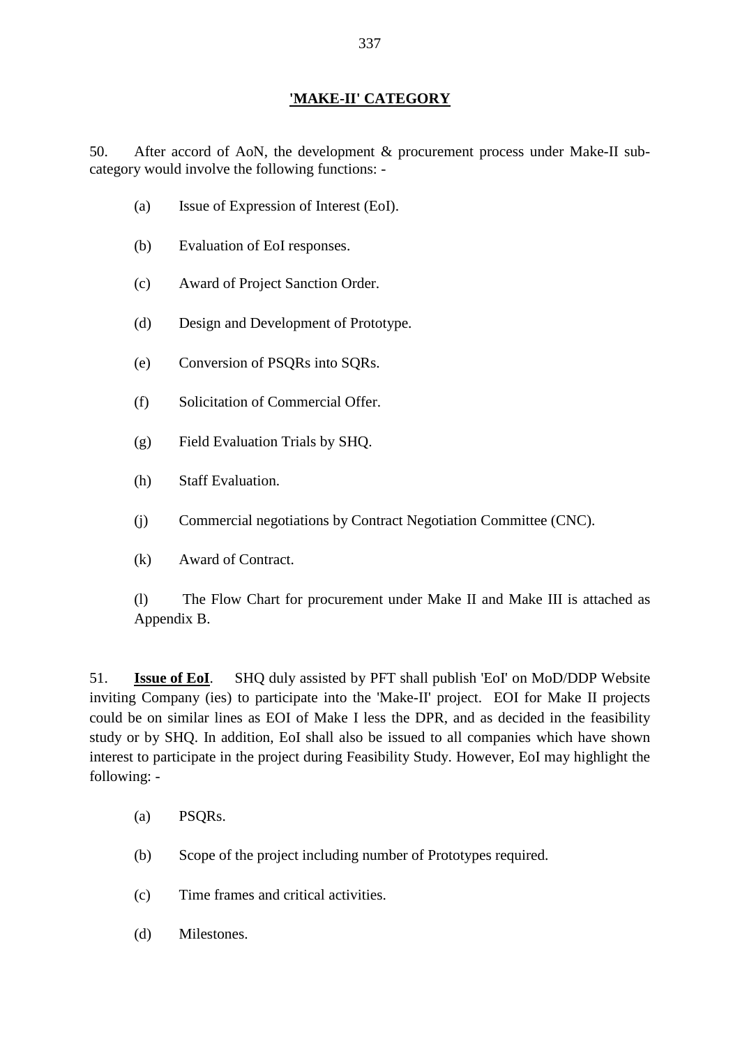## 'MAKE-II' CATEGORY

50. After accord of AoN, the development & procurement process under Make-II sub-category would involve the following functions: -

(a) Issue of Expression of Interest (EoI).

(b) Evaluation of EoI responses.

(c) Award of Project Sanction Order.

(d) Design and Development of Prototype.

(e) Conversion of PSQRs into SQRs.

(f) Solicitation of Commercial Offer.

(g) Field Evaluation Trials by SHQ.

(h) Staff Evaluation.

(j) Commercial negotiations by Contract Negotiation Committee (CNC).

(k) Award of Contract.

(l) The Flow Chart for procurement under Make II and Make III is attached as Appendix B.

51. **Issue of EoI**. SHQ duly assisted by PFT shall publish 'EoI' on MoD/DDP Website inviting Company (ies) to participate into the 'Make-II' project. EOI for Make II projects could be on similar lines as EOI of Make I less the DPR, and as decided in the feasibility study or by SHQ. In addition, EoI shall also be issued to all companies which have shown interest to participate in the project during Feasibility Study. However, EoI may highlight the following: -

(a) PSQRs.

(b) Scope of the project including number of Prototypes required.

(c) Time frames and critical activities.

(d) Milestones.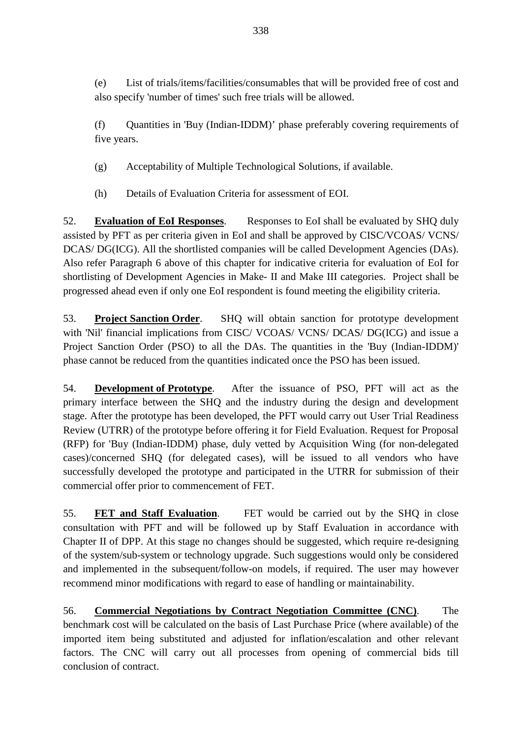(e) List of trials/items/facilities/consumables that will be provided free of cost and also specify 'number of times' such free trials will be allowed.

(f) Quantities in 'Buy (Indian-IDDM)' phase preferably covering requirements of five years.

(g) Acceptability of Multiple Technological Solutions, if available.

(h) Details of Evaluation Criteria for assessment of EOI.

52. **Evaluation of EoI Responses**. Responses to EoI shall be evaluated by SHQ duly assisted by PFT as per criteria given in EoI and shall be approved by CISC/VCOAS/ VCNS/ DCAS/ DG(ICG). All the shortlisted companies will be called Development Agencies (DAs). Also refer Paragraph 6 above of this chapter for indicative criteria for evaluation of EoI for shortlisting of Development Agencies in Make- II and Make III categories. Project shall be progressed ahead even if only one EoI respondent is found meeting the eligibility criteria.

53. **Project Sanction Order**. SHQ will obtain sanction for prototype development with 'Nil' financial implications from CISC/ VCOAS/ VCNS/ DCAS/ DG(ICG) and issue a Project Sanction Order (PSO) to all the DAs. The quantities in the 'Buy (Indian-IDDM)' phase cannot be reduced from the quantities indicated once the PSO has been issued.

54. **Development of Prototype**. After the issuance of PSO, PFT will act as the primary interface between the SHQ and the industry during the design and development stage. After the prototype has been developed, the PFT would carry out User Trial Readiness Review (UTRR) of the prototype before offering it for Field Evaluation. Request for Proposal (RFP) for 'Buy (Indian-IDDM) phase, duly vetted by Acquisition Wing (for non-delegated cases)/concerned SHQ (for delegated cases), will be issued to all vendors who have successfully developed the prototype and participated in the UTRR for submission of their commercial offer prior to commencement of FET.

55. **FET and Staff Evaluation**. FET would be carried out by the SHQ in close consultation with PFT and will be followed up by Staff Evaluation in accordance with Chapter II of DPP. At this stage no changes should be suggested, which require re-designing of the system/sub-system or technology upgrade. Such suggestions would only be considered and implemented in the subsequent/follow-on models, if required. The user may however recommend minor modifications with regard to ease of handling or maintainability.

56. **Commercial Negotiations by Contract Negotiation Committee (CNC)**. The benchmark cost will be calculated on the basis of Last Purchase Price (where available) of the imported item being substituted and adjusted for inflation/escalation and other relevant factors. The CNC will carry out all processes from opening of commercial bids till conclusion of contract.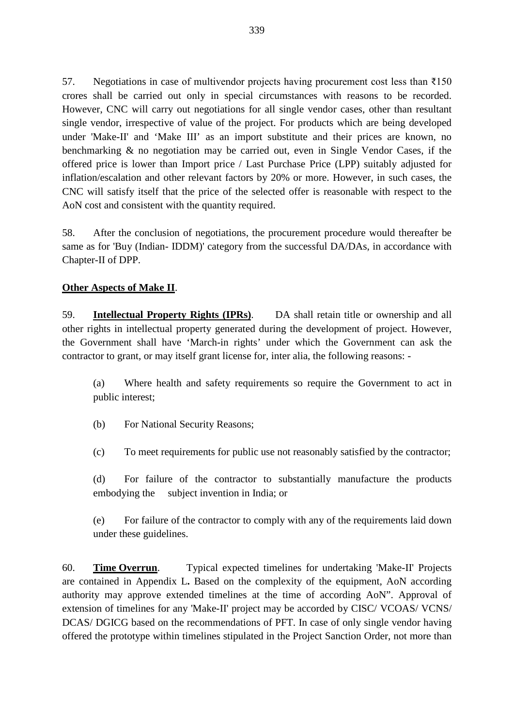57. Negotiations in case of multivendor projects having procurement cost less than ₹150 crores shall be carried out only in special circumstances with reasons to be recorded. However, CNC will carry out negotiations for all single vendor cases, other than resultant single vendor, irrespective of value of the project. For products which are being developed under 'Make-II' and 'Make III' as an import substitute and their prices are known, no benchmarking & no negotiation may be carried out, even in Single Vendor Cases, if the offered price is lower than Import price / Last Purchase Price (LPP) suitably adjusted for inflation/escalation and other relevant factors by 20% or more. However, in such cases, the CNC will satisfy itself that the price of the selected offer is reasonable with respect to the AoN cost and consistent with the quantity required.

58. After the conclusion of negotiations, the procurement procedure would thereafter be same as for 'Buy (Indian- IDDM)' category from the successful DA/DAs, in accordance with Chapter-II of DPP.

**Other Aspects of Make II**.

59. **Intellectual Property Rights (IPRs)**. DA shall retain title or ownership and all other rights in intellectual property generated during the development of project. However, the Government shall have 'March-in rights' under which the Government can ask the contractor to grant, or may itself grant license for, inter alia, the following reasons: -

(a) Where health and safety requirements so require the Government to act in public interest;

(b) For National Security Reasons;

(c) To meet requirements for public use not reasonably satisfied by the contractor;

(d) For failure of the contractor to substantially manufacture the products embodying the subject invention in India; or

(e) For failure of the contractor to comply with any of the requirements laid down under these guidelines.

60. **Time Overrun**. Typical expected timelines for undertaking 'Make-II' Projects are contained in Appendix L**.** Based on the complexity of the equipment, AoN according authority may approve extended timelines at the time of according AoN". Approval of extension of timelines for any 'Make-II' project may be accorded by CISC/ VCOAS/ VCNS/ DCAS/ DGICG based on the recommendations of PFT. In case of only single vendor having offered the prototype within timelines stipulated in the Project Sanction Order, not more than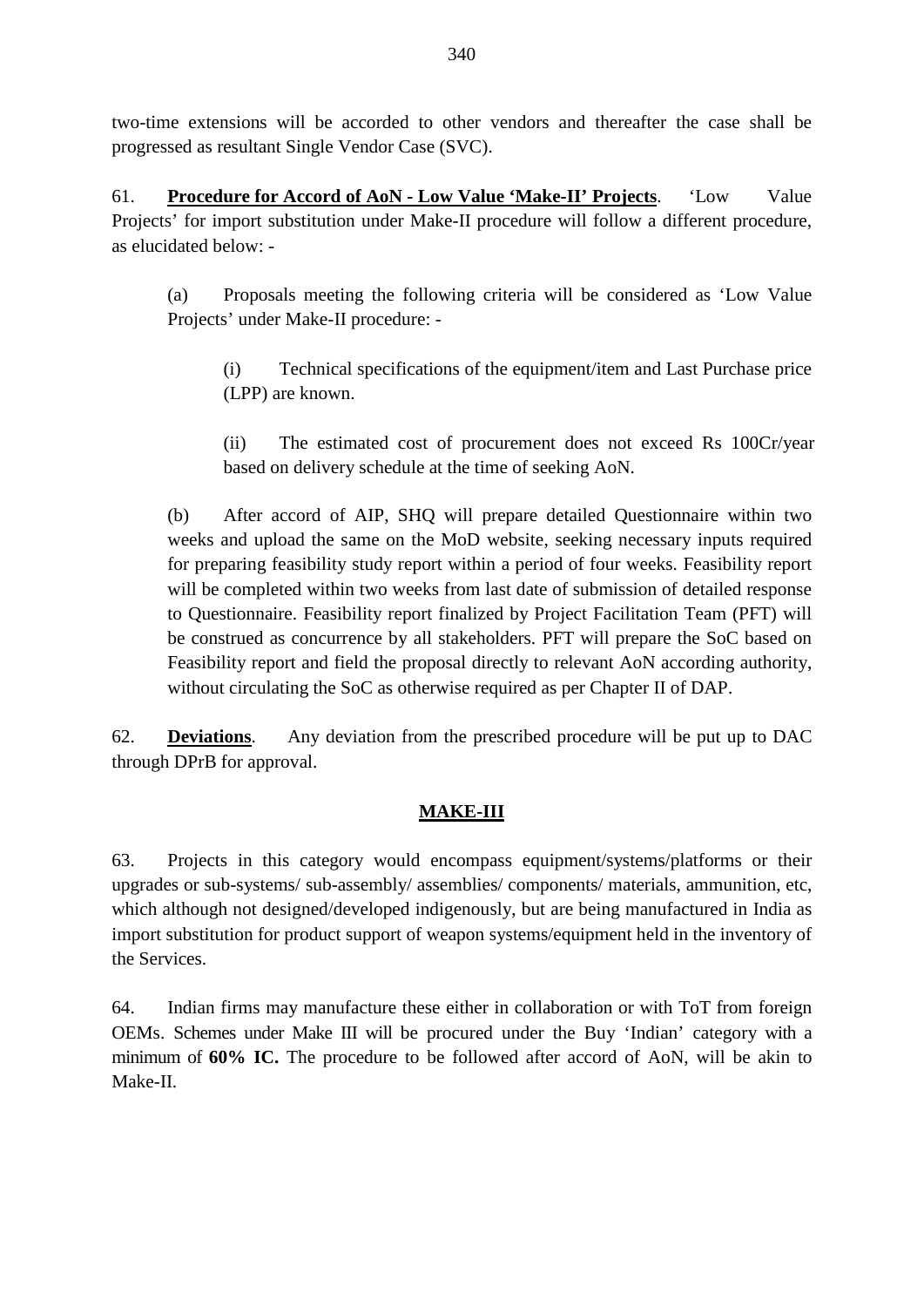two-time extensions will be accorded to other vendors and thereafter the case shall be progressed as resultant Single Vendor Case (SVC).

61. **<u>Procedure for Accord of AoN - Low Value 'Make-II' Projects</u>**. 'Low Value Projects' for import substitution under Make-II procedure will follow a different procedure, as elucidated below: -

(a) Proposals meeting the following criteria will be considered as 'Low Value Projects' under Make-II procedure: -

(i) Technical specifications of the equipment/item and Last Purchase price (LPP) are known.

(ii) The estimated cost of procurement does not exceed Rs 100Cr/year based on delivery schedule at the time of seeking AoN.

(b) After accord of AIP, SHQ will prepare detailed Questionnaire within two weeks and upload the same on the MoD website, seeking necessary inputs required for preparing feasibility study report within a period of four weeks. Feasibility report will be completed within two weeks from last date of submission of detailed response to Questionnaire. Feasibility report finalized by Project Facilitation Team (PFT) will be construed as concurrence by all stakeholders. PFT will prepare the SoC based on Feasibility report and field the proposal directly to relevant AoN according authority, without circulating the SoC as otherwise required as per Chapter II of DAP.

62. **<u>Deviations</u>**. Any deviation from the prescribed procedure will be put up to DAC through DPrB for approval.

## <u>MAKE-III</u>

63. Projects in this category would encompass equipment/systems/platforms or their upgrades or sub-systems/ sub-assembly/ assemblies/ components/ materials, ammunition, etc, which although not designed/developed indigenously, but are being manufactured in India as import substitution for product support of weapon systems/equipment held in the inventory of the Services.

64. Indian firms may manufacture these either in collaboration or with ToT from foreign OEMs. Schemes under Make III will be procured under the Buy 'Indian' category with a minimum of **60% IC.** The procedure to be followed after accord of AoN, will be akin to Make-II.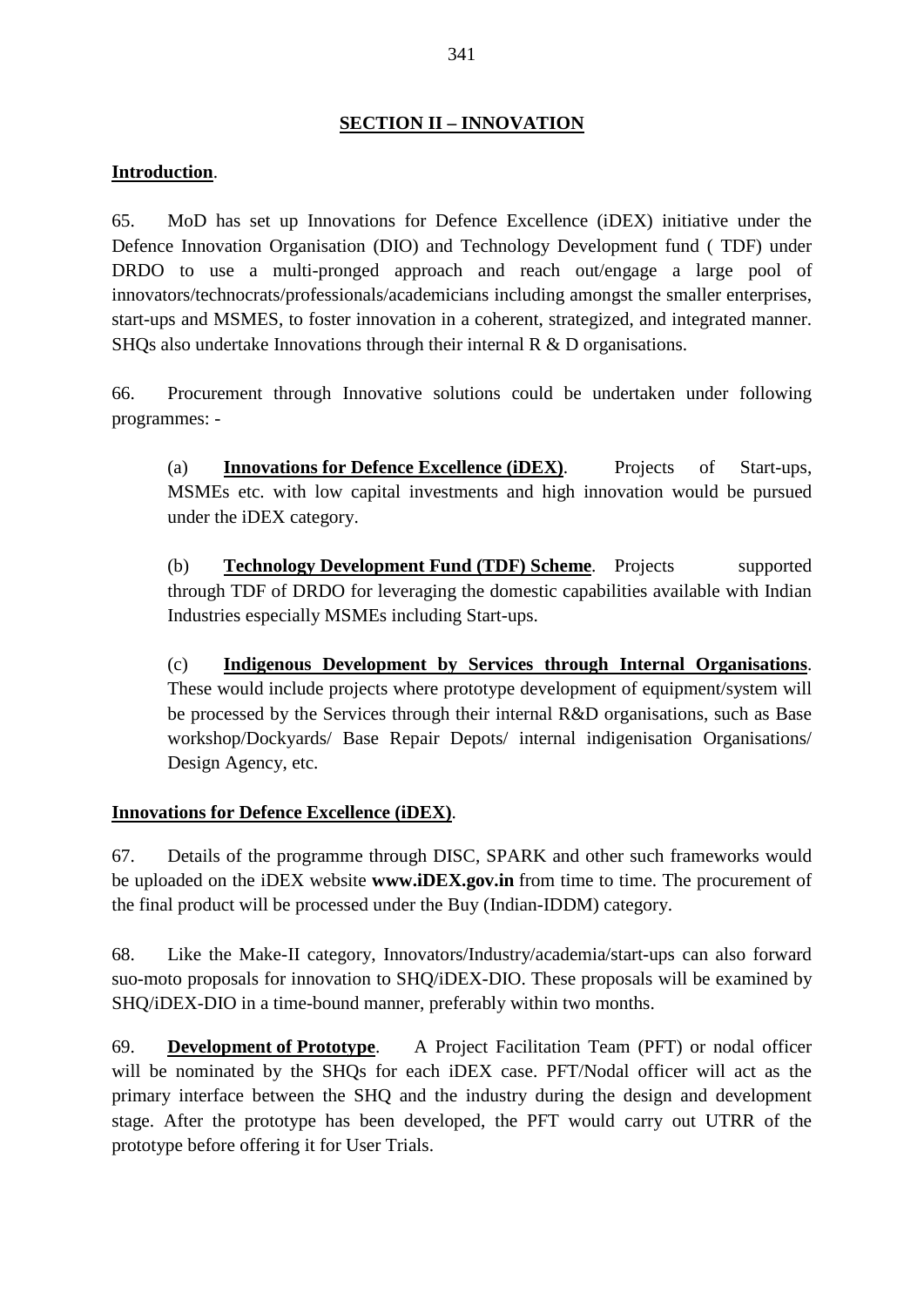## SECTION II – INNOVATION

**Introduction**.

65. MoD has set up Innovations for Defence Excellence (iDEX) initiative under the Defence Innovation Organisation (DIO) and Technology Development fund ( TDF) under DRDO to use a multi-pronged approach and reach out/engage a large pool of innovators/technocrats/professionals/academicians including amongst the smaller enterprises, start-ups and MSMES, to foster innovation in a coherent, strategized, and integrated manner. SHQs also undertake Innovations through their internal R & D organisations.

66. Procurement through Innovative solutions could be undertaken under following programmes: -

(a) **Innovations for Defence Excellence (iDEX)**. Projects of Start-ups, MSMEs etc. with low capital investments and high innovation would be pursued under the iDEX category.

(b) **Technology Development Fund (TDF) Scheme**. Projects supported through TDF of DRDO for leveraging the domestic capabilities available with Indian Industries especially MSMEs including Start-ups.

(c) **Indigenous Development by Services through Internal Organisations**. These would include projects where prototype development of equipment/system will be processed by the Services through their internal R&D organisations, such as Base workshop/Dockyards/ Base Repair Depots/ internal indigenisation Organisations/ Design Agency, etc.

**Innovations for Defence Excellence (iDEX)**.

67. Details of the programme through DISC, SPARK and other such frameworks would be uploaded on the iDEX website **www.iDEX.gov.in** from time to time. The procurement of the final product will be processed under the Buy (Indian-IDDM) category.

68. Like the Make-II category, Innovators/Industry/academia/start-ups can also forward suo-moto proposals for innovation to SHQ/iDEX-DIO. These proposals will be examined by SHQ/iDEX-DIO in a time-bound manner, preferably within two months.

69. **Development of Prototype**. A Project Facilitation Team (PFT) or nodal officer will be nominated by the SHQs for each iDEX case. PFT/Nodal officer will act as the primary interface between the SHQ and the industry during the design and development stage. After the prototype has been developed, the PFT would carry out UTRR of the prototype before offering it for User Trials.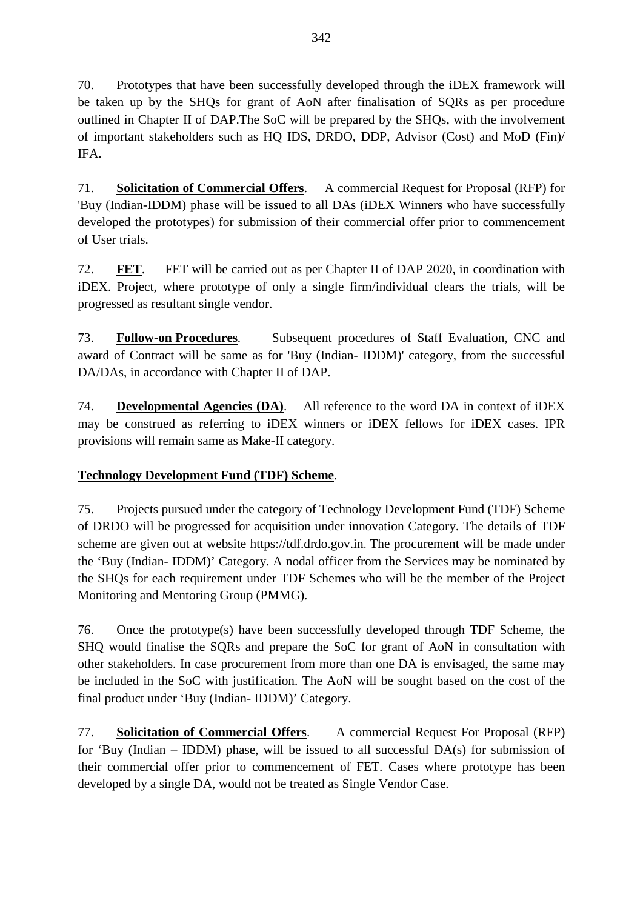70. Prototypes that have been successfully developed through the iDEX framework will be taken up by the SHQs for grant of AoN after finalisation of SQRs as per procedure outlined in Chapter II of DAP.The SoC will be prepared by the SHQs, with the involvement of important stakeholders such as HQ IDS, DRDO, DDP, Advisor (Cost) and MoD (Fin)/ IFA.

71. **Solicitation of Commercial Offers**. A commercial Request for Proposal (RFP) for 'Buy (Indian-IDDM) phase will be issued to all DAs (iDEX Winners who have successfully developed the prototypes) for submission of their commercial offer prior to commencement of User trials.

72. **FET**. FET will be carried out as per Chapter II of DAP 2020, in coordination with iDEX. Project, where prototype of only a single firm/individual clears the trials, will be progressed as resultant single vendor.

73. **Follow-on Procedures**. Subsequent procedures of Staff Evaluation, CNC and award of Contract will be same as for 'Buy (Indian- IDDM)' category, from the successful DA/DAs, in accordance with Chapter II of DAP.

74. **Developmental Agencies (DA)**. All reference to the word DA in context of iDEX may be construed as referring to iDEX winners or iDEX fellows for iDEX cases. IPR provisions will remain same as Make-II category.

**Technology Development Fund (TDF) Scheme**.

75. Projects pursued under the category of Technology Development Fund (TDF) Scheme of DRDO will be progressed for acquisition under innovation Category. The details of TDF scheme are given out at website https://tdf.drdo.gov.in. The procurement will be made under the 'Buy (Indian- IDDM)' Category. A nodal officer from the Services may be nominated by the SHQs for each requirement under TDF Schemes who will be the member of the Project Monitoring and Mentoring Group (PMMG).

76. Once the prototype(s) have been successfully developed through TDF Scheme, the SHQ would finalise the SQRs and prepare the SoC for grant of AoN in consultation with other stakeholders. In case procurement from more than one DA is envisaged, the same may be included in the SoC with justification. The AoN will be sought based on the cost of the final product under 'Buy (Indian- IDDM)' Category.

77. **Solicitation of Commercial Offers**. A commercial Request For Proposal (RFP) for 'Buy (Indian – IDDM) phase, will be issued to all successful DA(s) for submission of their commercial offer prior to commencement of FET. Cases where prototype has been developed by a single DA, would not be treated as Single Vendor Case.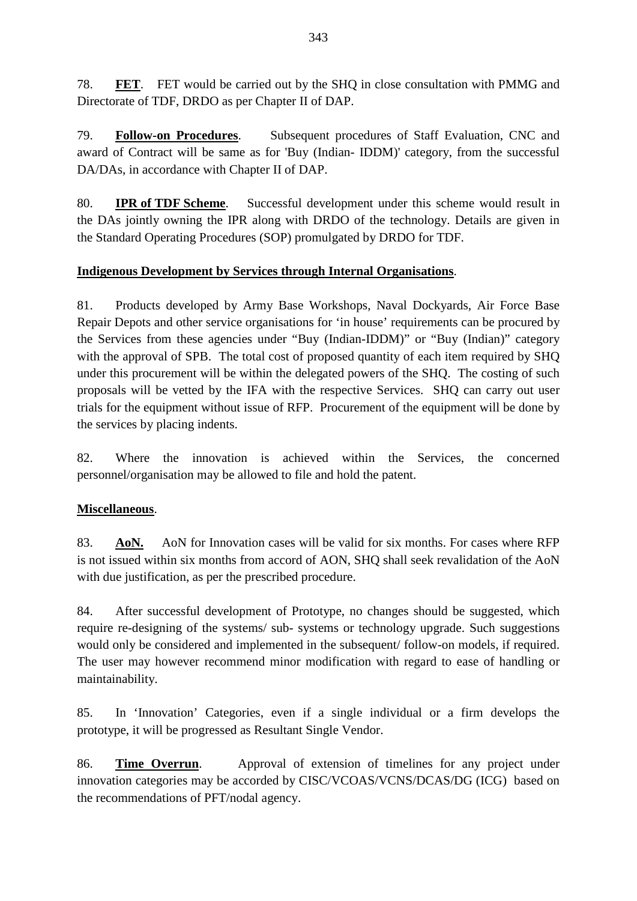78. **FET**. FET would be carried out by the SHQ in close consultation with PMMG and Directorate of TDF, DRDO as per Chapter II of DAP.

79. **Follow-on Procedures**. Subsequent procedures of Staff Evaluation, CNC and award of Contract will be same as for 'Buy (Indian- IDDM)' category, from the successful DA/DAs, in accordance with Chapter II of DAP.

80. **IPR of TDF Scheme**. Successful development under this scheme would result in the DAs jointly owning the IPR along with DRDO of the technology. Details are given in the Standard Operating Procedures (SOP) promulgated by DRDO for TDF.

**Indigenous Development by Services through Internal Organisations**.

81. Products developed by Army Base Workshops, Naval Dockyards, Air Force Base Repair Depots and other service organisations for 'in house' requirements can be procured by the Services from these agencies under "Buy (Indian-IDDM)" or "Buy (Indian)" category with the approval of SPB. The total cost of proposed quantity of each item required by SHQ under this procurement will be within the delegated powers of the SHQ. The costing of such proposals will be vetted by the IFA with the respective Services. SHQ can carry out user trials for the equipment without issue of RFP. Procurement of the equipment will be done by the services by placing indents.

82. Where the innovation is achieved within the Services, the concerned personnel/organisation may be allowed to file and hold the patent.

**Miscellaneous**.

83. **AoN.** AoN for Innovation cases will be valid for six months. For cases where RFP is not issued within six months from accord of AON, SHQ shall seek revalidation of the AoN with due justification, as per the prescribed procedure.

84. After successful development of Prototype, no changes should be suggested, which require re-designing of the systems/ sub- systems or technology upgrade. Such suggestions would only be considered and implemented in the subsequent/ follow-on models, if required. The user may however recommend minor modification with regard to ease of handling or maintainability.

85. In 'Innovation' Categories, even if a single individual or a firm develops the prototype, it will be progressed as Resultant Single Vendor.

86. **Time Overrun**. Approval of extension of timelines for any project under innovation categories may be accorded by CISC/VCOAS/VCNS/DCAS/DG (ICG) based on the recommendations of PFT/nodal agency.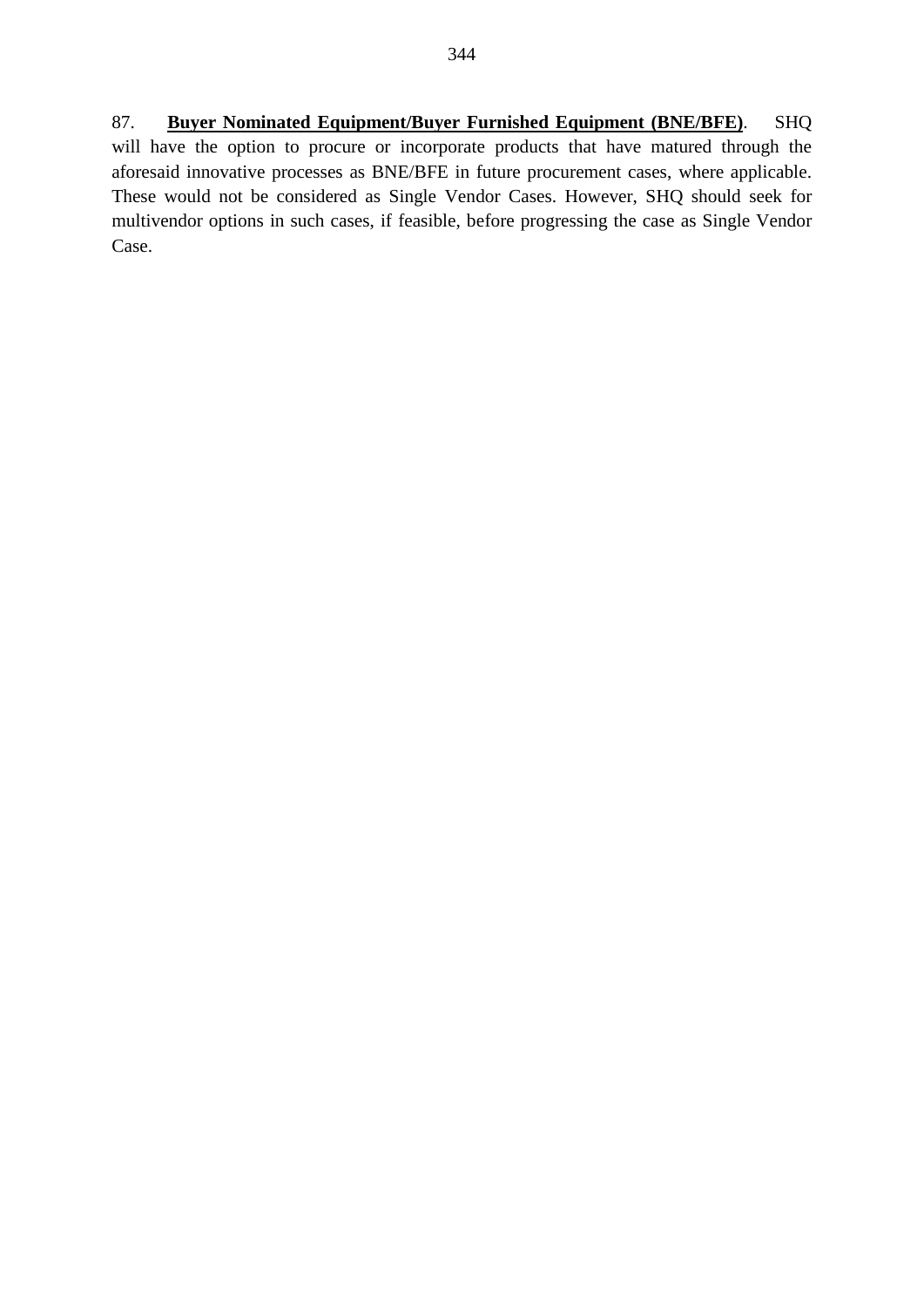87. **<u>Buyer Nominated Equipment/Buyer Furnished Equipment (BNE/BFE)</u>**. SHQ will have the option to procure or incorporate products that have matured through the aforesaid innovative processes as BNE/BFE in future procurement cases, where applicable. These would not be considered as Single Vendor Cases. However, SHQ should seek for multivendor options in such cases, if feasible, before progressing the case as Single Vendor Case.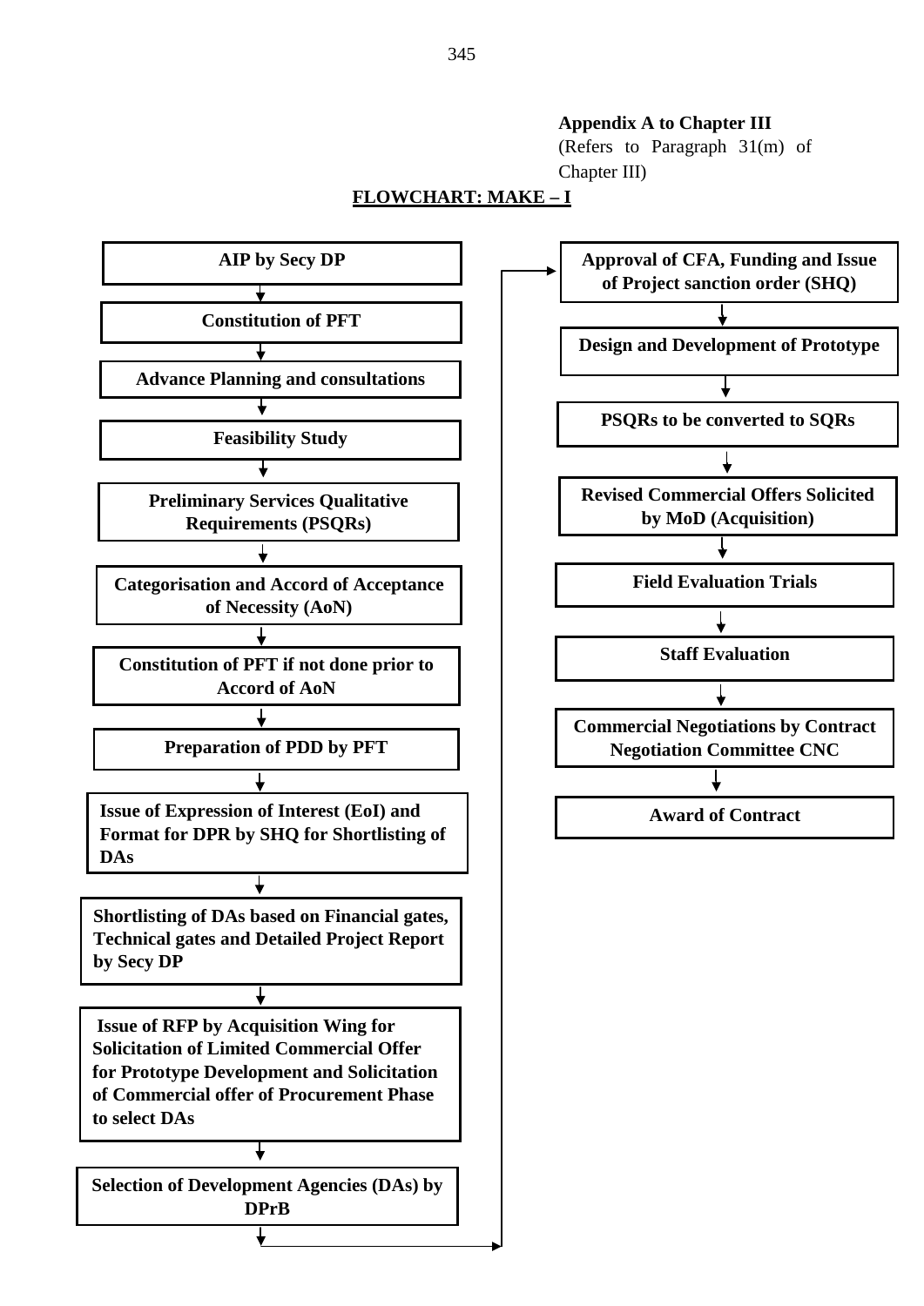**Appendix A to Chapter III**
(Refers to Paragraph 31(m) of Chapter III)

**FLOWCHART: MAKE – I**

1. **AIP by Secy DP**
2. **Constitution of PFT**
3. **Advance Planning and consultations**
4. **Feasibility Study**
5. **Preliminary Services Qualitative Requirements (PSQRs)**
6. **Categorisation and Accord of Acceptance of Necessity (AoN)**
7. **Constitution of PFT if not done prior to Accord of AoN**
8. **Preparation of PDD by PFT**
9. **Issue of Expression of Interest (EoI) and Format for DPR by SHQ for Shortlisting of DAs**
10. **Shortlisting of DAs based on Financial gates, Technical gates and Detailed Project Report by Secy DP**
11. **Issue of RFP by Acquisition Wing for Solicitation of Limited Commercial Offer for Prototype Development and Solicitation of Commercial offer of Procurement Phase to select DAs**
12. **Selection of Development Agencies (DAs) by DPrB**
13. **Approval of CFA, Funding and Issue of Project sanction order (SHQ)**
14. **Design and Development of Prototype**
15. **PSQRs to be converted to SQRs**
16. **Revised Commercial Offers Solicited by MoD (Acquisition)**
17. **Field Evaluation Trials**
18. **Staff Evaluation**
19. **Commercial Negotiations by Contract Negotiation Committee CNC**
20. **Award of Contract**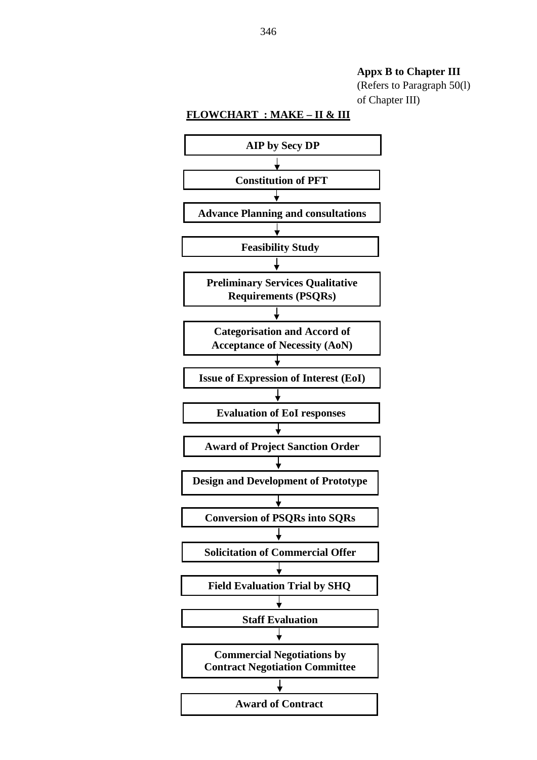**Appx B to Chapter III**
(Refers to Paragraph 50(l) of Chapter III)

## FLOWCHART : MAKE – II & III

**AIP by Secy DP**

↓

**Constitution of PFT**

↓

**Advance Planning and consultations**

↓

**Feasibility Study**

↓

**Preliminary Services Qualitative Requirements (PSQRs)**

↓

**Categorisation and Accord of Acceptance of Necessity (AoN)**

↓

**Issue of Expression of Interest (EoI)**

↓

**Evaluation of EoI responses**

↓

**Award of Project Sanction Order**

↓

**Design and Development of Prototype**

↓

**Conversion of PSQRs into SQRs**

↓

**Solicitation of Commercial Offer**

↓

**Field Evaluation Trial by SHQ**

↓

**Staff Evaluation**

↓

**Commercial Negotiations by Contract Negotiation Committee**

↓

**Award of Contract**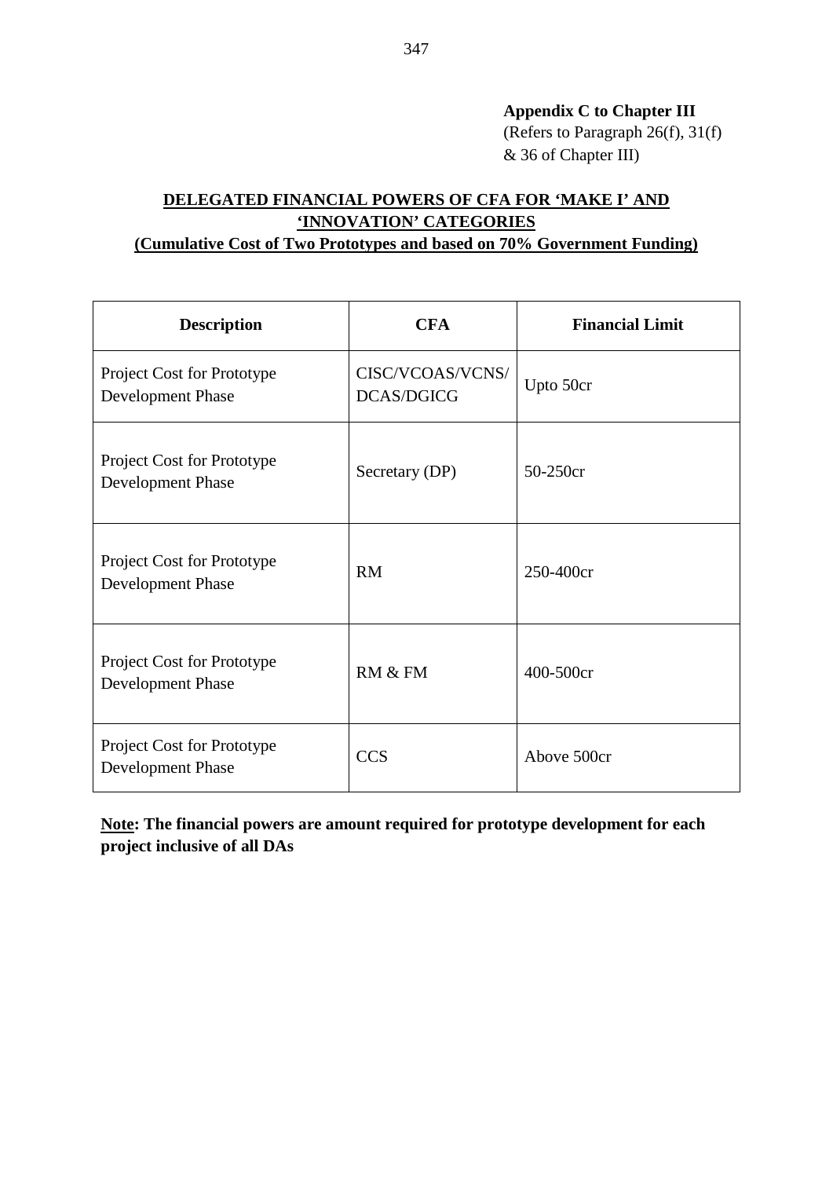**Appendix C to Chapter III**
(Refers to Paragraph 26(f), 31(f) & 36 of Chapter III)

**DELEGATED FINANCIAL POWERS OF CFA FOR 'MAKE I' AND 'INNOVATION' CATEGORIES**
**(Cumulative Cost of Two Prototypes and based on 70% Government Funding)**

| Description | CFA | Financial Limit |
|---|---|---|
| Project Cost for Prototype Development Phase | CISC/VCOAS/VCNS/DCAS/DGICG | Upto 50cr |
| Project Cost for Prototype Development Phase | Secretary (DP) | 50-250cr |
| Project Cost for Prototype Development Phase | RM | 250-400cr |
| Project Cost for Prototype Development Phase | RM & FM | 400-500cr |
| Project Cost for Prototype Development Phase | CCS | Above 500cr |

**Note: The financial powers are amount required for prototype development for each project inclusive of all DAs**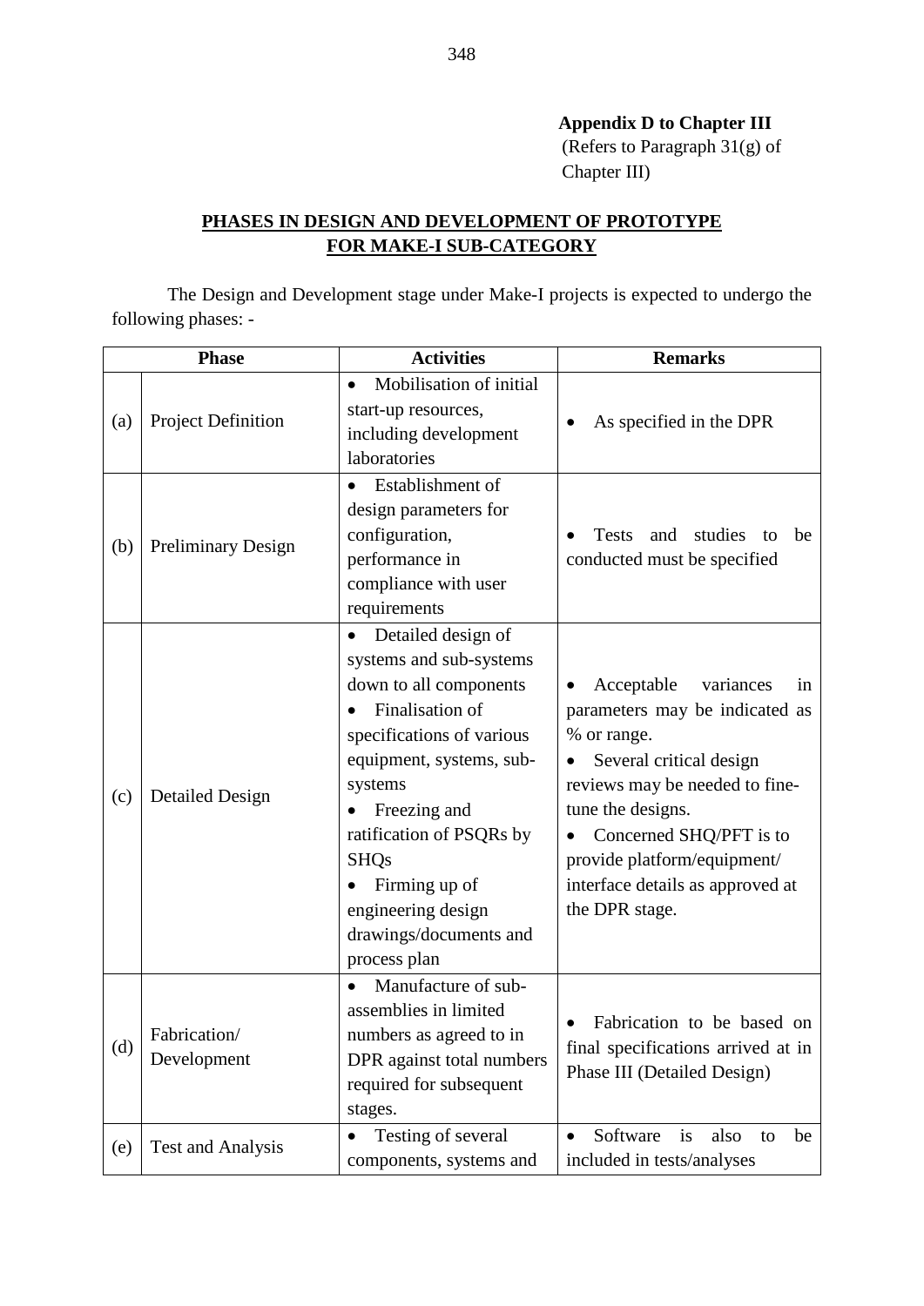**Appendix D to Chapter III**
(Refers to Paragraph 31(g) of Chapter III)

## PHASES IN DESIGN AND DEVELOPMENT OF PROTOTYPE FOR MAKE-I SUB-CATEGORY

The Design and Development stage under Make-I projects is expected to undergo the following phases: -

| Phase | | Activities | Remarks |
|---|---|---|---|
| (a) | Project Definition | • Mobilisation of initial start-up resources, including development laboratories | • As specified in the DPR |
| (b) | Preliminary Design | • Establishment of design parameters for configuration, performance in compliance with user requirements | • Tests and studies to be conducted must be specified |
| (c) | Detailed Design | • Detailed design of systems and sub-systems down to all components<br>• Finalisation of specifications of various equipment, systems, sub-systems<br>• Freezing and ratification of PSQRs by SHQs<br>• Firming up of engineering design drawings/documents and process plan | • Acceptable variances in parameters may be indicated as % or range.<br>• Several critical design reviews may be needed to fine-tune the designs.<br>• Concerned SHQ/PFT is to provide platform/equipment/ interface details as approved at the DPR stage. |
| (d) | Fabrication/ Development | • Manufacture of sub-assemblies in limited numbers as agreed to in DPR against total numbers required for subsequent stages. | • Fabrication to be based on final specifications arrived at in Phase III (Detailed Design) |
| (e) | Test and Analysis | • Testing of several components, systems and | • Software is also to be included in tests/analyses |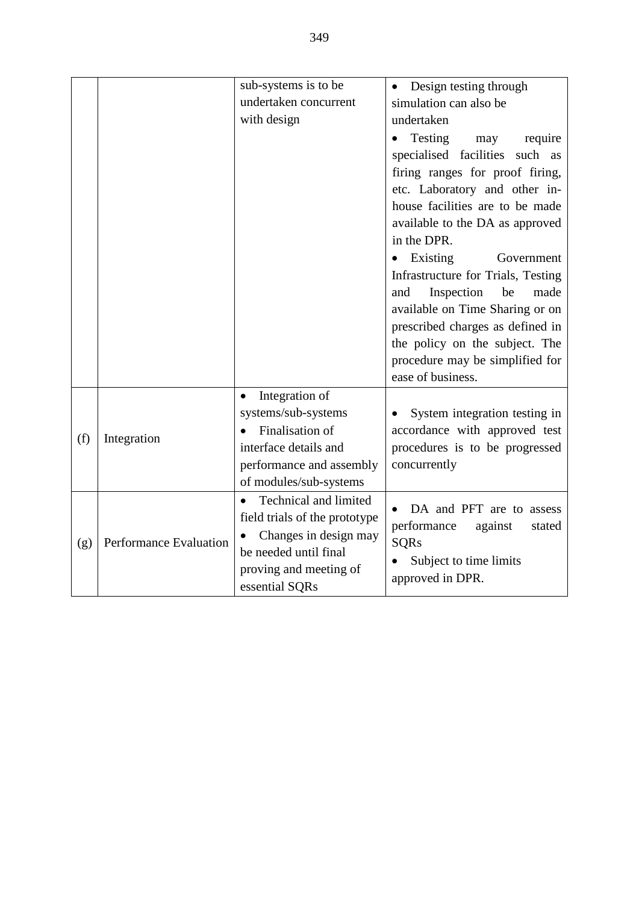| | | | |
|---|---|---|---|
| | | sub-systems is to be undertaken concurrent with design | • Design testing through simulation can also be undertaken<br>• Testing may require specialised facilities such as firing ranges for proof firing, etc. Laboratory and other in-house facilities are to be made available to the DA as approved in the DPR.<br>• Existing Government Infrastructure for Trials, Testing and Inspection be made available on Time Sharing or on prescribed charges as defined in the policy on the subject. The procedure may be simplified for ease of business. |
| (f) | Integration | • Integration of systems/sub-systems<br>• Finalisation of interface details and performance and assembly of modules/sub-systems | • System integration testing in accordance with approved test procedures is to be progressed concurrently |
| (g) | Performance Evaluation | • Technical and limited field trials of the prototype<br>• Changes in design may be needed until final proving and meeting of essential SQRs | • DA and PFT are to assess performance against stated SQRs<br>• Subject to time limits approved in DPR. |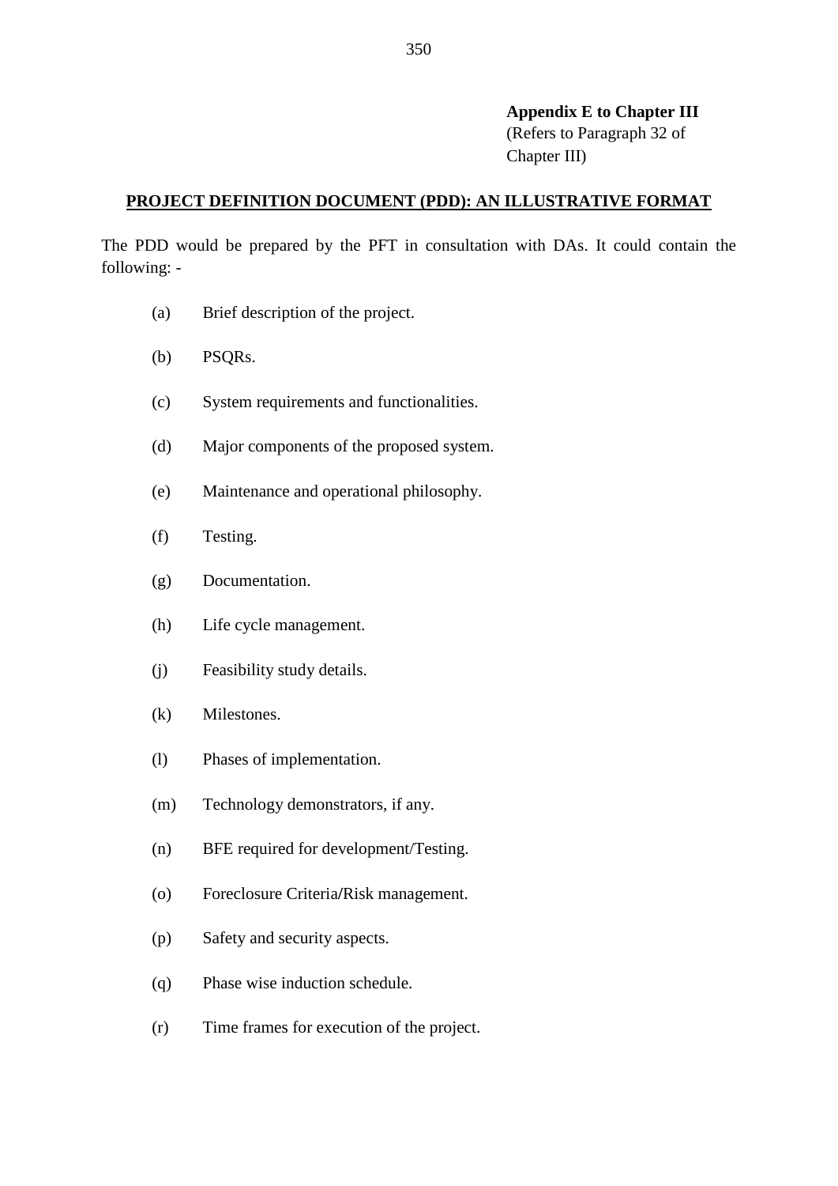**Appendix E to Chapter III**
(Refers to Paragraph 32 of Chapter III)

## PROJECT DEFINITION DOCUMENT (PDD): AN ILLUSTRATIVE FORMAT

The PDD would be prepared by the PFT in consultation with DAs. It could contain the following: -

(a) Brief description of the project.

(b) PSQRs.

(c) System requirements and functionalities.

(d) Major components of the proposed system.

(e) Maintenance and operational philosophy.

(f) Testing.

(g) Documentation.

(h) Life cycle management.

(j) Feasibility study details.

(k) Milestones.

(l) Phases of implementation.

(m) Technology demonstrators, if any.

(n) BFE required for development/Testing.

(o) Foreclosure Criteria/Risk management.

(p) Safety and security aspects.

(q) Phase wise induction schedule.

(r) Time frames for execution of the project.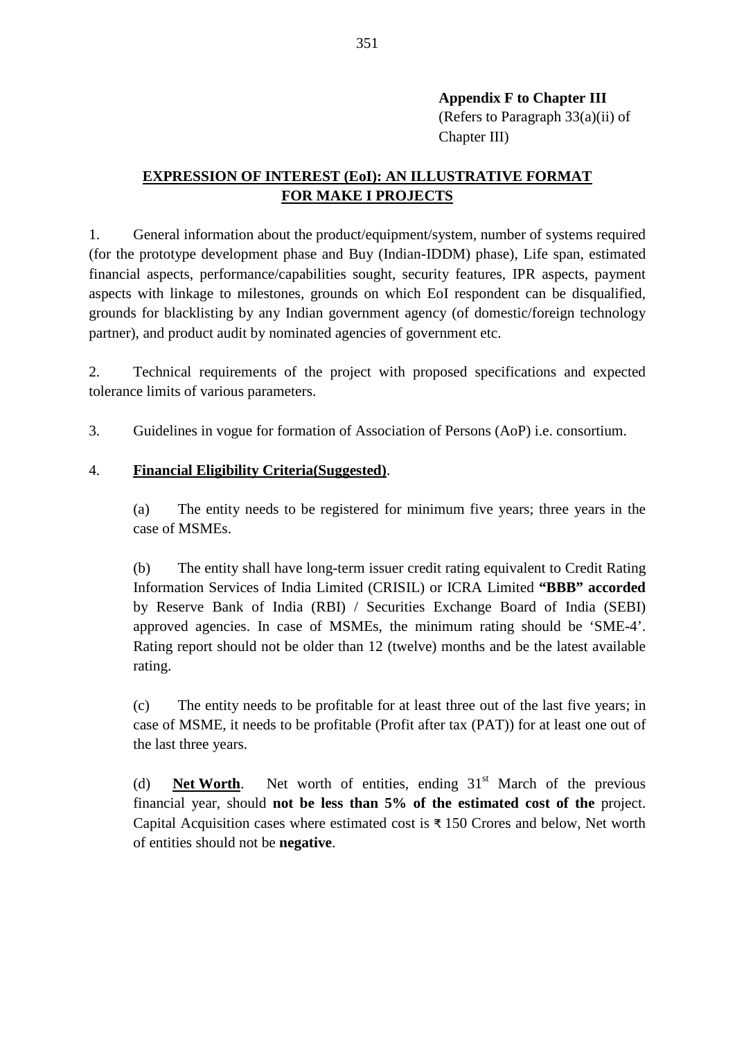**Appendix F to Chapter III**
(Refers to Paragraph 33(a)(ii) of Chapter III)

## EXPRESSION OF INTEREST (EoI): AN ILLUSTRATIVE FORMAT FOR MAKE I PROJECTS

1. General information about the product/equipment/system, number of systems required (for the prototype development phase and Buy (Indian-IDDM) phase), Life span, estimated financial aspects, performance/capabilities sought, security features, IPR aspects, payment aspects with linkage to milestones, grounds on which EoI respondent can be disqualified, grounds for blacklisting by any Indian government agency (of domestic/foreign technology partner), and product audit by nominated agencies of government etc.

2. Technical requirements of the project with proposed specifications and expected tolerance limits of various parameters.

3. Guidelines in vogue for formation of Association of Persons (AoP) i.e. consortium.

4. **Financial Eligibility Criteria(Suggested)**.

(a) The entity needs to be registered for minimum five years; three years in the case of MSMEs.

(b) The entity shall have long-term issuer credit rating equivalent to Credit Rating Information Services of India Limited (CRISIL) or ICRA Limited **"BBB" accorded** by Reserve Bank of India (RBI) / Securities Exchange Board of India (SEBI) approved agencies. In case of MSMEs, the minimum rating should be 'SME-4'. Rating report should not be older than 12 (twelve) months and be the latest available rating.

(c) The entity needs to be profitable for at least three out of the last five years; in case of MSME, it needs to be profitable (Profit after tax (PAT)) for at least one out of the last three years.

(d) **Net Worth**. Net worth of entities, ending 31st March of the previous financial year, should **not be less than 5% of the estimated cost of the** project. Capital Acquisition cases where estimated cost is ₹ 150 Crores and below, Net worth of entities should not be **negative**.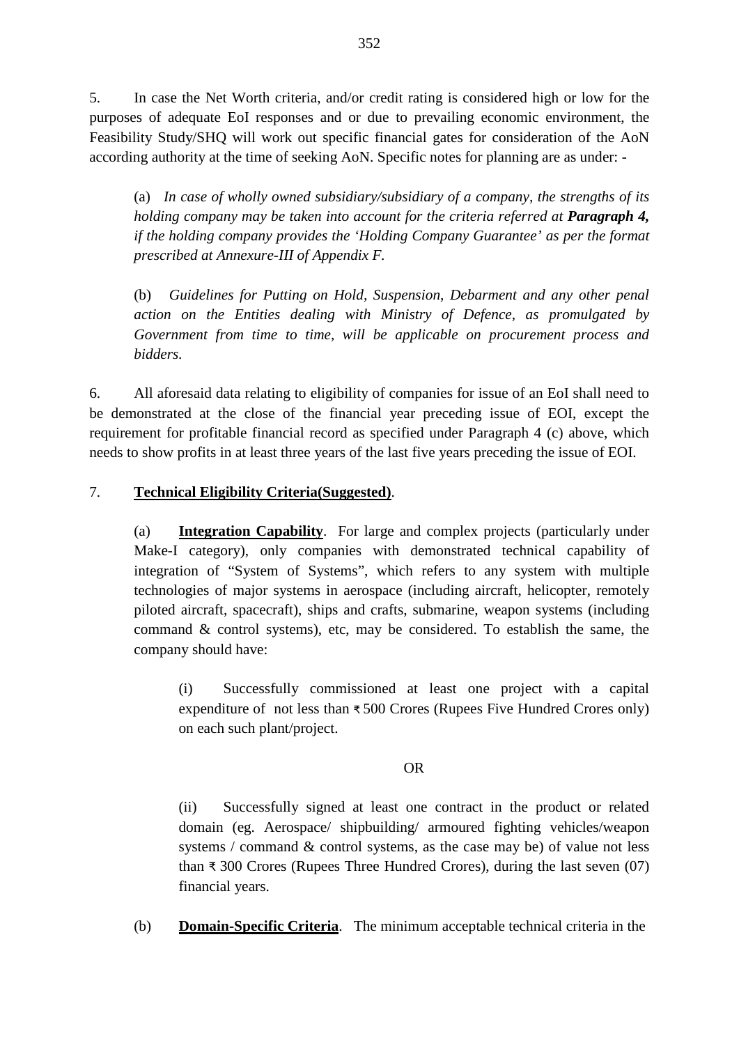5. In case the Net Worth criteria, and/or credit rating is considered high or low for the purposes of adequate EoI responses and or due to prevailing economic environment, the Feasibility Study/SHQ will work out specific financial gates for consideration of the AoN according authority at the time of seeking AoN. Specific notes for planning are as under: -

(a) *In case of wholly owned subsidiary/subsidiary of a company, the strengths of its holding company may be taken into account for the criteria referred at* ***Paragraph 4,*** *if the holding company provides the 'Holding Company Guarantee' as per the format prescribed at Annexure-III of Appendix F.*

(b) *Guidelines for Putting on Hold, Suspension, Debarment and any other penal action on the Entities dealing with Ministry of Defence, as promulgated by Government from time to time, will be applicable on procurement process and bidders.*

6. All aforesaid data relating to eligibility of companies for issue of an EoI shall need to be demonstrated at the close of the financial year preceding issue of EOI, except the requirement for profitable financial record as specified under Paragraph 4 (c) above, which needs to show profits in at least three years of the last five years preceding the issue of EOI.

7. **Technical Eligibility Criteria(Suggested)**.

(a) **Integration Capability**. For large and complex projects (particularly under Make-I category), only companies with demonstrated technical capability of integration of "System of Systems", which refers to any system with multiple technologies of major systems in aerospace (including aircraft, helicopter, remotely piloted aircraft, spacecraft), ships and crafts, submarine, weapon systems (including command & control systems), etc, may be considered. To establish the same, the company should have:

(i) Successfully commissioned at least one project with a capital expenditure of not less than ₹ 500 Crores (Rupees Five Hundred Crores only) on each such plant/project.

OR

(ii) Successfully signed at least one contract in the product or related domain (eg. Aerospace/ shipbuilding/ armoured fighting vehicles/weapon systems / command & control systems, as the case may be) of value not less than ₹ 300 Crores (Rupees Three Hundred Crores), during the last seven (07) financial years.

(b) **Domain-Specific Criteria**. The minimum acceptable technical criteria in the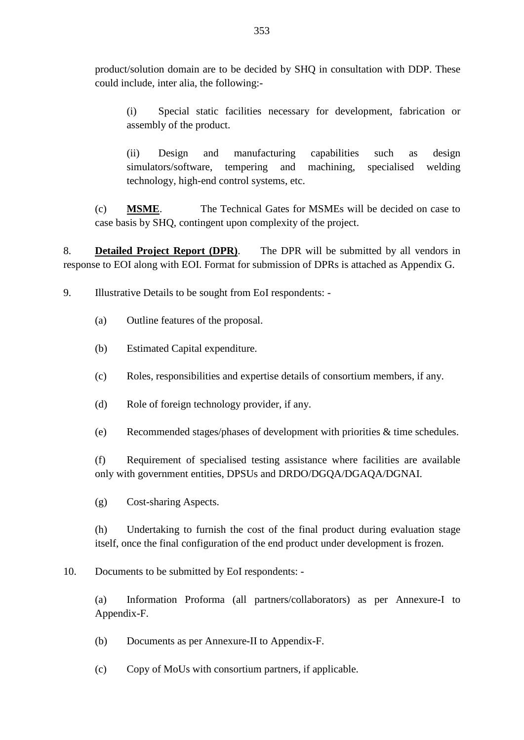product/solution domain are to be decided by SHQ in consultation with DDP. These could include, inter alia, the following:-

(i) Special static facilities necessary for development, fabrication or assembly of the product.

(ii) Design and manufacturing capabilities such as design simulators/software, tempering and machining, specialised welding technology, high-end control systems, etc.

(c) **MSME**. The Technical Gates for MSMEs will be decided on case to case basis by SHQ, contingent upon complexity of the project.

8. **Detailed Project Report (DPR)**. The DPR will be submitted by all vendors in response to EOI along with EOI. Format for submission of DPRs is attached as Appendix G.

9. Illustrative Details to be sought from EoI respondents: -

(a) Outline features of the proposal.

(b) Estimated Capital expenditure.

(c) Roles, responsibilities and expertise details of consortium members, if any.

(d) Role of foreign technology provider, if any.

(e) Recommended stages/phases of development with priorities & time schedules.

(f) Requirement of specialised testing assistance where facilities are available only with government entities, DPSUs and DRDO/DGQA/DGAQA/DGNAI.

(g) Cost-sharing Aspects.

(h) Undertaking to furnish the cost of the final product during evaluation stage itself, once the final configuration of the end product under development is frozen.

10. Documents to be submitted by EoI respondents: -

(a) Information Proforma (all partners/collaborators) as per Annexure-I to Appendix-F.

(b) Documents as per Annexure-II to Appendix-F.

(c) Copy of MoUs with consortium partners, if applicable.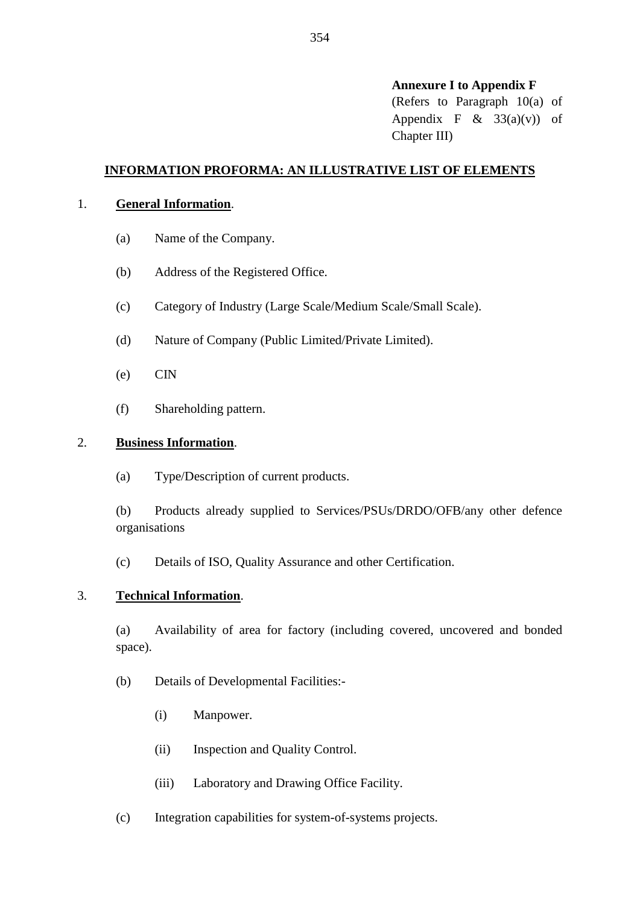**Annexure I to Appendix F**
(Refers to Paragraph 10(a) of Appendix F & 33(a)(v)) of Chapter III)

## INFORMATION PROFORMA: AN ILLUSTRATIVE LIST OF ELEMENTS

1. **General Information**.

   (a) Name of the Company.

   (b) Address of the Registered Office.

   (c) Category of Industry (Large Scale/Medium Scale/Small Scale).

   (d) Nature of Company (Public Limited/Private Limited).

   (e) CIN

   (f) Shareholding pattern.

2. **Business Information**.

   (a) Type/Description of current products.

   (b) Products already supplied to Services/PSUs/DRDO/OFB/any other defence organisations

   (c) Details of ISO, Quality Assurance and other Certification.

3. **Technical Information**.

   (a) Availability of area for factory (including covered, uncovered and bonded space).

   (b) Details of Developmental Facilities:-

      (i) Manpower.

      (ii) Inspection and Quality Control.

      (iii) Laboratory and Drawing Office Facility.

   (c) Integration capabilities for system-of-systems projects.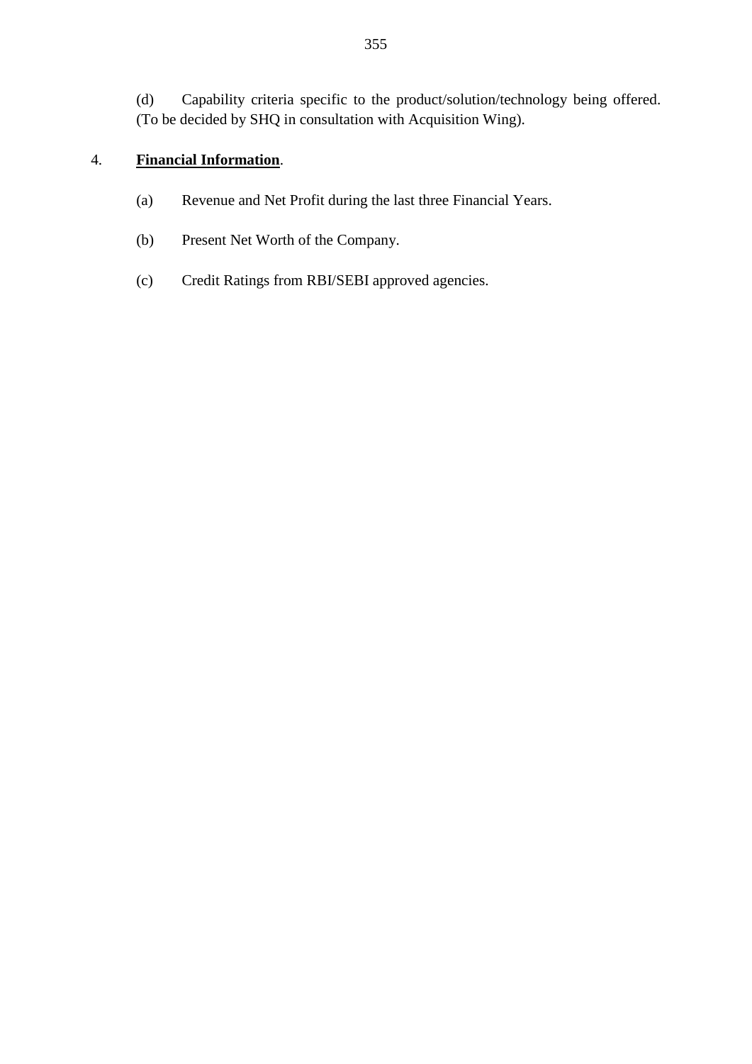(d) Capability criteria specific to the product/solution/technology being offered. (To be decided by SHQ in consultation with Acquisition Wing).

4. **Financial Information**.

(a) Revenue and Net Profit during the last three Financial Years.

(b) Present Net Worth of the Company.

(c) Credit Ratings from RBI/SEBI approved agencies.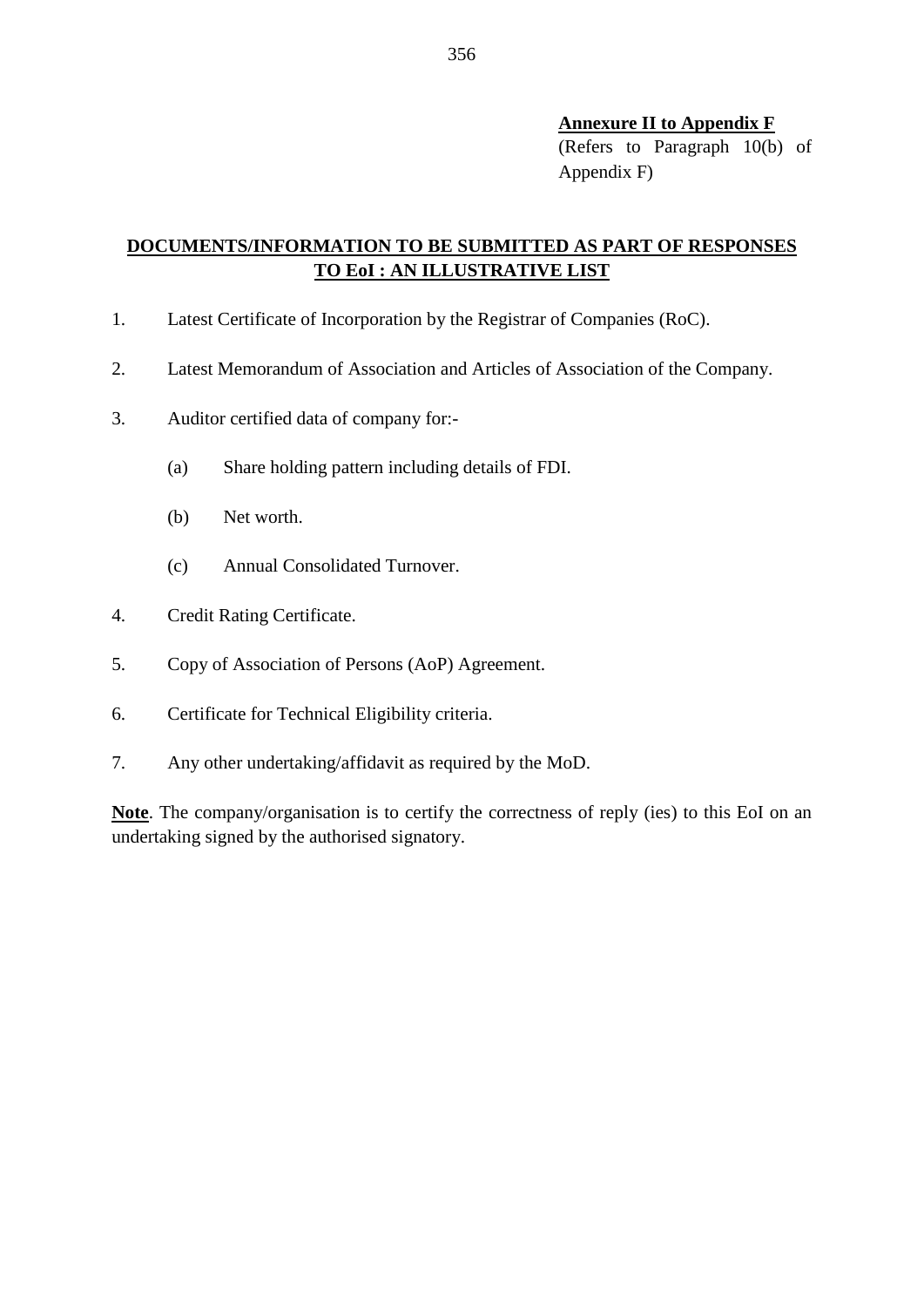**Annexure II to Appendix F**
(Refers to Paragraph 10(b) of Appendix F)

## DOCUMENTS/INFORMATION TO BE SUBMITTED AS PART OF RESPONSES TO EoI : AN ILLUSTRATIVE LIST

1. Latest Certificate of Incorporation by the Registrar of Companies (RoC).

2. Latest Memorandum of Association and Articles of Association of the Company.

3. Auditor certified data of company for:-

   (a) Share holding pattern including details of FDI.

   (b) Net worth.

   (c) Annual Consolidated Turnover.

4. Credit Rating Certificate.

5. Copy of Association of Persons (AoP) Agreement.

6. Certificate for Technical Eligibility criteria.

7. Any other undertaking/affidavit as required by the MoD.

**Note**. The company/organisation is to certify the correctness of reply (ies) to this EoI on an undertaking signed by the authorised signatory.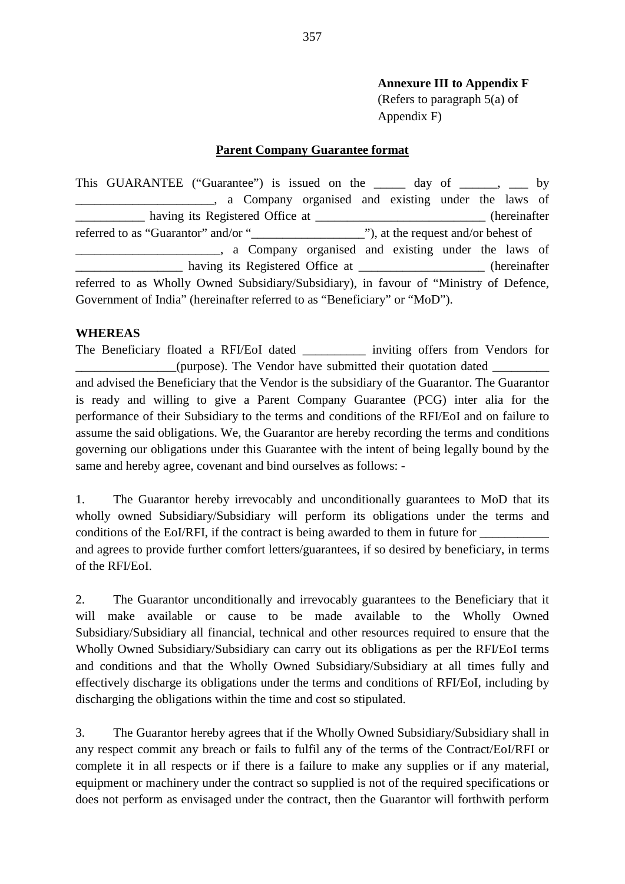**Annexure III to Appendix F**
(Refers to paragraph 5(a) of Appendix F)

**Parent Company Guarantee format**

This GUARANTEE ("Guarantee") is issued on the _____ day of ______, ___ by ______________________, a Company organised and existing under the laws of ___________ having its Registered Office at ___________________________ (hereinafter referred to as "Guarantor" and/or "__________________"), at the request and/or behest of _______________________, a Company organised and existing under the laws of _________________ having its Registered Office at ____________________ (hereinafter referred to as Wholly Owned Subsidiary/Subsidiary), in favour of "Ministry of Defence, Government of India" (hereinafter referred to as "Beneficiary" or "MoD").

**WHEREAS**

The Beneficiary floated a RFI/EoI dated __________ inviting offers from Vendors for ________________(purpose). The Vendor have submitted their quotation dated _________ and advised the Beneficiary that the Vendor is the subsidiary of the Guarantor. The Guarantor is ready and willing to give a Parent Company Guarantee (PCG) inter alia for the performance of their Subsidiary to the terms and conditions of the RFI/EoI and on failure to assume the said obligations. We, the Guarantor are hereby recording the terms and conditions governing our obligations under this Guarantee with the intent of being legally bound by the same and hereby agree, covenant and bind ourselves as follows: -

1. The Guarantor hereby irrevocably and unconditionally guarantees to MoD that its wholly owned Subsidiary/Subsidiary will perform its obligations under the terms and conditions of the EoI/RFI, if the contract is being awarded to them in future for ___________ and agrees to provide further comfort letters/guarantees, if so desired by beneficiary, in terms of the RFI/EoI.

2. The Guarantor unconditionally and irrevocably guarantees to the Beneficiary that it will make available or cause to be made available to the Wholly Owned Subsidiary/Subsidiary all financial, technical and other resources required to ensure that the Wholly Owned Subsidiary/Subsidiary can carry out its obligations as per the RFI/EoI terms and conditions and that the Wholly Owned Subsidiary/Subsidiary at all times fully and effectively discharge its obligations under the terms and conditions of RFI/EoI, including by discharging the obligations within the time and cost so stipulated.

3. The Guarantor hereby agrees that if the Wholly Owned Subsidiary/Subsidiary shall in any respect commit any breach or fails to fulfil any of the terms of the Contract/EoI/RFI or complete it in all respects or if there is a failure to make any supplies or if any material, equipment or machinery under the contract so supplied is not of the required specifications or does not perform as envisaged under the contract, then the Guarantor will forthwith perform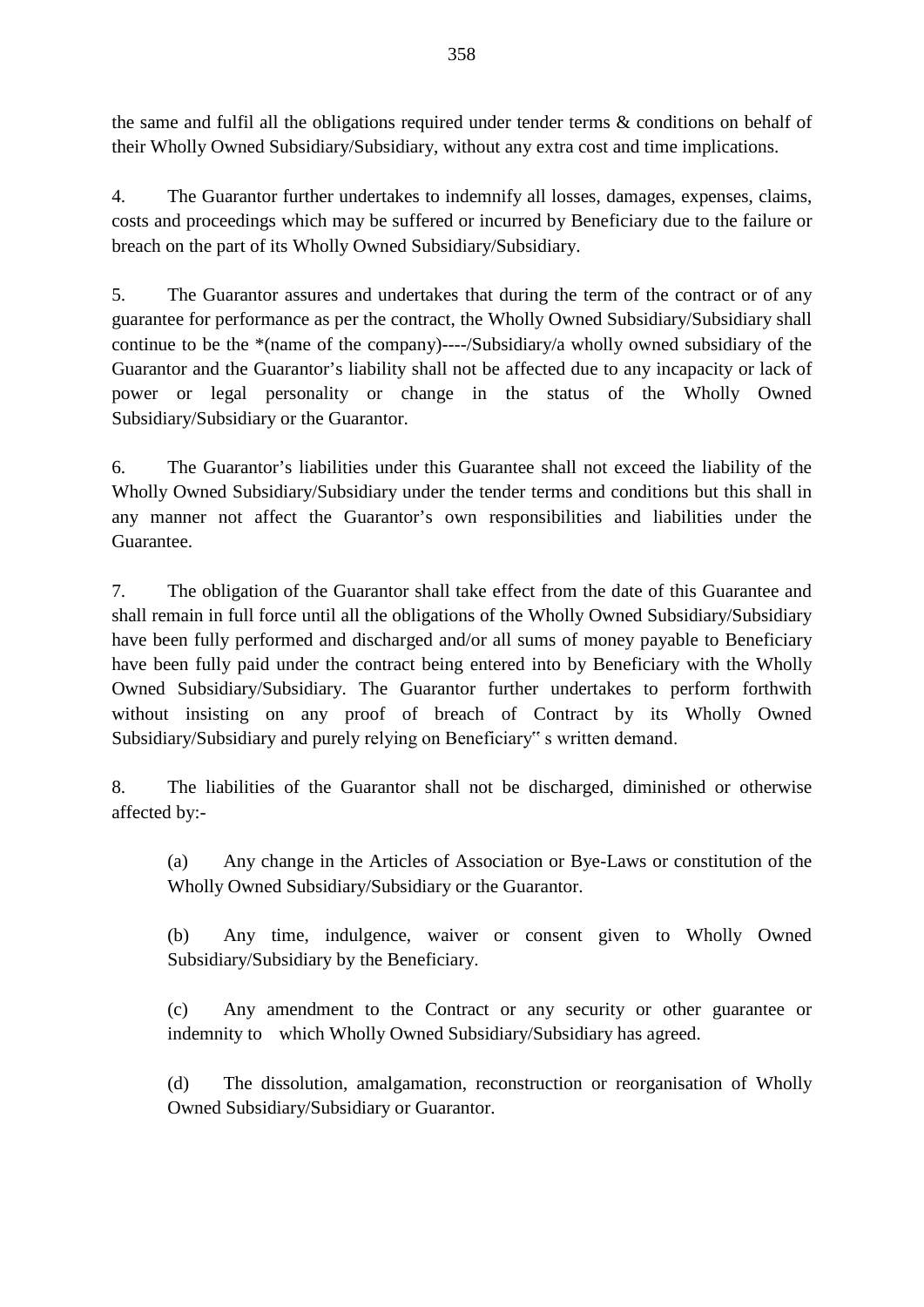the same and fulfil all the obligations required under tender terms & conditions on behalf of their Wholly Owned Subsidiary/Subsidiary, without any extra cost and time implications.

4. The Guarantor further undertakes to indemnify all losses, damages, expenses, claims, costs and proceedings which may be suffered or incurred by Beneficiary due to the failure or breach on the part of its Wholly Owned Subsidiary/Subsidiary.

5. The Guarantor assures and undertakes that during the term of the contract or of any guarantee for performance as per the contract, the Wholly Owned Subsidiary/Subsidiary shall continue to be the *(name of the company)----/Subsidiary/a wholly owned subsidiary of the Guarantor and the Guarantor's liability shall not be affected due to any incapacity or lack of power or legal personality or change in the status of the Wholly Owned Subsidiary/Subsidiary or the Guarantor.

6. The Guarantor's liabilities under this Guarantee shall not exceed the liability of the Wholly Owned Subsidiary/Subsidiary under the tender terms and conditions but this shall in any manner not affect the Guarantor's own responsibilities and liabilities under the Guarantee.

7. The obligation of the Guarantor shall take effect from the date of this Guarantee and shall remain in full force until all the obligations of the Wholly Owned Subsidiary/Subsidiary have been fully performed and discharged and/or all sums of money payable to Beneficiary have been fully paid under the contract being entered into by Beneficiary with the Wholly Owned Subsidiary/Subsidiary. The Guarantor further undertakes to perform forthwith without insisting on any proof of breach of Contract by its Wholly Owned Subsidiary/Subsidiary and purely relying on Beneficiary" s written demand.

8. The liabilities of the Guarantor shall not be discharged, diminished or otherwise affected by:-

(a) Any change in the Articles of Association or Bye-Laws or constitution of the Wholly Owned Subsidiary/Subsidiary or the Guarantor.

(b) Any time, indulgence, waiver or consent given to Wholly Owned Subsidiary/Subsidiary by the Beneficiary.

(c) Any amendment to the Contract or any security or other guarantee or indemnity to which Wholly Owned Subsidiary/Subsidiary has agreed.

(d) The dissolution, amalgamation, reconstruction or reorganisation of Wholly Owned Subsidiary/Subsidiary or Guarantor.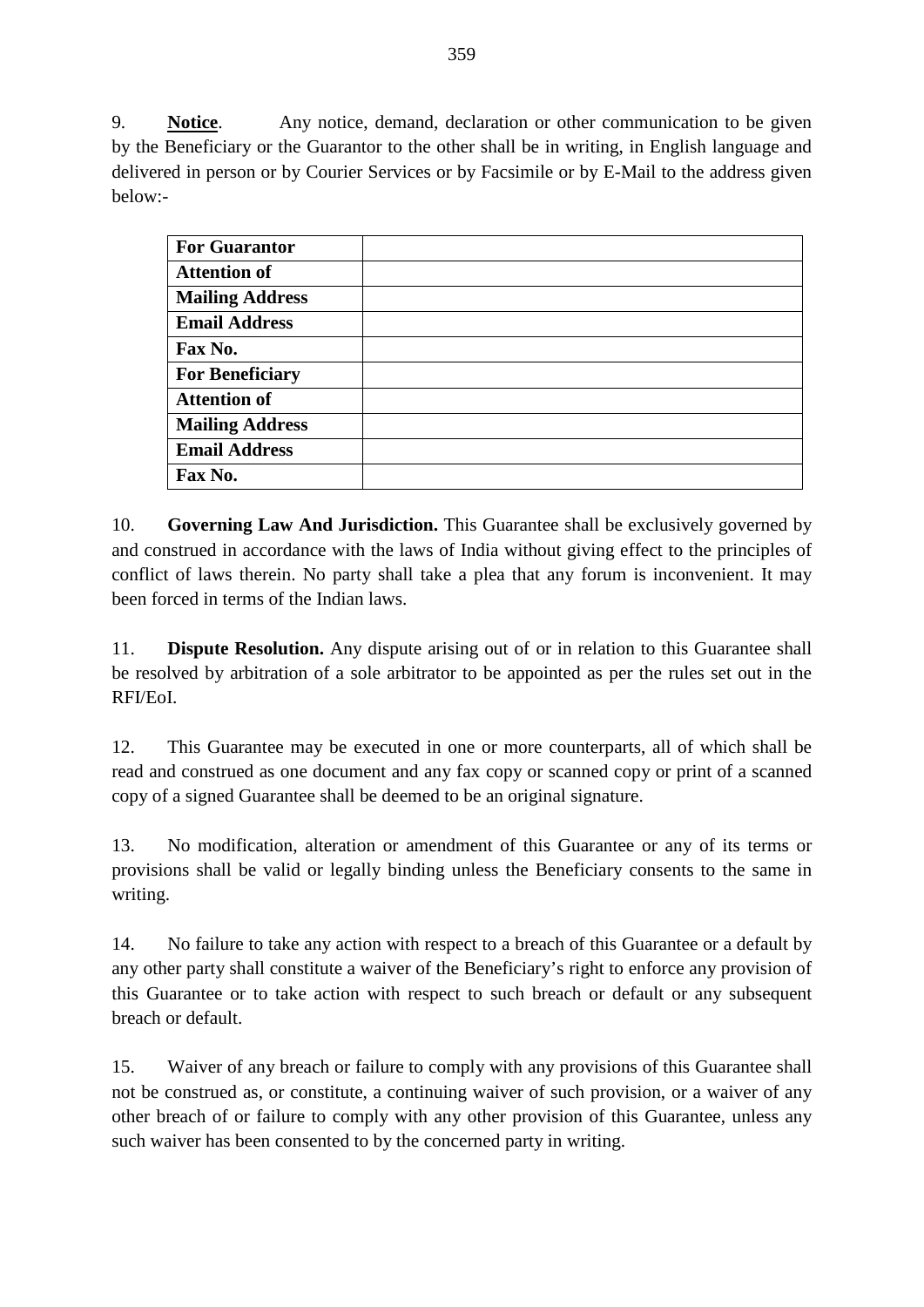9. **Notice**. Any notice, demand, declaration or other communication to be given by the Beneficiary or the Guarantor to the other shall be in writing, in English language and delivered in person or by Courier Services or by Facsimile or by E-Mail to the address given below:-

| | |
|---|---|
| **For Guarantor** | |
| **Attention of** | |
| **Mailing Address** | |
| **Email Address** | |
| **Fax No.** | |
| **For Beneficiary** | |
| **Attention of** | |
| **Mailing Address** | |
| **Email Address** | |
| **Fax No.** | |

10. **Governing Law And Jurisdiction.** This Guarantee shall be exclusively governed by and construed in accordance with the laws of India without giving effect to the principles of conflict of laws therein. No party shall take a plea that any forum is inconvenient. It may been forced in terms of the Indian laws.

11. **Dispute Resolution.** Any dispute arising out of or in relation to this Guarantee shall be resolved by arbitration of a sole arbitrator to be appointed as per the rules set out in the RFI/EoI.

12. This Guarantee may be executed in one or more counterparts, all of which shall be read and construed as one document and any fax copy or scanned copy or print of a scanned copy of a signed Guarantee shall be deemed to be an original signature.

13. No modification, alteration or amendment of this Guarantee or any of its terms or provisions shall be valid or legally binding unless the Beneficiary consents to the same in writing.

14. No failure to take any action with respect to a breach of this Guarantee or a default by any other party shall constitute a waiver of the Beneficiary's right to enforce any provision of this Guarantee or to take action with respect to such breach or default or any subsequent breach or default.

15. Waiver of any breach or failure to comply with any provisions of this Guarantee shall not be construed as, or constitute, a continuing waiver of such provision, or a waiver of any other breach of or failure to comply with any other provision of this Guarantee, unless any such waiver has been consented to by the concerned party in writing.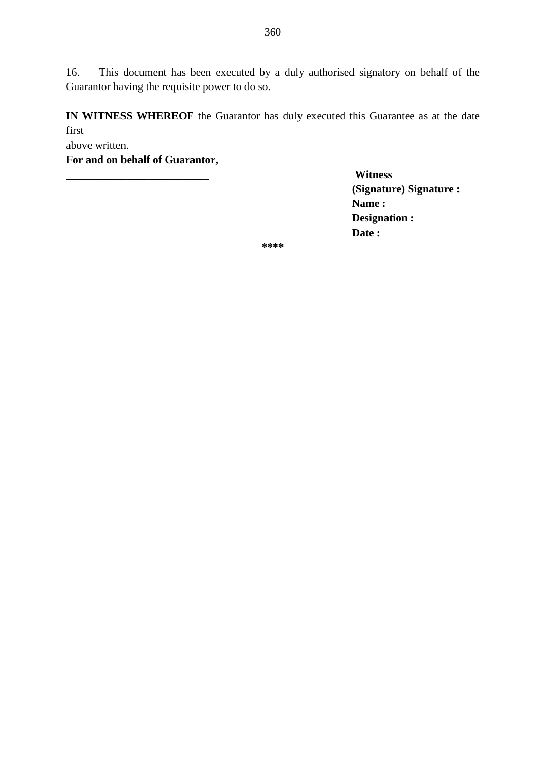16. This document has been executed by a duly authorised signatory on behalf of the Guarantor having the requisite power to do so.

**IN WITNESS WHEREOF** the Guarantor has duly executed this Guarantee as at the date first above written.

**For and on behalf of Guarantor,**

**_________________________**

**Witness**
**(Signature) Signature :**
**Name :**
**Designation :**
**Date :**

**\*\*\*\***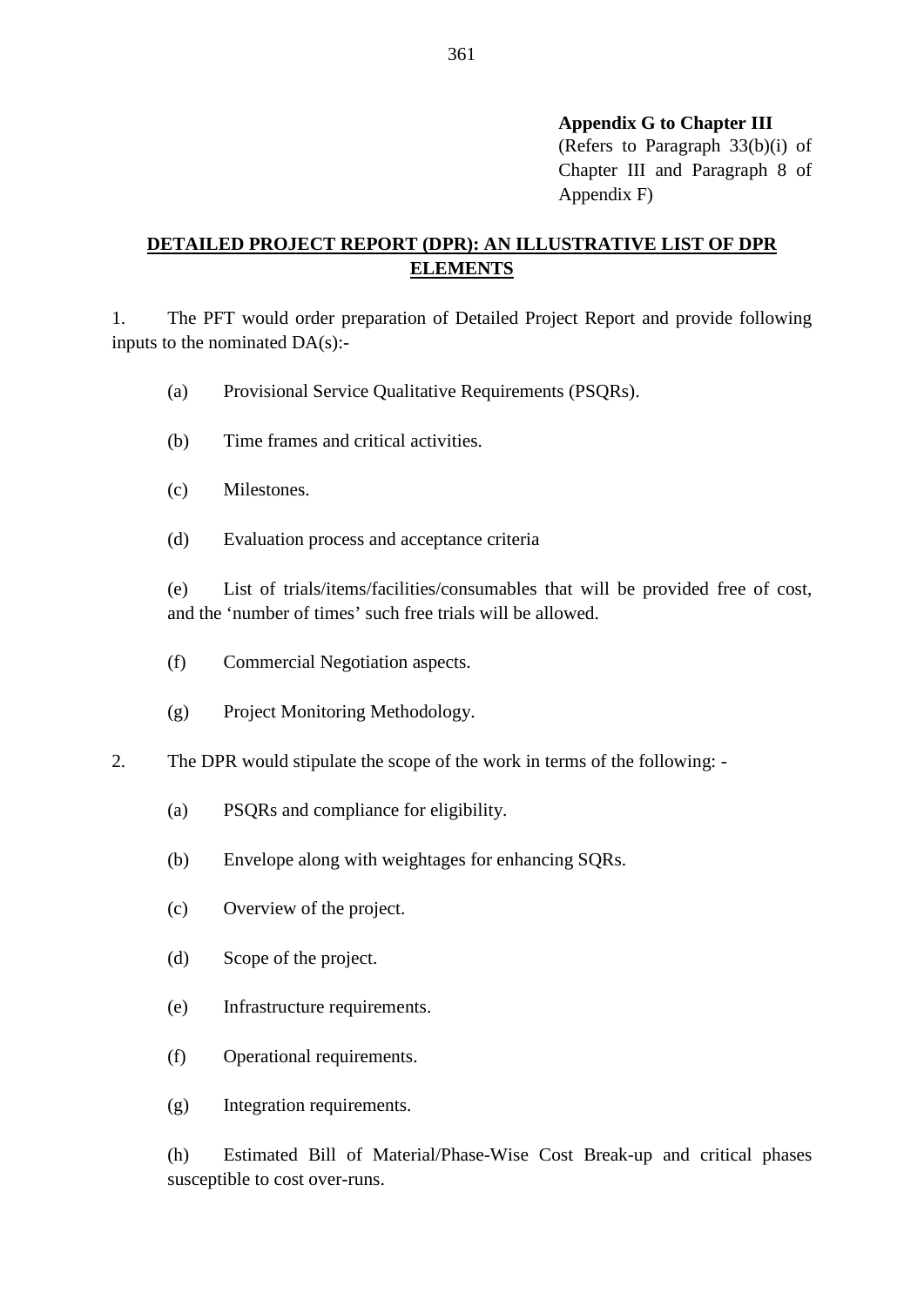**Appendix G to Chapter III**
(Refers to Paragraph 33(b)(i) of Chapter III and Paragraph 8 of Appendix F)

## <u>DETAILED PROJECT REPORT (DPR): AN ILLUSTRATIVE LIST OF DPR ELEMENTS</u>

1. The PFT would order preparation of Detailed Project Report and provide following inputs to the nominated DA(s):-

   (a) Provisional Service Qualitative Requirements (PSQRs).

   (b) Time frames and critical activities.

   (c) Milestones.

   (d) Evaluation process and acceptance criteria

   (e) List of trials/items/facilities/consumables that will be provided free of cost, and the 'number of times' such free trials will be allowed.

   (f) Commercial Negotiation aspects.

   (g) Project Monitoring Methodology.

2. The DPR would stipulate the scope of the work in terms of the following: -

   (a) PSQRs and compliance for eligibility.

   (b) Envelope along with weightages for enhancing SQRs.

   (c) Overview of the project.

   (d) Scope of the project.

   (e) Infrastructure requirements.

   (f) Operational requirements.

   (g) Integration requirements.

   (h) Estimated Bill of Material/Phase-Wise Cost Break-up and critical phases susceptible to cost over-runs.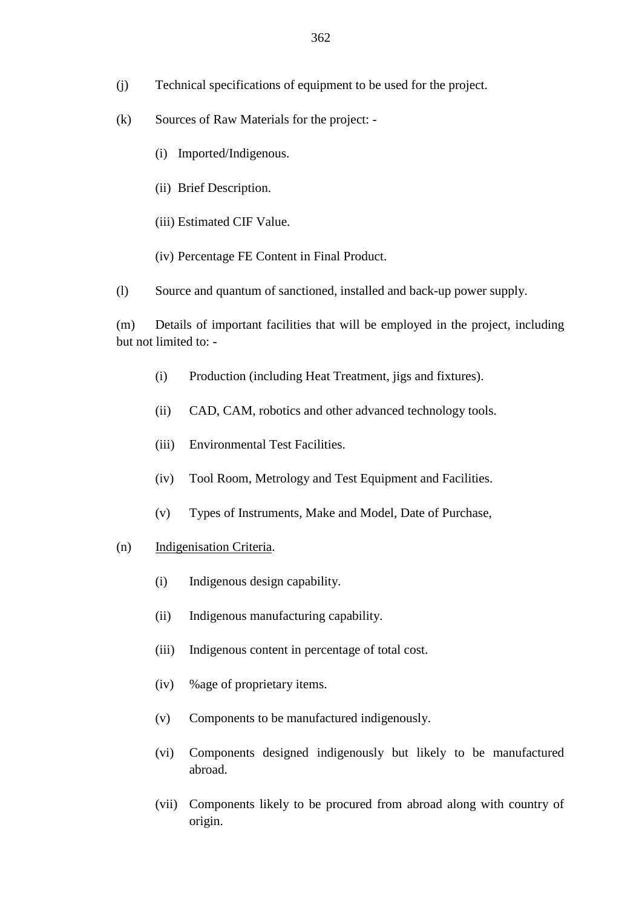(j) Technical specifications of equipment to be used for the project.

(k) Sources of Raw Materials for the project: -

(i) Imported/Indigenous.

(ii) Brief Description.

(iii) Estimated CIF Value.

(iv) Percentage FE Content in Final Product.

(l) Source and quantum of sanctioned, installed and back-up power supply.

(m) Details of important facilities that will be employed in the project, including but not limited to: -

(i) Production (including Heat Treatment, jigs and fixtures).

(ii) CAD, CAM, robotics and other advanced technology tools.

(iii) Environmental Test Facilities.

(iv) Tool Room, Metrology and Test Equipment and Facilities.

(v) Types of Instruments, Make and Model, Date of Purchase,

(n) <u>Indigenisation Criteria</u>.

(i) Indigenous design capability.

(ii) Indigenous manufacturing capability.

(iii) Indigenous content in percentage of total cost.

(iv) %age of proprietary items.

(v) Components to be manufactured indigenously.

(vi) Components designed indigenously but likely to be manufactured abroad.

(vii) Components likely to be procured from abroad along with country of origin.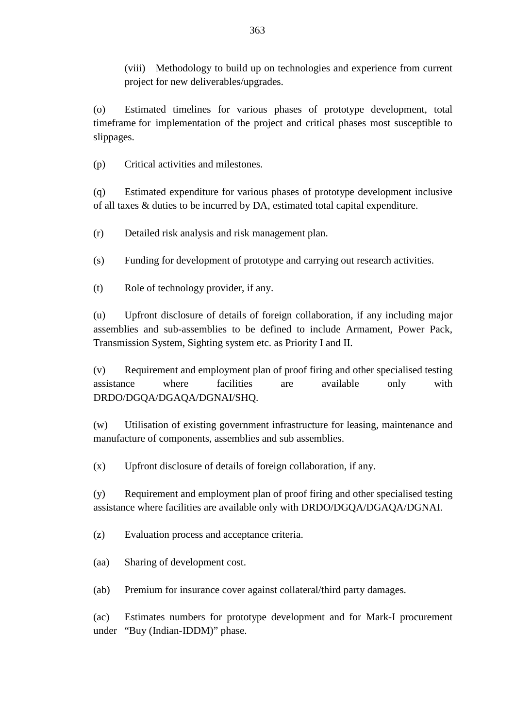(viii) Methodology to build up on technologies and experience from current project for new deliverables/upgrades.

(o) Estimated timelines for various phases of prototype development, total timeframe for implementation of the project and critical phases most susceptible to slippages.

(p) Critical activities and milestones.

(q) Estimated expenditure for various phases of prototype development inclusive of all taxes & duties to be incurred by DA, estimated total capital expenditure.

(r) Detailed risk analysis and risk management plan.

(s) Funding for development of prototype and carrying out research activities.

(t) Role of technology provider, if any.

(u) Upfront disclosure of details of foreign collaboration, if any including major assemblies and sub-assemblies to be defined to include Armament, Power Pack, Transmission System, Sighting system etc. as Priority I and II.

(v) Requirement and employment plan of proof firing and other specialised testing assistance where facilities are available only with DRDO/DGQA/DGAQA/DGNAI/SHQ.

(w) Utilisation of existing government infrastructure for leasing, maintenance and manufacture of components, assemblies and sub assemblies.

(x) Upfront disclosure of details of foreign collaboration, if any.

(y) Requirement and employment plan of proof firing and other specialised testing assistance where facilities are available only with DRDO/DGQA/DGAQA/DGNAI.

(z) Evaluation process and acceptance criteria.

(aa) Sharing of development cost.

(ab) Premium for insurance cover against collateral/third party damages.

(ac) Estimates numbers for prototype development and for Mark-I procurement under "Buy (Indian-IDDM)" phase.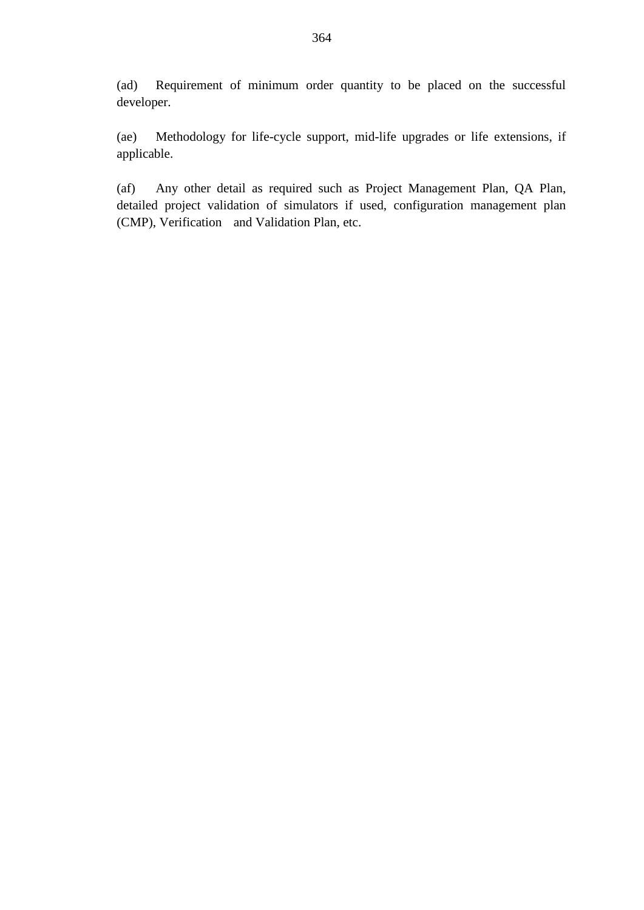(ad) Requirement of minimum order quantity to be placed on the successful developer.

(ae) Methodology for life-cycle support, mid-life upgrades or life extensions, if applicable.

(af) Any other detail as required such as Project Management Plan, QA Plan, detailed project validation of simulators if used, configuration management plan (CMP), Verification and Validation Plan, etc.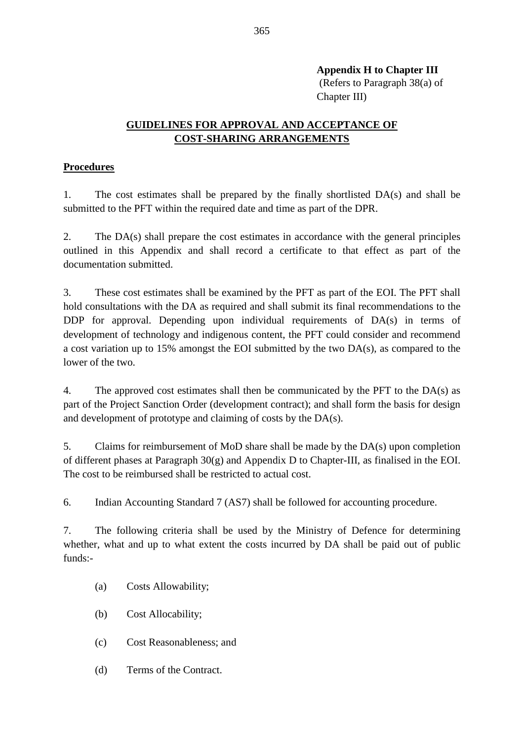**Appendix H to Chapter III**
(Refers to Paragraph 38(a) of Chapter III)

## GUIDELINES FOR APPROVAL AND ACCEPTANCE OF COST-SHARING ARRANGEMENTS

### Procedures

1. The cost estimates shall be prepared by the finally shortlisted DA(s) and shall be submitted to the PFT within the required date and time as part of the DPR.

2. The DA(s) shall prepare the cost estimates in accordance with the general principles outlined in this Appendix and shall record a certificate to that effect as part of the documentation submitted.

3. These cost estimates shall be examined by the PFT as part of the EOI. The PFT shall hold consultations with the DA as required and shall submit its final recommendations to the DDP for approval. Depending upon individual requirements of DA(s) in terms of development of technology and indigenous content, the PFT could consider and recommend a cost variation up to 15% amongst the EOI submitted by the two DA(s), as compared to the lower of the two.

4. The approved cost estimates shall then be communicated by the PFT to the DA(s) as part of the Project Sanction Order (development contract); and shall form the basis for design and development of prototype and claiming of costs by the DA(s).

5. Claims for reimbursement of MoD share shall be made by the DA(s) upon completion of different phases at Paragraph 30(g) and Appendix D to Chapter-III, as finalised in the EOI. The cost to be reimbursed shall be restricted to actual cost.

6. Indian Accounting Standard 7 (AS7) shall be followed for accounting procedure.

7. The following criteria shall be used by the Ministry of Defence for determining whether, what and up to what extent the costs incurred by DA shall be paid out of public funds:-

   (a) Costs Allowability;

   (b) Cost Allocability;

   (c) Cost Reasonableness; and

   (d) Terms of the Contract.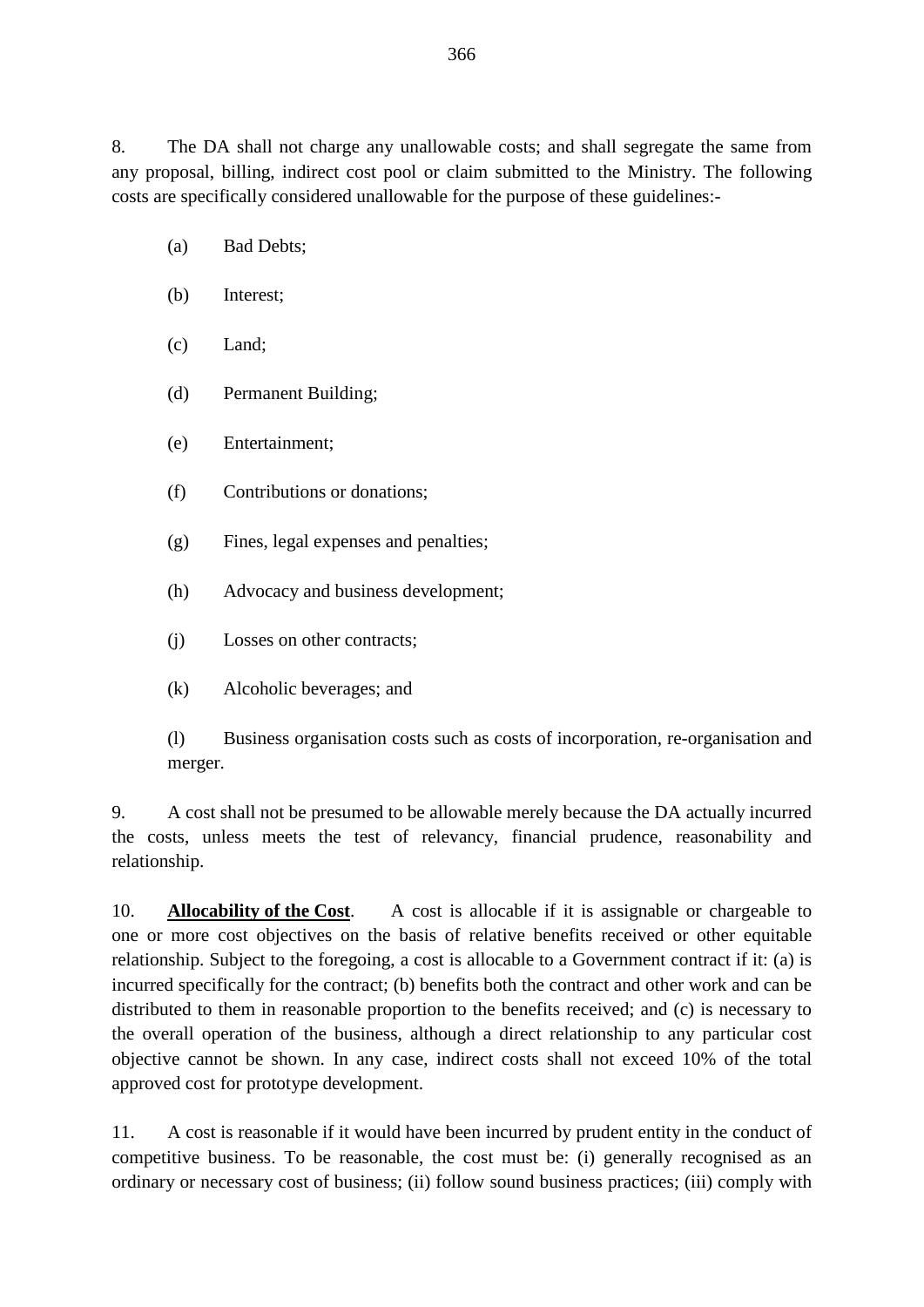8. The DA shall not charge any unallowable costs; and shall segregate the same from any proposal, billing, indirect cost pool or claim submitted to the Ministry. The following costs are specifically considered unallowable for the purpose of these guidelines:-

(a) Bad Debts;

(b) Interest;

(c) Land;

(d) Permanent Building;

(e) Entertainment;

(f) Contributions or donations;

(g) Fines, legal expenses and penalties;

(h) Advocacy and business development;

(j) Losses on other contracts;

(k) Alcoholic beverages; and

(l) Business organisation costs such as costs of incorporation, re-organisation and merger.

9. A cost shall not be presumed to be allowable merely because the DA actually incurred the costs, unless meets the test of relevancy, financial prudence, reasonability and relationship.

10. **Allocability of the Cost**. A cost is allocable if it is assignable or chargeable to one or more cost objectives on the basis of relative benefits received or other equitable relationship. Subject to the foregoing, a cost is allocable to a Government contract if it: (a) is incurred specifically for the contract; (b) benefits both the contract and other work and can be distributed to them in reasonable proportion to the benefits received; and (c) is necessary to the overall operation of the business, although a direct relationship to any particular cost objective cannot be shown. In any case, indirect costs shall not exceed 10% of the total approved cost for prototype development.

11. A cost is reasonable if it would have been incurred by prudent entity in the conduct of competitive business. To be reasonable, the cost must be: (i) generally recognised as an ordinary or necessary cost of business; (ii) follow sound business practices; (iii) comply with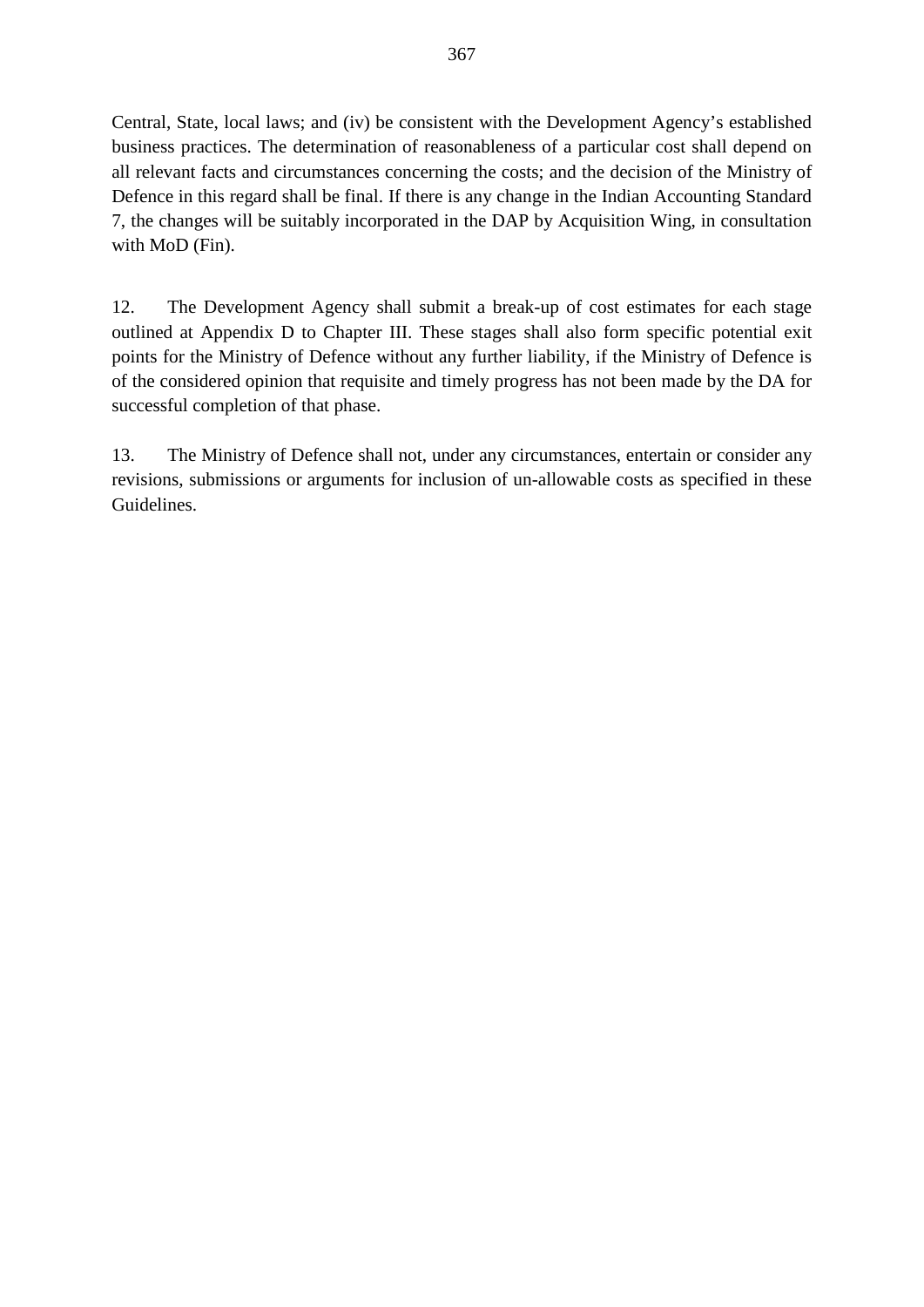Central, State, local laws; and (iv) be consistent with the Development Agency's established business practices. The determination of reasonableness of a particular cost shall depend on all relevant facts and circumstances concerning the costs; and the decision of the Ministry of Defence in this regard shall be final. If there is any change in the Indian Accounting Standard 7, the changes will be suitably incorporated in the DAP by Acquisition Wing, in consultation with MoD (Fin).

12. The Development Agency shall submit a break-up of cost estimates for each stage outlined at Appendix D to Chapter III. These stages shall also form specific potential exit points for the Ministry of Defence without any further liability, if the Ministry of Defence is of the considered opinion that requisite and timely progress has not been made by the DA for successful completion of that phase.

13. The Ministry of Defence shall not, under any circumstances, entertain or consider any revisions, submissions or arguments for inclusion of un-allowable costs as specified in these Guidelines.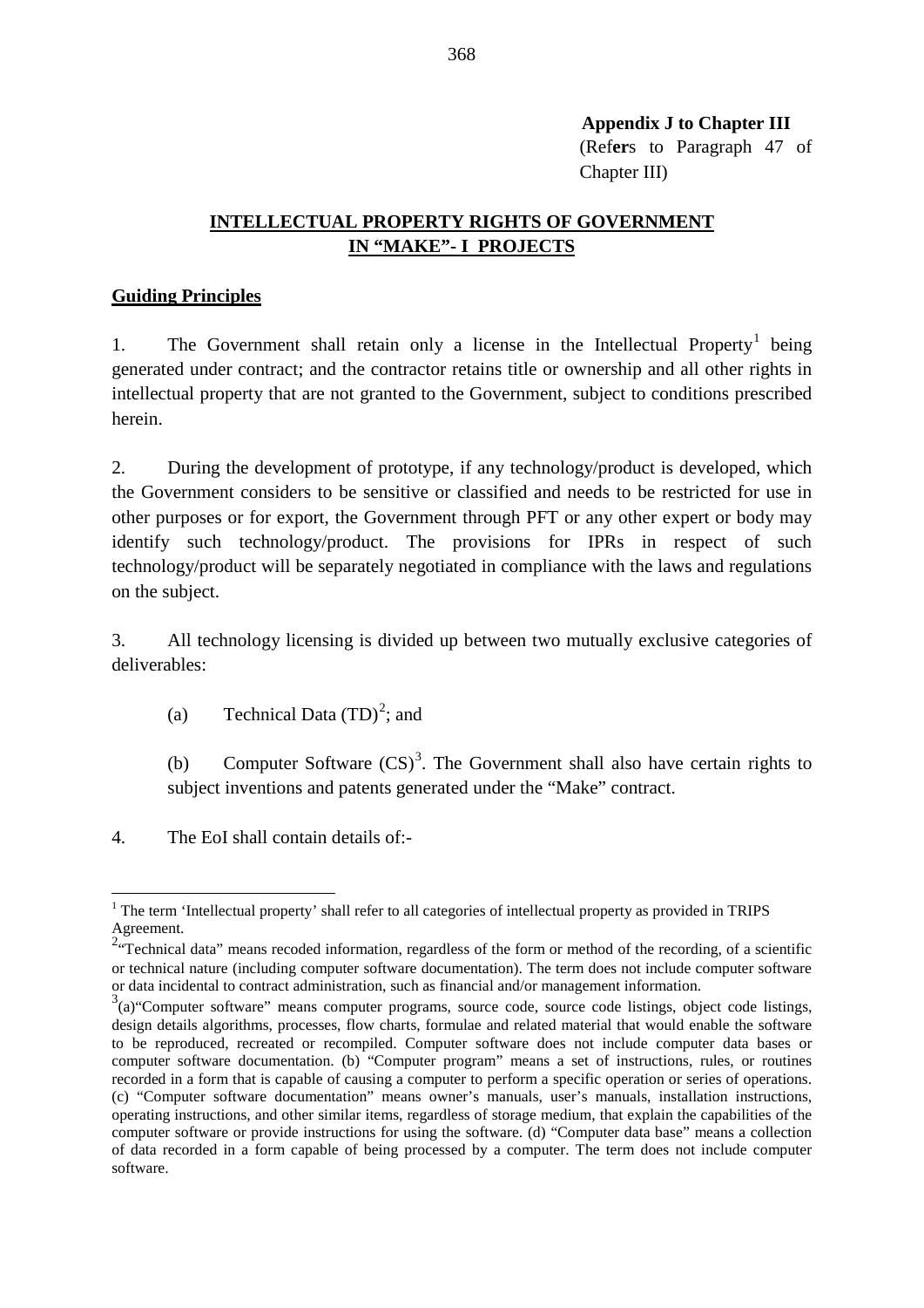**Appendix J to Chapter III**
(Refers to Paragraph 47 of Chapter III)

## INTELLECTUAL PROPERTY RIGHTS OF GOVERNMENT IN "MAKE"- I PROJECTS

### Guiding Principles

1. The Government shall retain only a license in the Intellectual Property[1] being generated under contract; and the contractor retains title or ownership and all other rights in intellectual property that are not granted to the Government, subject to conditions prescribed herein.

2. During the development of prototype, if any technology/product is developed, which the Government considers to be sensitive or classified and needs to be restricted for use in other purposes or for export, the Government through PFT or any other expert or body may identify such technology/product. The provisions for IPRs in respect of such technology/product will be separately negotiated in compliance with the laws and regulations on the subject.

3. All technology licensing is divided up between two mutually exclusive categories of deliverables:

   (a) Technical Data (TD)[2]; and

   (b) Computer Software (CS)[3]. The Government shall also have certain rights to subject inventions and patents generated under the "Make" contract.

4. The EoI shall contain details of:-

---

[1] The term 'Intellectual property' shall refer to all categories of intellectual property as provided in TRIPS Agreement.

[2] "Technical data" means recoded information, regardless of the form or method of the recording, of a scientific or technical nature (including computer software documentation). The term does not include computer software or data incidental to contract administration, such as financial and/or management information.

[3] (a) "Computer software" means computer programs, source code, source code listings, object code listings, design details algorithms, processes, flow charts, formulae and related material that would enable the software to be reproduced, recreated or recompiled. Computer software does not include computer data bases or computer software documentation. (b) "Computer program" means a set of instructions, rules, or routines recorded in a form that is capable of causing a computer to perform a specific operation or series of operations. (c) "Computer software documentation" means owner's manuals, user's manuals, installation instructions, operating instructions, and other similar items, regardless of storage medium, that explain the capabilities of the computer software or provide instructions for using the software. (d) "Computer data base" means a collection of data recorded in a form capable of being processed by a computer. The term does not include computer software.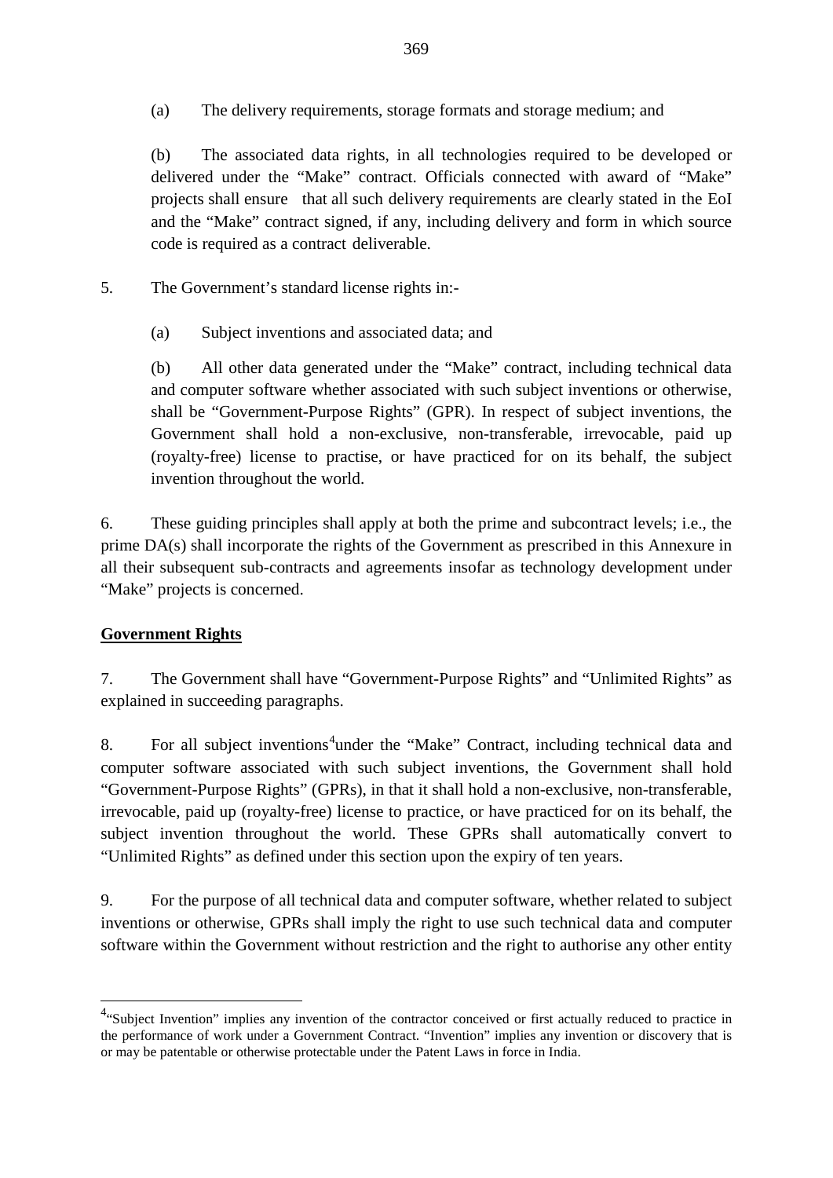(a) The delivery requirements, storage formats and storage medium; and

(b) The associated data rights, in all technologies required to be developed or delivered under the "Make" contract. Officials connected with award of "Make" projects shall ensure that all such delivery requirements are clearly stated in the EoI and the "Make" contract signed, if any, including delivery and form in which source code is required as a contract deliverable.

5. The Government's standard license rights in:-

(a) Subject inventions and associated data; and

(b) All other data generated under the "Make" contract, including technical data and computer software whether associated with such subject inventions or otherwise, shall be "Government-Purpose Rights" (GPR). In respect of subject inventions, the Government shall hold a non-exclusive, non-transferable, irrevocable, paid up (royalty-free) license to practise, or have practiced for on its behalf, the subject invention throughout the world.

6. These guiding principles shall apply at both the prime and subcontract levels; i.e., the prime DA(s) shall incorporate the rights of the Government as prescribed in this Annexure in all their subsequent sub-contracts and agreements insofar as technology development under "Make" projects is concerned.

**<u>Government Rights</u>**

7. The Government shall have "Government-Purpose Rights" and "Unlimited Rights" as explained in succeeding paragraphs.

8. For all subject inventions[4] under the "Make" Contract, including technical data and computer software associated with such subject inventions, the Government shall hold "Government-Purpose Rights" (GPRs), in that it shall hold a non-exclusive, non-transferable, irrevocable, paid up (royalty-free) license to practice, or have practiced for on its behalf, the subject invention throughout the world. These GPRs shall automatically convert to "Unlimited Rights" as defined under this section upon the expiry of ten years.

9. For the purpose of all technical data and computer software, whether related to subject inventions or otherwise, GPRs shall imply the right to use such technical data and computer software within the Government without restriction and the right to authorise any other entity

---

[4] "Subject Invention" implies any invention of the contractor conceived or first actually reduced to practice in the performance of work under a Government Contract. "Invention" implies any invention or discovery that is or may be patentable or otherwise protectable under the Patent Laws in force in India.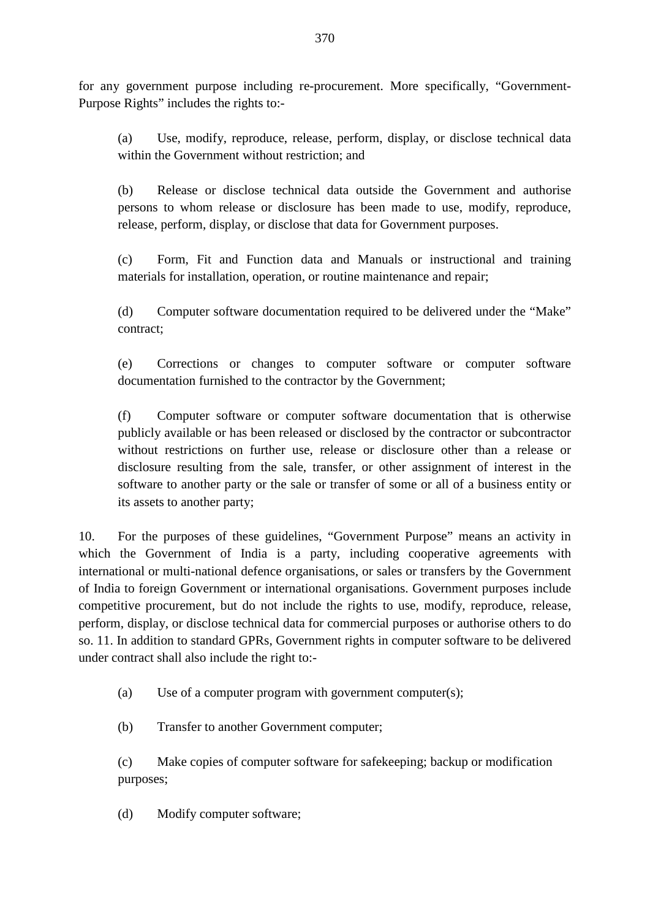for any government purpose including re-procurement. More specifically, "Government-Purpose Rights" includes the rights to:-

(a) Use, modify, reproduce, release, perform, display, or disclose technical data within the Government without restriction; and

(b) Release or disclose technical data outside the Government and authorise persons to whom release or disclosure has been made to use, modify, reproduce, release, perform, display, or disclose that data for Government purposes.

(c) Form, Fit and Function data and Manuals or instructional and training materials for installation, operation, or routine maintenance and repair;

(d) Computer software documentation required to be delivered under the "Make" contract;

(e) Corrections or changes to computer software or computer software documentation furnished to the contractor by the Government;

(f) Computer software or computer software documentation that is otherwise publicly available or has been released or disclosed by the contractor or subcontractor without restrictions on further use, release or disclosure other than a release or disclosure resulting from the sale, transfer, or other assignment of interest in the software to another party or the sale or transfer of some or all of a business entity or its assets to another party;

10. For the purposes of these guidelines, "Government Purpose" means an activity in which the Government of India is a party, including cooperative agreements with international or multi-national defence organisations, or sales or transfers by the Government of India to foreign Government or international organisations. Government purposes include competitive procurement, but do not include the rights to use, modify, reproduce, release, perform, display, or disclose technical data for commercial purposes or authorise others to do so. 11. In addition to standard GPRs, Government rights in computer software to be delivered under contract shall also include the right to:-

(a) Use of a computer program with government computer(s);

(b) Transfer to another Government computer;

(c) Make copies of computer software for safekeeping; backup or modification purposes;

(d) Modify computer software;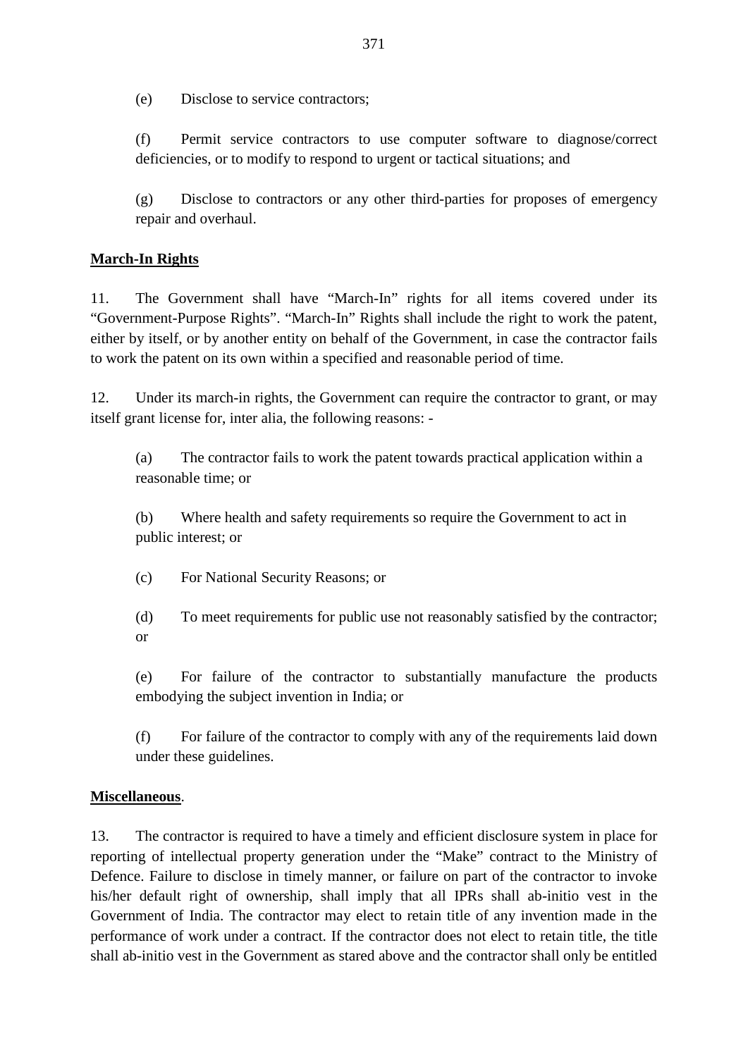(e) Disclose to service contractors;

(f) Permit service contractors to use computer software to diagnose/correct deficiencies, or to modify to respond to urgent or tactical situations; and

(g) Disclose to contractors or any other third-parties for proposes of emergency repair and overhaul.

**March-In Rights**

11. The Government shall have "March-In" rights for all items covered under its "Government-Purpose Rights". "March-In" Rights shall include the right to work the patent, either by itself, or by another entity on behalf of the Government, in case the contractor fails to work the patent on its own within a specified and reasonable period of time.

12. Under its march-in rights, the Government can require the contractor to grant, or may itself grant license for, inter alia, the following reasons: -

(a) The contractor fails to work the patent towards practical application within a reasonable time; or

(b) Where health and safety requirements so require the Government to act in public interest; or

(c) For National Security Reasons; or

(d) To meet requirements for public use not reasonably satisfied by the contractor; or

(e) For failure of the contractor to substantially manufacture the products embodying the subject invention in India; or

(f) For failure of the contractor to comply with any of the requirements laid down under these guidelines.

**Miscellaneous**.

13. The contractor is required to have a timely and efficient disclosure system in place for reporting of intellectual property generation under the "Make" contract to the Ministry of Defence. Failure to disclose in timely manner, or failure on part of the contractor to invoke his/her default right of ownership, shall imply that all IPRs shall ab-initio vest in the Government of India. The contractor may elect to retain title of any invention made in the performance of work under a contract. If the contractor does not elect to retain title, the title shall ab-initio vest in the Government as stared above and the contractor shall only be entitled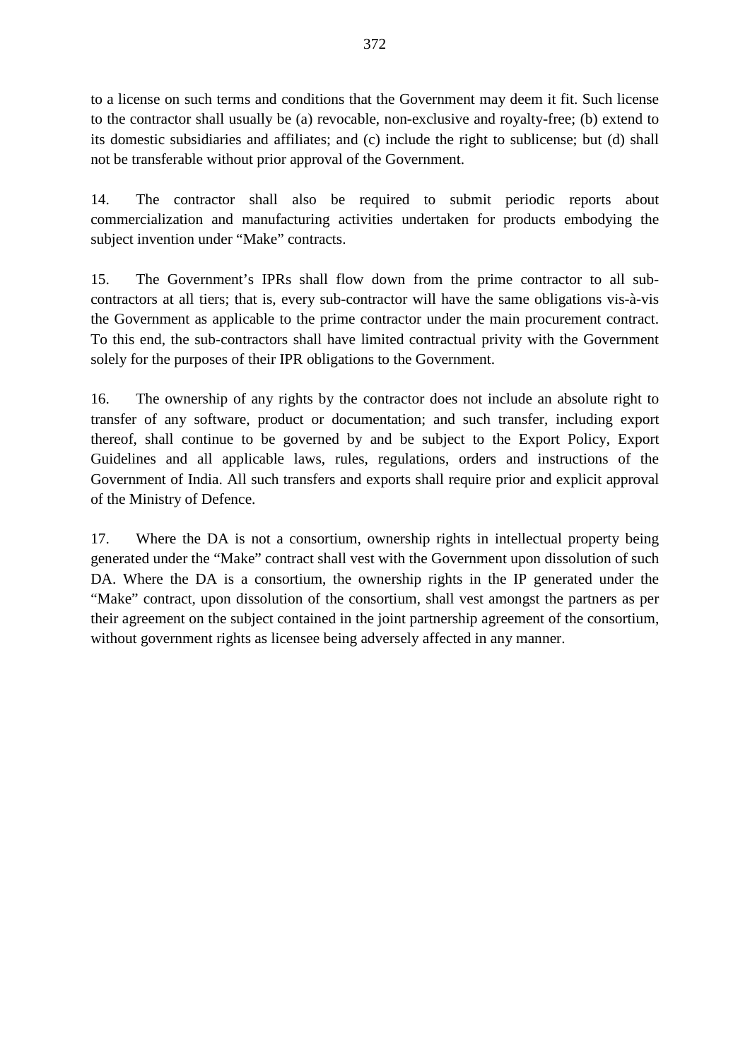to a license on such terms and conditions that the Government may deem it fit. Such license to the contractor shall usually be (a) revocable, non-exclusive and royalty-free; (b) extend to its domestic subsidiaries and affiliates; and (c) include the right to sublicense; but (d) shall not be transferable without prior approval of the Government.

14. The contractor shall also be required to submit periodic reports about commercialization and manufacturing activities undertaken for products embodying the subject invention under "Make" contracts.

15. The Government's IPRs shall flow down from the prime contractor to all sub-contractors at all tiers; that is, every sub-contractor will have the same obligations vis-à-vis the Government as applicable to the prime contractor under the main procurement contract. To this end, the sub-contractors shall have limited contractual privity with the Government solely for the purposes of their IPR obligations to the Government.

16. The ownership of any rights by the contractor does not include an absolute right to transfer of any software, product or documentation; and such transfer, including export thereof, shall continue to be governed by and be subject to the Export Policy, Export Guidelines and all applicable laws, rules, regulations, orders and instructions of the Government of India. All such transfers and exports shall require prior and explicit approval of the Ministry of Defence.

17. Where the DA is not a consortium, ownership rights in intellectual property being generated under the "Make" contract shall vest with the Government upon dissolution of such DA. Where the DA is a consortium, the ownership rights in the IP generated under the "Make" contract, upon dissolution of the consortium, shall vest amongst the partners as per their agreement on the subject contained in the joint partnership agreement of the consortium, without government rights as licensee being adversely affected in any manner.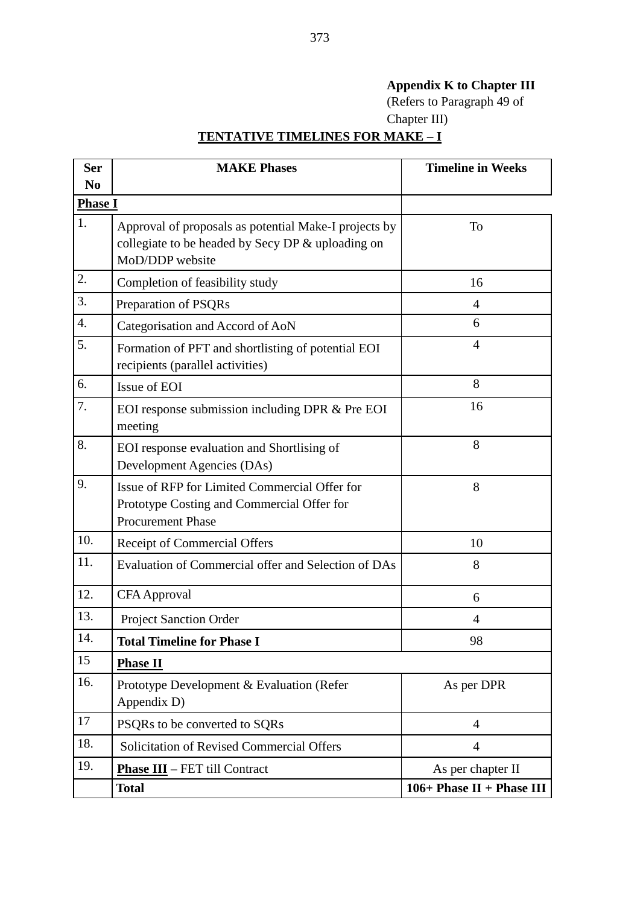**Appendix K to Chapter III**
(Refers to Paragraph 49 of Chapter III)

**TENTATIVE TIMELINES FOR MAKE – I**

| Ser No | MAKE Phases | Timeline in Weeks |
|---|---|---|
| **Phase I** | | |
| 1. | Approval of proposals as potential Make-I projects by collegiate to be headed by Secy DP & uploading on MoD/DDP website | To |
| 2. | Completion of feasibility study | 16 |
| 3. | Preparation of PSQRs | 4 |
| 4. | Categorisation and Accord of AoN | 6 |
| 5. | Formation of PFT and shortlisting of potential EOI recipients (parallel activities) | 4 |
| 6. | Issue of EOI | 8 |
| 7. | EOI response submission including DPR & Pre EOI meeting | 16 |
| 8. | EOI response evaluation and Shortlising of Development Agencies (DAs) | 8 |
| 9. | Issue of RFP for Limited Commercial Offer for Prototype Costing and Commercial Offer for Procurement Phase | 8 |
| 10. | Receipt of Commercial Offers | 10 |
| 11. | Evaluation of Commercial offer and Selection of DAs | 8 |
| 12. | CFA Approval | 6 |
| 13. | Project Sanction Order | 4 |
| 14. | **Total Timeline for Phase I** | 98 |
| 15 | **Phase II** | |
| 16. | Prototype Development & Evaluation (Refer Appendix D) | As per DPR |
| 17 | PSQRs to be converted to SQRs | 4 |
| 18. | Solicitation of Revised Commercial Offers | 4 |
| 19. | **Phase III** – FET till Contract | As per chapter II |
| | **Total** | **106+ Phase II + Phase III** |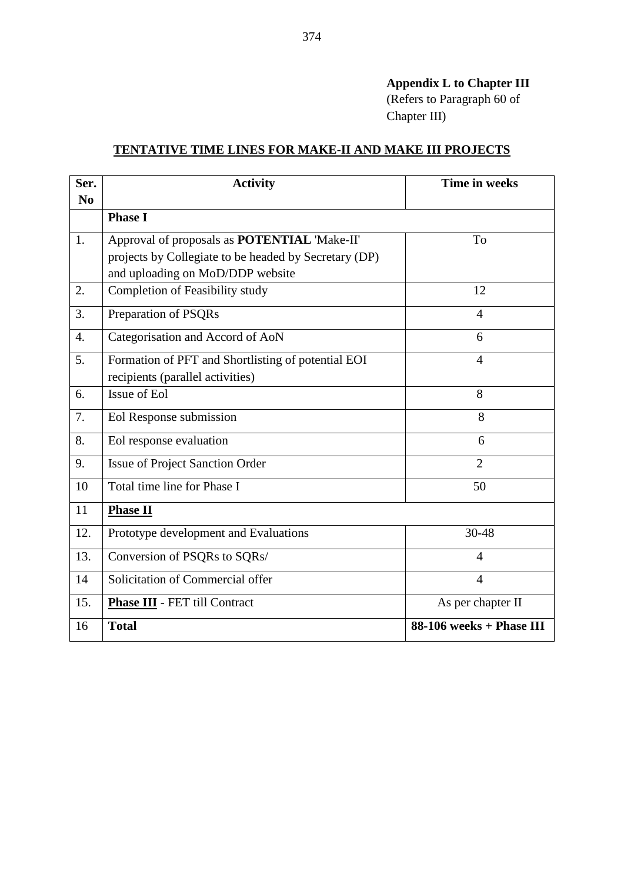**Appendix L to Chapter III**
(Refers to Paragraph 60 of Chapter III)

## TENTATIVE TIME LINES FOR MAKE-II AND MAKE III PROJECTS

| Ser. No | Activity | Time in weeks |
|---|---|---|
| | **Phase I** | |
| 1. | Approval of proposals as **POTENTIAL** 'Make-II' projects by Collegiate to be headed by Secretary (DP) and uploading on MoD/DDP website | To |
| 2. | Completion of Feasibility study | 12 |
| 3. | Preparation of PSQRs | 4 |
| 4. | Categorisation and Accord of AoN | 6 |
| 5. | Formation of PFT and Shortlisting of potential EOI recipients (parallel activities) | 4 |
| 6. | Issue of EoI | 8 |
| 7. | EoI Response submission | 8 |
| 8. | EoI response evaluation | 6 |
| 9. | Issue of Project Sanction Order | 2 |
| 10 | Total time line for Phase I | 50 |
| 11 | **Phase II** | |
| 12. | Prototype development and Evaluations | 30-48 |
| 13. | Conversion of PSQRs to SQRs/ | 4 |
| 14 | Solicitation of Commercial offer | 4 |
| 15. | **Phase III** - FET till Contract | As per chapter II |
| 16 | **Total** | **88-106 weeks + Phase III** |